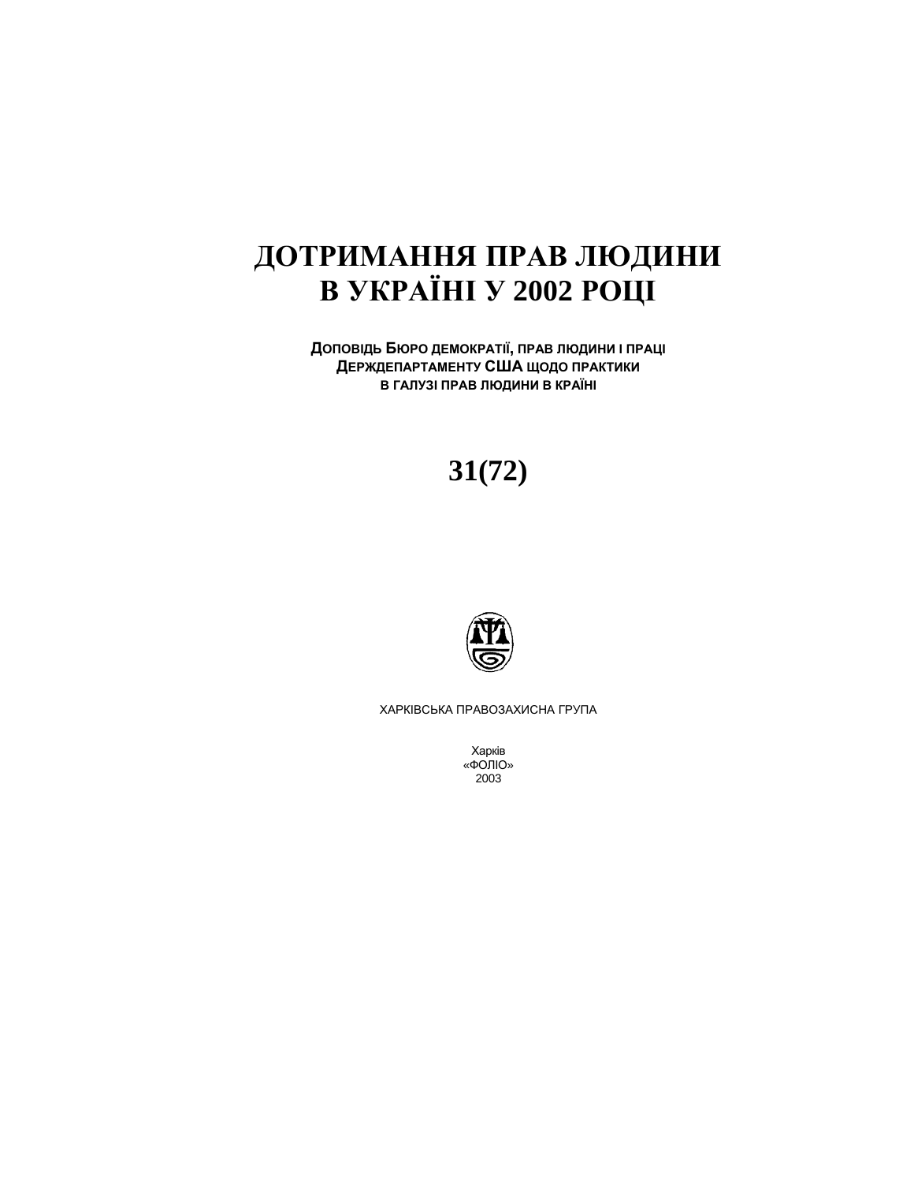# ДОТРИМАННЯ ПРАВ ЛЮДИНИ В УКРАЇНІ У 2002 РОЦІ

**ДОПОВІДЬ БЮРО ДЕМОКРАТІЇ, ПРАВ ЛЮДИНИ І ПРАЦІ ДЕРЖДЕПАРТАМЕНТУ США ЩОДО ПРАКТИКИ В ГАЛУЗІ ПРАВ ЛЮДИНИ В КРАЇНІ**

## 31(72)

ХАРКІВСЬКА ПРАВОЗАХИСНА ГРУПА

Харків
«ФОЛІО»
2003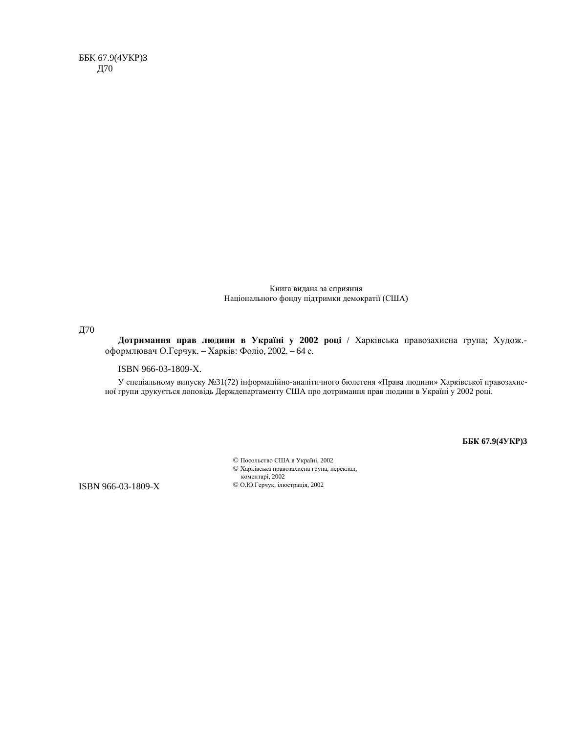ББК 67.9(4УКР)3
Д70

Книга видана за сприяння
Національного фонду підтримки демократії (США)

Д70

**Дотримання прав людини в Україні у 2002 році** / Харківська правозахисна група; Худож.-оформлювач О.Герчук. – Харків: Фоліо, 2002. – 64 с.

ISBN 966-03-1809-Х.

У спеціальному випуску №31(72) інформаційно-аналітичного бюлетеня «Права людини» Харківської правозахисної групи друкується доповідь Держдепартаменту США про дотримання прав людини в Україні у 2002 році.

**ББК 67.9(4УКР)3**

ISBN 966-03-1809-Х

© Посольство США в Україні, 2002
© Харківська правозахисна група, переклад, коментарі, 2002
© О.Ю.Герчук, ілюстрація, 2002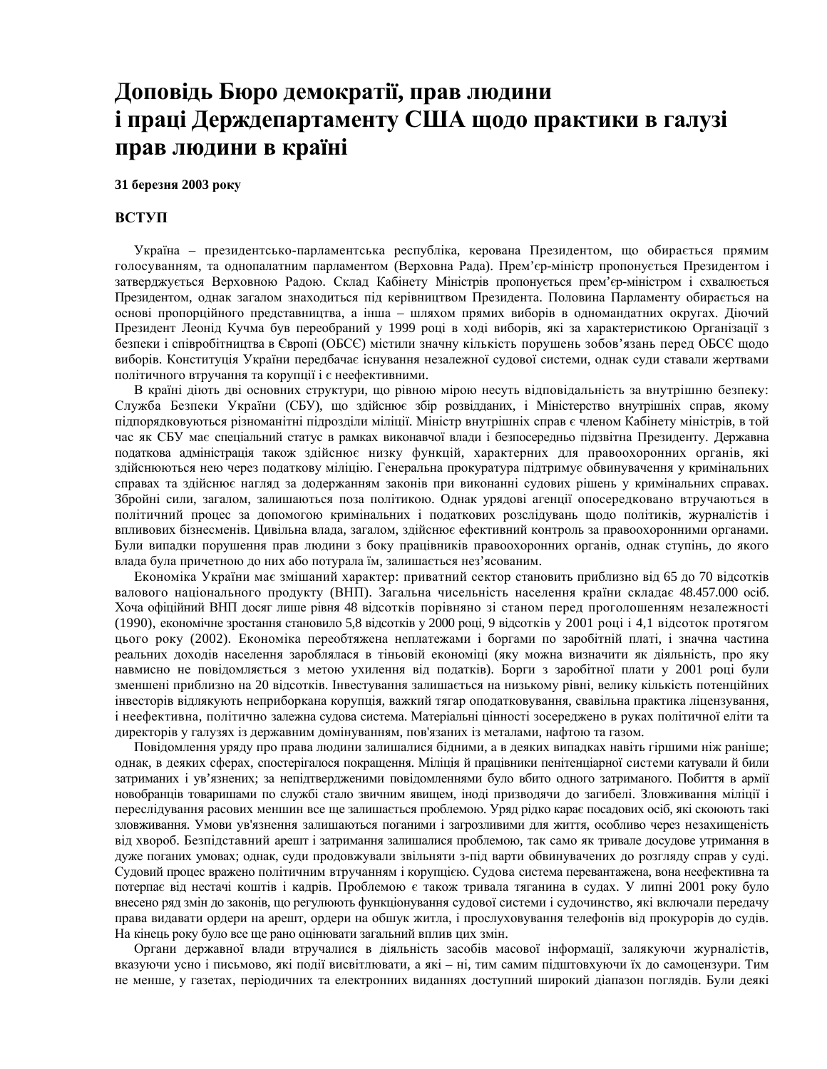# Доповідь Бюро демократії, прав людини і праці Держдепартаменту США щодо практики в галузі прав людини в країні

**31 березня 2003 року**

**ВСТУП**

Україна – президентсько-парламентська республіка, керована Президентом, що обирається прямим голосуванням, та однопалатним парламентом (Верховна Рада). Прем'єр-міністр пропонується Президентом і затверджується Верховною Радою. Склад Кабінету Міністрів пропонується прем'єр-міністром і схвалюється Президентом, однак загалом знаходиться під керівництвом Президента. Половина Парламенту обирається на основі пропорційного представництва, а інша – шляхом прямих виборів в одномандатних округах. Діючий Президент Леонід Кучма був переобраний у 1999 році в ході виборів, які за характеристикою Організації з безпеки і співробітництва в Європі (ОБСЄ) містили значну кількість порушень зобов'язань перед ОБСЄ щодо виборів. Конституція України передбачає існування незалежної судової системи, однак суди ставали жертвами політичного втручання та корупції і є неефективними.

В країні діють дві основних структури, що рівною мірою несуть відповідальність за внутрішню безпеку: Служба Безпеки України (СБУ), що здійснює збір розвідданих, і Міністерство внутрішніх справ, якому підпорядковуються різноманітні підрозділи міліції. Міністр внутрішніх справ є членом Кабінету міністрів, в той час як СБУ має спеціальний статус в рамках виконавчої влади і безпосередньо підзвітна Президенту. Державна податкова адміністрація також здійснює низку функцій, характерних для правоохоронних органів, які здійснюються нею через податкову міліцію. Генеральна прокуратура підтримує обвинувачення у кримінальних справах та здійснює нагляд за додержанням законів при виконанні судових рішень у кримінальних справах. Збройні сили, загалом, залишаються поза політикою. Однак урядові агенції опосередковано втручаються в політичний процес за допомогою кримінальних і податкових розслідувань щодо політиків, журналістів і впливових бізнесменів. Цивільна влада, загалом, здійснює ефективний контроль за правоохоронними органами. Були випадки порушення прав людини з боку працівників правоохоронних органів, однак ступінь, до якого влада була причетною до них або потурала їм, залишається нез'ясованим.

Економіка України має змішаний характер: приватний сектор становить приблизно від 65 до 70 відсотків валового національного продукту (ВНП). Загальна чисельність населення країни складає 48.457.000 осіб. Хоча офіційний ВНП досяг лише рівня 48 відсотків порівняно зі станом перед проголошенням незалежності (1990), економічне зростання становило 5,8 відсотків у 2000 році, 9 відсотків у 2001 році і 4,1 відсоток протягом цього року (2002). Економіка переобтяжена неплатежами і боргами по заробітній платі, і значна частина реальних доходів населення зароблялася в тіньовій економіці (яку можна визначити як діяльність, про яку навмисно не повідомляється з метою ухилення від податків). Борги з заробітної плати у 2001 році були зменшені приблизно на 20 відсотків. Інвестування залишається на низькому рівні, велику кількість потенційних інвесторів відлякують неприборкана корупція, важкий тягар оподатковування, свавільна практика ліцензування, і неефективна, політично залежна судова система. Матеріальні цінності зосереджено в руках політичної еліти та директорів у галузях із державним домінуванням, пов'язаних із металами, нафтою та газом.

Повідомлення уряду про права людини залишалися бідними, а в деяких випадках навіть гіршими ніж раніше; однак, в деяких сферах, спостерігалося покращення. Міліція й працівники пенітенціарної системи катували й били затриманих і ув'язнених; за непідтвердженими повідомленнями було вбито одного затриманого. Побиття в армії новобранців товаришами по службі стало звичним явищем, іноді призводячи до загибелі. Зловживання міліції і переслідування расових меншин все ще залишається проблемою. Уряд рідко карає посадових осіб, які скоюють такі зловживання. Умови ув'язнення залишаються поганими і загрозливими для життя, особливо через незахищеність від хвороб. Безпідставний арешт і затримання залишалися проблемою, так само як тривале досудове утримання в дуже поганих умовах; однак, суди продовжували звільняти з-під варти обвинувачених до розгляду справ у суді. Судовий процес вражено політичним втручанням і корупцією. Судова система перевантажена, вона неефективна та потерпає від нестачі коштів і кадрів. Проблемою є також тривала тяганина в судах. У липні 2001 року було внесено ряд змін до законів, що регулюють функціонування судової системи і судочинство, які включали передачу права видавати ордери на арешт, ордери на обшук житла, і прослуховування телефонів від прокурорів до судів. На кінець року було все ще рано оцінювати загальний вплив цих змін.

Органи державної влади втручалися в діяльність засобів масової інформації, залякуючи журналістів, вказуючи усно і письмово, які події висвітлювати, а які – ні, тим самим підштовхуючи їх до самоцензури. Тим не менше, у газетах, періодичних та електронних виданнях доступний широкий діапазон поглядів. Були деякі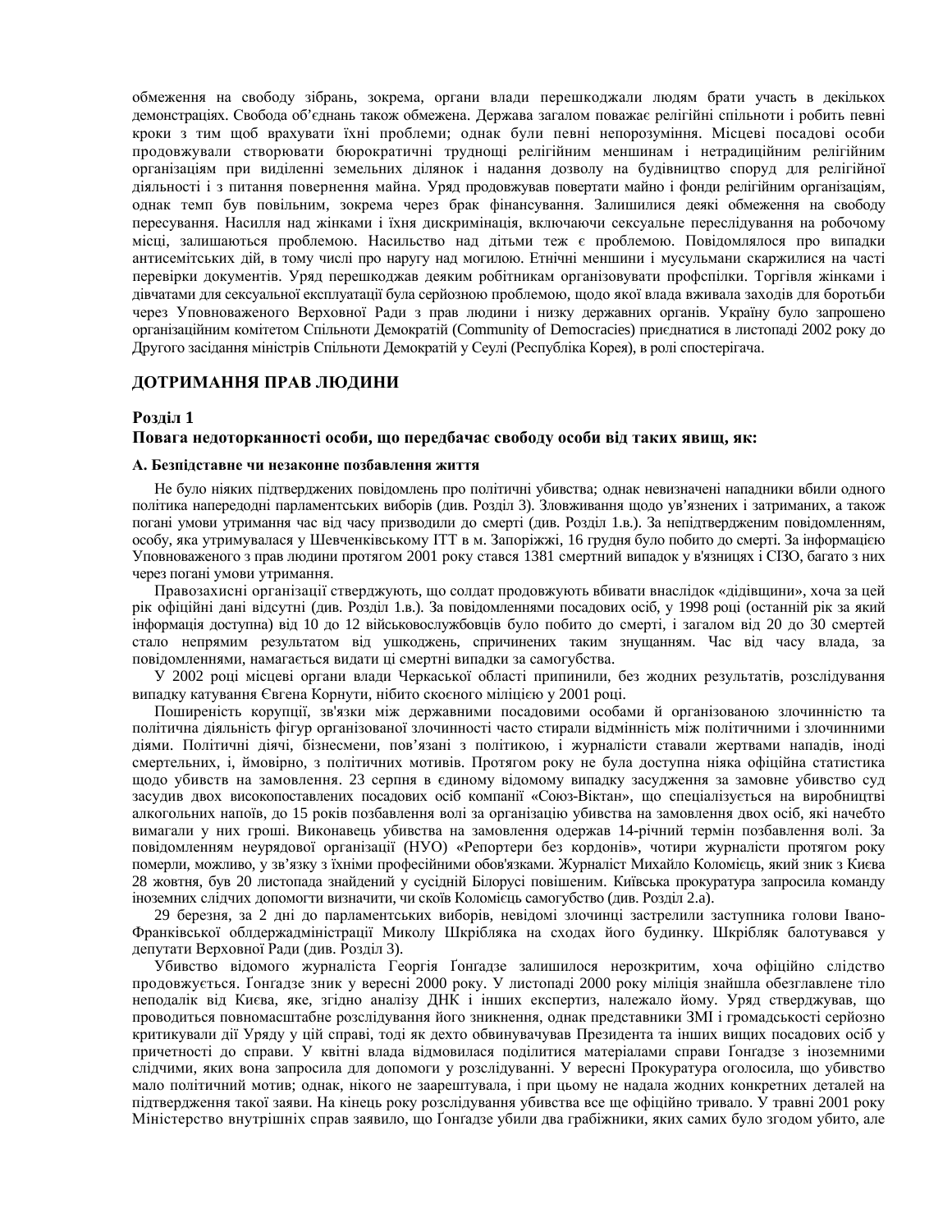обмеження на свободу зібрань, зокрема, органи влади перешкоджали людям брати участь в декількох демонстраціях. Свобода об'єднань також обмежена. Держава загалом поважає релігійні спільноти і робить певні кроки з тим щоб врахувати їхні проблеми; однак були певні непорозуміння. Місцеві посадові особи продовжували створювати бюрократичні труднощі релігійним меншинам і нетрадиційним релігійним організаціям при виділенні земельних ділянок і надання дозволу на будівництво споруд для релігійної діяльності і з питання повернення майна. Уряд продовжував повертати майно і фонди релігійним організаціям, однак темп був повільним, зокрема через брак фінансування. Залишилися деякі обмеження на свободу пересування. Насилля над жінками і їхня дискримінація, включаючи сексуальне переслідування на робочому місці, залишаються проблемою. Насильство над дітьми теж є проблемою. Повідомлялося про випадки антисемітських дій, в тому числі про наругу над могилою. Етнічні меншини і мусульмани скаржилися на часті перевірки документів. Уряд перешкоджав деяким робітникам організовувати профспілки. Торгівля жінками і дівчатами для сексуальної експлуатації була серйозною проблемою, щодо якої влада вживала заходів для боротьби через Уповноваженого Верховної Ради з прав людини і низку державних органів. Україну було запрошено організаційним комітетом Спільноти Демократій (Community of Democracies) приєднатися в листопаді 2002 року до Другого засідання міністрів Спільноти Демократій у Сеулі (Республіка Корея), в ролі спостерігача.

## ДОТРИМАННЯ ПРАВ ЛЮДИНИ

### Розділ 1
### Повага недоторканності особи, що передбачає свободу особи від таких явищ, як:

#### А. Безпідставне чи незаконне позбавлення життя

Не було ніяких підтверджених повідомлень про політичні убивства; однак невизначені нападники вбили одного політика напередодні парламентських виборів (див. Розділ 3). Зловживання щодо ув'язнених і затриманих, а також погані умови утримання час від часу призводили до смерті (див. Розділ 1.в.). За непідтвердженим повідомленням, особу, яка утримувалася у Шевченківському ІТТ в м. Запоріжжі, 16 грудня було побито до смерті. За інформацією Уповноваженого з прав людини протягом 2001 року стався 1381 смертний випадок у в'язницях і СІЗО, багато з них через погані умови утримання.

Правозахисні організації стверджують, що солдат продовжують вбивати внаслідок «дідівщини», хоча за цей рік офіційні дані відсутні (див. Розділ 1.в.). За повідомленнями посадових осіб, у 1998 році (останній рік за який інформація доступна) від 10 до 12 військовослужбовців було побито до смерті, і загалом від 20 до 30 смертей стало непрямим результатом від ушкоджень, спричинених таким знущанням. Час від часу влада, за повідомленнями, намагається видати ці смертні випадки за самогубства.

У 2002 році місцеві органи влади Черкаської області припинили, без жодних результатів, розслідування випадку катування Євгена Корнути, нібито скоєного міліцією у 2001 році.

Поширеність корупції, зв'язки між державними посадовими особами й організованою злочинністю та політична діяльність фігур організованої злочинності часто стирали відмінність між політичними і злочинними діями. Політичні діячі, бізнесмени, пов'язані з політикою, і журналісти ставали жертвами нападів, іноді смертельних, і, ймовірно, з політичних мотивів. Протягом року не була доступна ніяка офіційна статистика щодо убивств на замовлення. 23 серпня в єдиному відомому випадку засудження за замовне убивство суд засудив двох високопоставлених посадових осіб компанії «Союз-Віктан», що спеціалізується на виробництві алкогольних напоїв, до 15 років позбавлення волі за організацію убивства на замовлення двох осіб, які начебто вимагали у них гроші. Виконавець убивства на замовлення одержав 14-річний термін позбавлення волі. За повідомленням неурядової організації (НУО) «Репортери без кордонів», чотири журналісти протягом року померли, можливо, у зв'язку з їхніми професійними обов'язками. Журналіст Михайло Коломієць, який зник з Києва 28 жовтня, був 20 листопада знайдений у сусідній Білорусі повішеним. Київська прокуратура запросила команду іноземних слідчих допомогти визначити, чи скоїв Коломієць самогубство (див. Розділ 2.а).

29 березня, за 2 дні до парламентських виборів, невідомі злочинці застрелили заступника голови Івано-Франківської облдержадміністрації Миколу Шкрібляка на сходах його будинку. Шкрібляк балотувався у депутати Верховної Ради (див. Розділ 3).

Убивство відомого журналіста Георгія Ґонгадзе залишилося нерозкритим, хоча офіційно слідство продовжується. Ґонгадзе зник у вересні 2000 року. У листопаді 2000 року міліція знайшла обезглавлене тіло неподалік від Києва, яке, згідно аналізу ДНК і інших експертиз, належало йому. Уряд стверджував, що проводиться повномасштабне розслідування його зникнення, однак представники ЗМІ і громадськості серйозно критикували дії Уряду у цій справі, тоді як дехто обвинувачував Президента та інших вищих посадових осіб у причетності до справи. У квітні влада відмовилася поділитися матеріалами справи Ґонгадзе з іноземними слідчими, яких вона запросила для допомоги у розслідуванні. У вересні Прокуратура оголосила, що убивство мало політичний мотив; однак, нікого не заарештувала, і при цьому не надала жодних конкретних деталей на підтвердження такої заяви. На кінець року розслідування убивства все ще офіційно тривало. У травні 2001 року Міністерство внутрішніх справ заявило, що Ґонгадзе убили два грабіжники, яких самих було згодом убито, але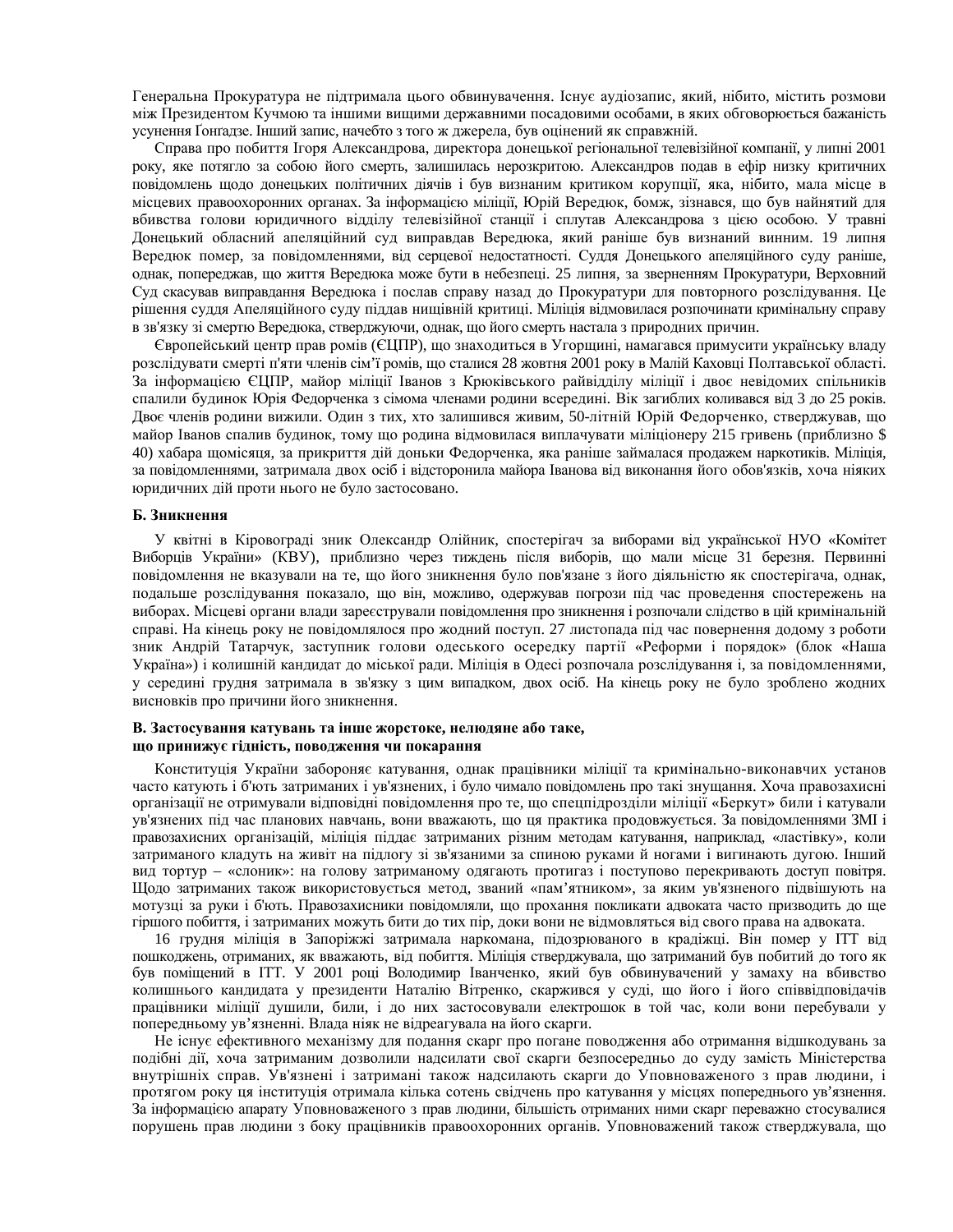Генеральна Прокуратура не підтримала цього обвинувачення. Існує аудіозапис, який, нібито, містить розмови між Президентом Кучмою та іншими вищими державними посадовими особами, в яких обговорюється бажаність усунення Ґонгадзе. Інший запис, начебто з того ж джерела, був оцінений як справжній.

Справа про побиття Ігоря Александрова, директора донецької регіональної телевізійної компанії, у липні 2001 року, яке потягло за собою його смерть, залишилась нерозкритою. Александров подав в ефір низку критичних повідомлень щодо донецьких політичних діячів і був визнаним критиком корупції, яка, нібито, мала місце в місцевих правоохоронних органах. За інформацією міліції, Юрій Вередюк, бомж, зізнався, що був найнятий для вбивства голови юридичного відділу телевізійної станції і сплутав Александрова з цією особою. У травні Донецький обласний апеляційний суд виправдав Вередюка, який раніше був визнаний винним. 19 липня Вередюк помер, за повідомленнями, від серцевої недостатності. Суддя Донецького апеляційного суду раніше, однак, попереджав, що життя Вередюка може бути в небезпеці. 25 липня, за зверненням Прокуратури, Верховний Суд скасував виправдання Вередюка і послав справу назад до Прокуратури для повторного розслідування. Це рішення суддя Апеляційного суду піддав нищівній критиці. Міліція відмовилася розпочинати кримінальну справу в зв'язку зі смертю Вередюка, стверджуючи, однак, що його смерть настала з природних причин.

Європейський центр прав ромів (ЄЦПР), що знаходиться в Угорщині, намагався примусити українську владу розслідувати смерті п'яти членів сім'ї ромів, що сталися 28 жовтня 2001 року в Малій Каховці Полтавської області. За інформацією ЄЦПР, майор міліції Іванов з Крюківського райвідділу міліції і двоє невідомих спільників спалили будинок Юрія Федорченка з сімома членами родини всередині. Вік загиблих коливався від 3 до 25 років. Двоє членів родини вижили. Один з тих, хто залишився живим, 50-літній Юрій Федорченко, стверджував, що майор Іванов спалив будинок, тому що родина відмовилася виплачувати міліціонеру 215 гривень (приблизно $ 40) хабара щомісяця, за прикриття дій доньки Федорченка, яка раніше займалася продажем наркотиків. Міліція, за повідомленнями, затримала двох осіб і відсторонила майора Іванова від виконання його обов'язків, хоча ніяких юридичних дій проти нього не було застосовано.

### Б. Зникнення

У квітні в Кіровограді зник Олександр Олійник, спостерігач за виборами від української НУО «Комітет Виборців України» (КВУ), приблизно через тиждень після виборів, що мали місце 31 березня. Первинні повідомлення не вказували на те, що його зникнення було пов'язане з його діяльністю як спостерігача, однак, подальше розслідування показало, що він, можливо, одержував погрози під час проведення спостережень на виборах. Місцеві органи влади зареєстрували повідомлення про зникнення і розпочали слідство в цій кримінальній справі. На кінець року не повідомлялося про жодний поступ. 27 листопада під час повернення додому з роботи зник Андрій Татарчук, заступник голови одеського осередку партії «Реформи і порядок» (блок «Наша Україна») і колишній кандидат до міської ради. Міліція в Одесі розпочала розслідування і, за повідомленнями, у середині грудня затримала в зв'язку з цим випадком, двох осіб. На кінець року не було зроблено жодних висновків про причини його зникнення.

### В. Застосування катувань та інше жорстоке, нелюдяне або таке, що принижує гідність, поводження чи покарання

Конституція України забороняє катування, однак працівники міліції та кримінально-виконавчих установ часто катують і б'ють затриманих і ув'язнених, і було чимало повідомлень про такі знущання. Хоча правозахисні організації не отримували відповідні повідомлення про те, що спецпідрозділи міліції «Беркут» били і катували ув'язнених під час планових навчань, вони вважають, що ця практика продовжується. За повідомленнями ЗМІ і правозахисних організацій, міліція піддає затриманих різним методам катування, наприклад, «ластівку», коли затриманого кладуть на живіт на підлогу зі зв'язаними за спиною руками й ногами і вигинають дугою. Інший вид тортур – «слоник»: на голову затриманому одягають протигаз і поступово перекривають доступ повітря. Щодо затриманих також використовується метод, званий «пам'ятником», за яким ув'язненого підвішують на мотузці за руки і б'ють. Правозахисники повідомляли, що прохання покликати адвоката часто призводить до ще гіршого побиття, і затриманих можуть бити до тих пір, доки вони не відмовляться від свого права на адвоката.

16 грудня міліція в Запоріжжі затримала наркомана, підозрюваного в крадіжці. Він помер у ІТТ від пошкоджень, отриманих, як вважають, від побиття. Міліція стверджувала, що затриманий був побитий до того як був поміщений в ІТТ. У 2001 році Володимир Іванченко, який був обвинувачений у замаху на вбивство колишнього кандидата у президенти Наталію Вітренко, скаржився у суді, що його і його співвідповідачів працівники міліції душили, били, і до них застосовували електрошок в той час, коли вони перебували у попередньому ув'язненні. Влада ніяк не відреагувала на його скарги.

Не існує ефективного механізму для подання скарг про погане поводження або отримання відшкодувань за подібні дії, хоча затриманим дозволили надсилати свої скарги безпосередньо до суду замість Міністерства внутрішніх справ. Ув'язнені і затримані також надсилають скарги до Уповноваженого з прав людини, і протягом року ця інституція отримала кілька сотень свідчень про катування у місцях попереднього ув'язнення. За інформацією апарату Уповноваженого з прав людини, більшість отриманих ними скарг переважно стосувалися порушень прав людини з боку працівників правоохоронних органів. Уповноважений також стверджувала, що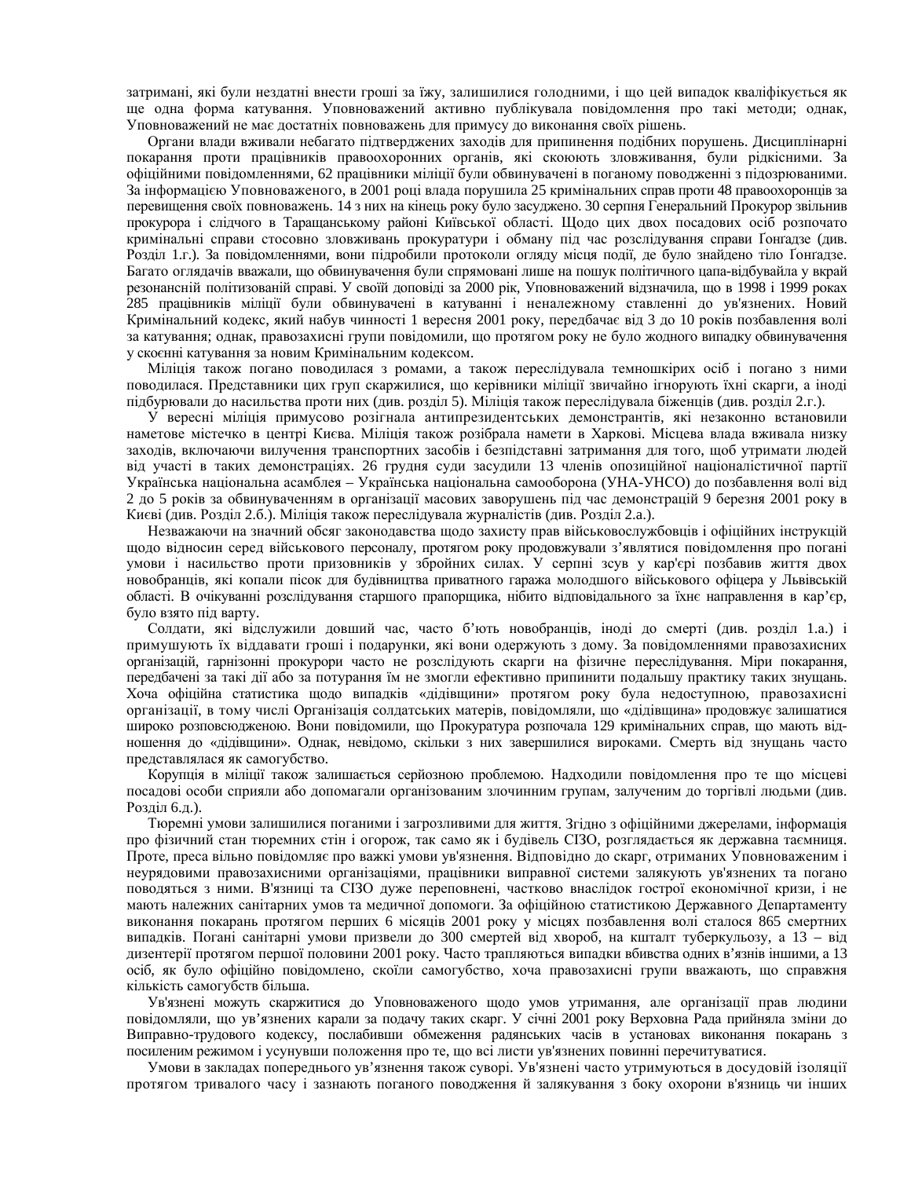затримані, які були нездатні внести гроші за їжу, залишилися голодними, і що цей випадок кваліфікується як ще одна форма катування. Уповноважений активно публікувала повідомлення про такі методи; однак, Уповноважений не має достатніх повноважень для примусу до виконання своїх рішень.

Органи влади вживали небагато підтверджених заходів для припинення подібних порушень. Дисциплінарні покарання проти працівників правоохоронних органів, які скоюють зловживання, були рідкісними. За офіційними повідомленнями, 62 працівники міліції були обвинувачені в поганому поводженні з підозрюваними. За інформацією Уповноваженого, в 2001 році влада порушила 25 кримінальних справ проти 48 правоохоронців за перевищення своїх повноважень. 14 з них на кінець року було засуджено. 30 серпня Генеральний Прокурор звільнив прокурора і слідчого в Таращанському районі Київської області. Щодо цих двох посадових осіб розпочато кримінальні справи стосовно зловживань прокуратури і обману під час розслідування справи Ґонгадзе (див. Розділ 1.г.). За повідомленнями, вони підробили протоколи огляду місця події, де було знайдено тіло Ґонгадзе. Багато оглядачів вважали, що обвинувачення були спрямовані лише на пошук політичного цапа-відбувайла у вкрай резонансній політизованій справі. У своїй доповіді за 2000 рік, Уповноважений відзначила, що в 1998 і 1999 роках 285 працівників міліції були обвинувачені в катуванні і неналежному ставленні до ув'язнених. Новий Кримінальний кодекс, який набув чинності 1 вересня 2001 року, передбачає від 3 до 10 років позбавлення волі за катування; однак, правозахисні групи повідомили, що протягом року не було жодного випадку обвинувачення у скоєнні катування за новим Кримінальним кодексом.

Міліція також погано поводилася з ромами, а також переслідувала темношкірих осіб і погано з ними поводилася. Представники цих груп скаржилися, що керівники міліції звичайно ігнорують їхні скарги, а іноді підбурювали до насильства проти них (див. розділ 5). Міліція також переслідувала біженців (див. розділ 2.г.).

У вересні міліція примусово розігнала антипрезидентських демонстрантів, які незаконно встановили наметове містечко в центрі Києва. Міліція також розібрала намети в Харкові. Місцева влада вживала низку заходів, включаючи вилучення транспортних засобів і безпідставні затримання для того, щоб утримати людей від участі в таких демонстраціях. 26 грудня суди засудили 13 членів опозиційної націоналістичної партії Українська національна асамблея – Українська національна самооборона (УНА-УНСО) до позбавлення волі від 2 до 5 років за обвинуваченням в організації масових заворушень під час демонстрацій 9 березня 2001 року в Києві (див. Розділ 2.б.). Міліція також переслідувала журналістів (див. Розділ 2.а.).

Незважаючи на значний обсяг законодавства щодо захисту прав військовослужбовців і офіційних інструкцій щодо відносин серед військового персоналу, протягом року продовжували з’являтися повідомлення про погані умови і насильство проти призовників у збройних силах. У серпні зсув у кар'єрі позбавив життя двох новобранців, які копали пісок для будівництва приватного гаража молодшого військового офіцера у Львівській області. В очікуванні розслідування старшого прапорщика, нібито відповідального за їхнє направлення в кар’єр, було взято під варту.

Солдати, які відслужили довший час, часто б’ють новобранців, іноді до смерті (див. розділ 1.а.) і примушують їх віддавати гроші і подарунки, які вони одержують з дому. За повідомленнями правозахисних організацій, гарнізонні прокурори часто не розслідують скарги на фізичне переслідування. Міри покарання, передбачені за такі дії або за потурання їм не змогли ефективно припинити подальшу практику таких знущань. Хоча офіційна статистика щодо випадків «дідівщини» протягом року була недоступною, правозахисні організації, в тому числі Організація солдатських матерів, повідомляли, що «дідівщина» продовжує залишатися широко розповсюдженою. Вони повідомили, що Прокуратура розпочала 129 кримінальних справ, що мають відношення до «дідівщини». Однак, невідомо, скільки з них завершилися вироками. Смерть від знущань часто представлялася як самогубство.

Корупція в міліції також залишається серйозною проблемою. Надходили повідомлення про те що місцеві посадові особи сприяли або допомагали організованим злочинним групам, залученим до торгівлі людьми (див. Розділ 6.д.).

Тюремні умови залишилися поганими і загрозливими для життя. Згідно з офіційними джерелами, інформація про фізичний стан тюремних стін і огорож, так само як і будівель СІЗО, розглядається як державна таємниця. Проте, преса вільно повідомляє про важкі умови ув'язнення. Відповідно до скарг, отриманих Уповноваженим і неурядовими правозахисними організаціями, працівники виправної системи залякують ув'язнених та погано поводяться з ними. В'язниці та СІЗО дуже переповнені, частково внаслідок гострої економічної кризи, і не мають належних санітарних умов та медичної допомоги. За офіційною статистикою Державного Департаменту виконання покарань протягом перших 6 місяців 2001 року у місцях позбавлення волі сталося 865 смертних випадків. Погані санітарні умови призвели до 300 смертей від хвороб, на кшталт туберкульозу, а 13 – від дизентерії протягом першої половини 2001 року. Часто трапляються випадки вбивства одних в’язнів іншими, а 13 осіб, як було офіційно повідомлено, скоїли самогубство, хоча правозахисні групи вважають, що справжня кількість самогубств більша.

Ув'язнені можуть скаржитися до Уповноваженого щодо умов утримання, але організації прав людини повідомляли, що ув’язнених карали за подачу таких скарг. У січні 2001 року Верховна Рада прийняла зміни до Виправно-трудового кодексу, послабивши обмеження радянських часів в установах виконання покарань з посиленим режимом і усунувши положення про те, що всі листи ув'язнених повинні перечитуватися.

Умови в закладах попереднього ув’язнення також суворі. Ув'язнені часто утримуються в досудовій ізоляції протягом тривалого часу і зазнають поганого поводження й залякування з боку охорони в'язниць чи інших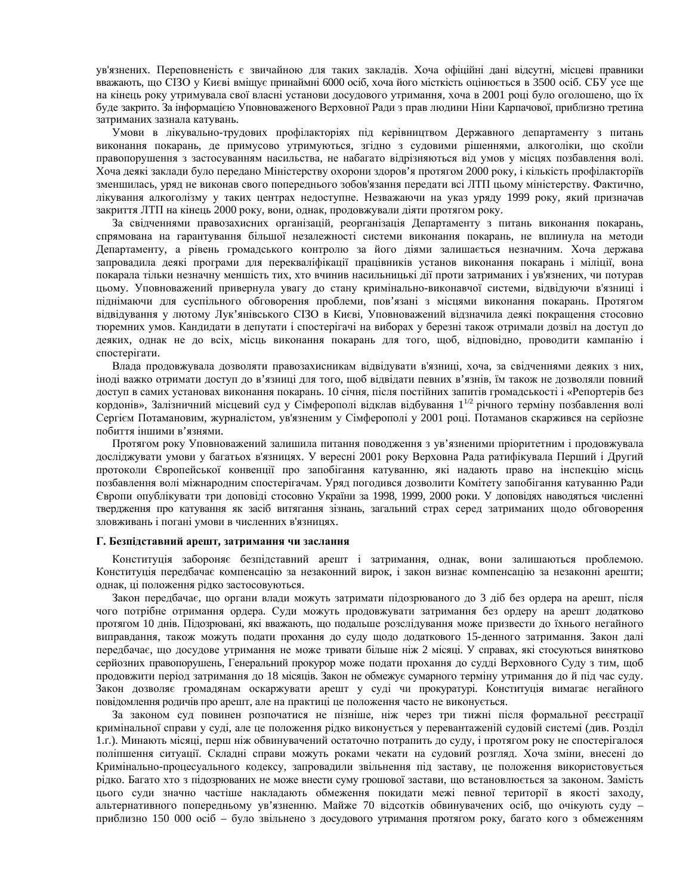ув'язнених. Переповненість є звичайною для таких закладів. Хоча офіційні дані відсутні, місцеві правники вважають, що СІЗО у Києві вміщує принаймні 6000 осіб, хоча його місткість оцінюється в 3500 осіб. СБУ усе ще на кінець року утримувала свої власні установи досудового утримання, хоча в 2001 році було оголошено, що їх буде закрито. За інформацією Уповноваженого Верховної Ради з прав людини Ніни Карпачової, приблизно третина затриманих зазнала катувань.

Умови в лікувально-трудових профілакторіях під керівництвом Державного департаменту з питань виконання покарань, де примусово утримуються, згідно з судовими рішеннями, алкоголіки, що скоїли правопорушення з застосуванням насильства, не набагато відрізняються від умов у місцях позбавлення волі. Хоча деякі заклади було передано Міністерству охорони здоров'я протягом 2000 року, і кількість профілакторіїв зменшилась, уряд не виконав свого попереднього зобов'язання передати всі ЛТП цьому міністерству. Фактично, лікування алкоголізму у таких центрах недоступне. Незважаючи на указ уряду 1999 року, який призначав закриття ЛТП на кінець 2000 року, вони, однак, продовжували діяти протягом року.

За свідченнями правозахисних організацій, реорганізація Департаменту з питань виконання покарань, спрямована на гарантування більшої незалежності системи виконання покарань, не вплинула на методи Департаменту, а рівень громадського контролю за його діями залишається незначним. Хоча держава запровадила деякі програми для перекваліфікації працівників установ виконання покарань і міліції, вона покарала тільки незначну меншість тих, хто вчинив насильницькі дії проти затриманих і ув'язнених, чи потурав цьому. Уповноважений привернула увагу до стану кримінально-виконавчої системи, відвідуючи в'язниці і піднімаючи для суспільного обговорення проблеми, пов'язані з місцями виконання покарань. Протягом відвідування у лютому Лук'янівського СІЗО в Києві, Уповноважений відзначила деякі покращення стосовно тюремних умов. Кандидати в депутати і спостерігачі на виборах у березні також отримали дозвіл на доступ до деяких, однак не до всіх, місць виконання покарань для того, щоб, відповідно, проводити кампанію і спостерігати.

Влада продовжувала дозволяти правозахисникам відвідувати в'язниці, хоча, за свідченнями деяких з них, іноді важко отримати доступ до в'язниці для того, щоб відвідати певних в'язнів, їм також не дозволяли повний доступ в самих установах виконання покарань. 10 січня, після постійних запитів громадськості і «Репортерів без кордонів», Залізничний місцевий суд у Сімферополі відклав відбування $1^{1/2}$ річного терміну позбавлення волі Сергієм Потамановим, журналістом, ув'язненим у Сімферополі у 2001 році. Потаманов скаржився на серйозне побиття іншими в'язнями.

Протягом року Уповноважений залишила питання поводження з ув'язненими пріоритетним і продовжувала досліджувати умови у багатьох в'язницях. У вересні 2001 року Верховна Рада ратифікувала Перший і Другий протоколи Європейської конвенції про запобігання катуванню, які надають право на інспекцію місць позбавлення волі міжнародним спостерігачам. Уряд погодився дозволити Комітету запобігання катуванню Ради Європи опублікувати три доповіді стосовно України за 1998, 1999, 2000 роки. У доповідях наводяться численні твердження про катування як засіб витягання зізнань, загальний страх серед затриманих щодо обговорення зловживань і погані умови в численних в'язницях.

### Г. Безпідставний арешт, затримання чи заслання

Конституція забороняє безпідставний арешт і затримання, однак, вони залишаються проблемою. Конституція передбачає компенсацію за незаконний вирок, і закон визнає компенсацію за незаконні арешти; однак, ці положення рідко застосовуються.

Закон передбачає, що органи влади можуть затримати підозрюваного до 3 діб без ордера на арешт, після чого потрібне отримання ордера. Суди можуть продовжувати затримання без ордеру на арешт додатково протягом 10 днів. Підозрювані, які вважають, що подальше розслідування може призвести до їхнього негайного виправдання, також можуть подати прохання до суду щодо додаткового 15-денного затримання. Закон далі передбачає, що досудове утримання не може тривати більше ніж 2 місяці. У справах, які стосуються винятково серйозних правопорушень, Генеральний прокурор може подати прохання до судді Верховного Суду з тим, щоб продовжити період затримання до 18 місяців. Закон не обмежує сумарного терміну утримання до й під час суду. Закон дозволяє громадянам оскаржувати арешт у суді чи прокуратурі. Конституція вимагає негайного повідомлення родичів про арешт, але на практиці це положення часто не виконується.

За законом суд повинен розпочатися не пізніше, ніж через три тижні після формальної реєстрації кримінальної справи у суді, але це положення рідко виконується у перевантаженій судовій системі (див. Розділ 1.г.). Минають місяці, перш ніж обвинувачений остаточно потрапить до суду, і протягом року не спостерігалося поліпшення ситуації. Складні справи можуть роками чекати на судовий розгляд. Хоча зміни, внесені до Кримінально-процесуального кодексу, запровадили звільнення під заставу, це положення використовується рідко. Багато хто з підозрюваних не може внести суму грошової застави, що встановлюється за законом. Замість цього суди значно частіше накладають обмеження покидати межі певної території в якості заходу, альтернативного попередньому ув'язненню. Майже 70 відсотків обвинувачених осіб, що очікують суду – приблизно 150 000 осіб – було звільнено з досудового утримання протягом року, багато кого з обмеженням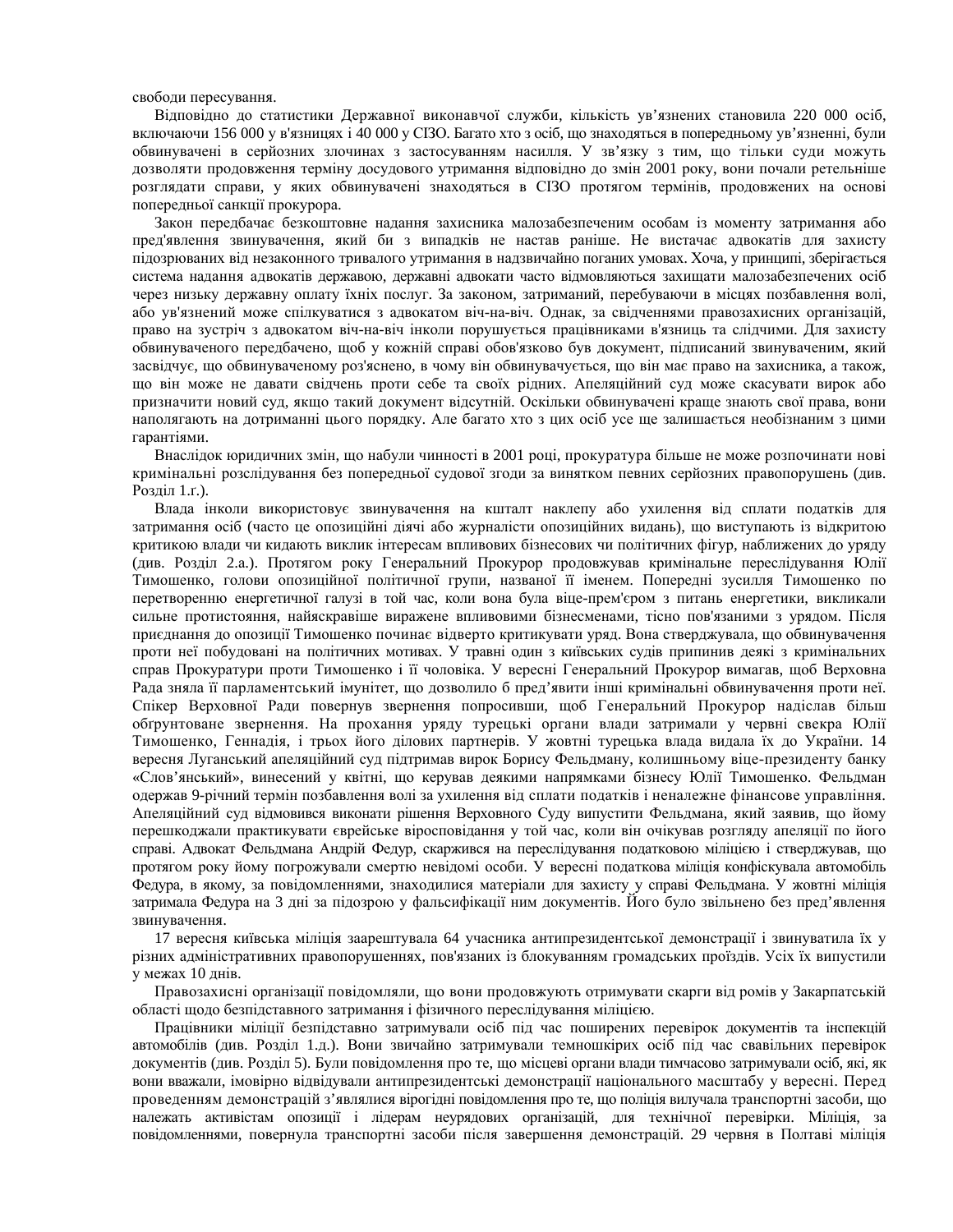свободи пересування.

Відповідно до статистики Державної виконавчої служби, кількість ув'язнених становила 220 000 осіб, включаючи 156 000 у в'язницях і 40 000 у СІЗО. Багато хто з осіб, що знаходяться в попередньому ув'язненні, були обвинувачені в серйозних злочинах з застосуванням насилля. У зв'язку з тим, що тільки суди можуть дозволяти продовження терміну досудового утримання відповідно до змін 2001 року, вони почали ретельніше розглядати справи, у яких обвинувачені знаходяться в СІЗО протягом термінів, продовжених на основі попередньої санкції прокурора.

Закон передбачає безкоштовне надання захисника малозабезпеченим особам із моменту затримання або пред'явлення звинувачення, який би з випадків не настав раніше. Не вистачає адвокатів для захисту підозрюваних від незаконного тривалого утримання в надзвичайно поганих умовах. Хоча, у принципі, зберігається система надання адвокатів державою, державні адвокати часто відмовляються захищати малозабезпечених осіб через низьку державну оплату їхніх послуг. За законом, затриманий, перебуваючи в місцях позбавлення волі, або ув'язнений може спілкуватися з адвокатом віч-на-віч. Однак, за свідченнями правозахисних організацій, право на зустріч з адвокатом віч-на-віч іноді порушується працівниками в'язниць та слідчими. Для захисту обвинуваченого передбачено, щоб у кожній справі обов'язково був документ, підписаний звинуваченим, який засвідчує, що обвинуваченому роз'яснено, в чому він обвинувачується, що він має право на захисника, а також, що він може не давати свідчень проти себе та своїх рідних. Апеляційний суд може скасувати вирок або призначити новий суд, якщо такий документ відсутній. Оскільки обвинувачені краще знають свої права, вони наполягають на дотриманні цього порядку. Але багато хто з цих осіб усе ще залишається необізнаним з цими гарантіями.

Внаслідок юридичних змін, що набули чинності в 2001 році, прокуратура більше не може розпочинати нові кримінальні розслідування без попередньої судової згоди за винятком певних серйозних правопорушень (див. Розділ 1.г.).

Влада іноді використовує звинувачення на кшталт наклепу або ухилення від сплати податків для затримання осіб (часто це опозиційні діячі або журналісти опозиційних видань), що виступають із відкритою критикою влади чи кидають виклик інтересам впливових бізнесових чи політичних фігур, наближених до уряду (див. Розділ 2.а.). Протягом року Генеральний Прокурор продовжував кримінальне переслідування Юлії Тимошенко, голови опозиційної політичної групи, названої її іменем. Попередні зусилля Тимошенко по перетворенню енергетичної галузі в той час, коли вона була віце-прем'єром з питань енергетики, викликали сильне протистояння, найяскравіше виражене впливовими бізнесменами, тісно пов'язаними з урядом. Після приєднання до опозиції Тимошенко починає відверто критикувати уряд. Вона стверджувала, що обвинувачення проти неї побудовані на політичних мотивах. У травні один з київських судів припинив деякі з кримінальних справ Прокуратури проти Тимошенко і її чоловіка. У вересні Генеральний Прокурор вимагав, щоб Верховна Рада зняла її парламентський імунітет, що дозволило б пред'явити інші кримінальні обвинувачення проти неї. Спікер Верховної Ради повернув звернення попросивши, щоб Генеральний Прокурор надіслав більш обґрунтоване звернення. На прохання уряду турецькі органи влади затримали у червні свекра Юлії Тимошенко, Геннадія, і трьох його ділових партнерів. У жовтні турецька влада видала їх до України. 14 вересня Луганський апеляційний суд підтримав вирок Борису Фельдману, колишньому віце-президенту банку «Слов'янський», винесений у квітні, що керував деякими напрямками бізнесу Юлії Тимошенко. Фельдман одержав 9-річний термін позбавлення волі за ухилення від сплати податків і неналежне фінансове управління. Апеляційний суд відмовився виконати рішення Верховного Суду випустити Фельдмана, який заявив, що йому перешкоджали практикувати єврейське віросповідання у той час, коли він очікував розгляду апеляції по його справі. Адвокат Фельдмана Андрій Федур, скаржився на переслідування податковою міліцією і стверджував, що протягом року йому погрожували смертю невідомі особи. У вересні податкова міліція конфіскувала автомобіль Федура, в якому, за повідомленнями, знаходилися матеріали для захисту у справі Фельдмана. У жовтні міліція затримала Федура на 3 дні за підозрою у фальсифікації ним документів. Його було звільнено без пред'явлення звинувачення.

17 вересня київська міліція заарештувала 64 учасника антипрезидентської демонстрації і звинуватила їх у різних адміністративних правопорушеннях, пов'язаних із блокуванням громадських проїздів. Усіх їх випустили у межах 10 днів.

Правозахисні організації повідомляли, що вони продовжують отримувати скарги від ромів у Закарпатській області щодо безпідставного затримання і фізичного переслідування міліцією.

Працівники міліції безпідставно затримували осіб під час поширених перевірок документів та інспекцій автомобілів (див. Розділ 1.д.). Вони звичайно затримували темношкірих осіб під час свавільних перевірок документів (див. Розділ 5). Були повідомлення про те, що місцеві органи влади тимчасово затримували осіб, які, як вони вважали, імовірно відвідували антипрезидентські демонстрації національного масштабу у вересні. Перед проведенням демонстрацій з'являлися вірогідні повідомлення про те, що поліція вилучала транспортні засоби, що належать активістам опозиції і лідерам неурядових організацій, для технічної перевірки. Міліція, за повідомленнями, повернула транспортні засоби після завершення демонстрацій. 29 червня в Полтаві міліція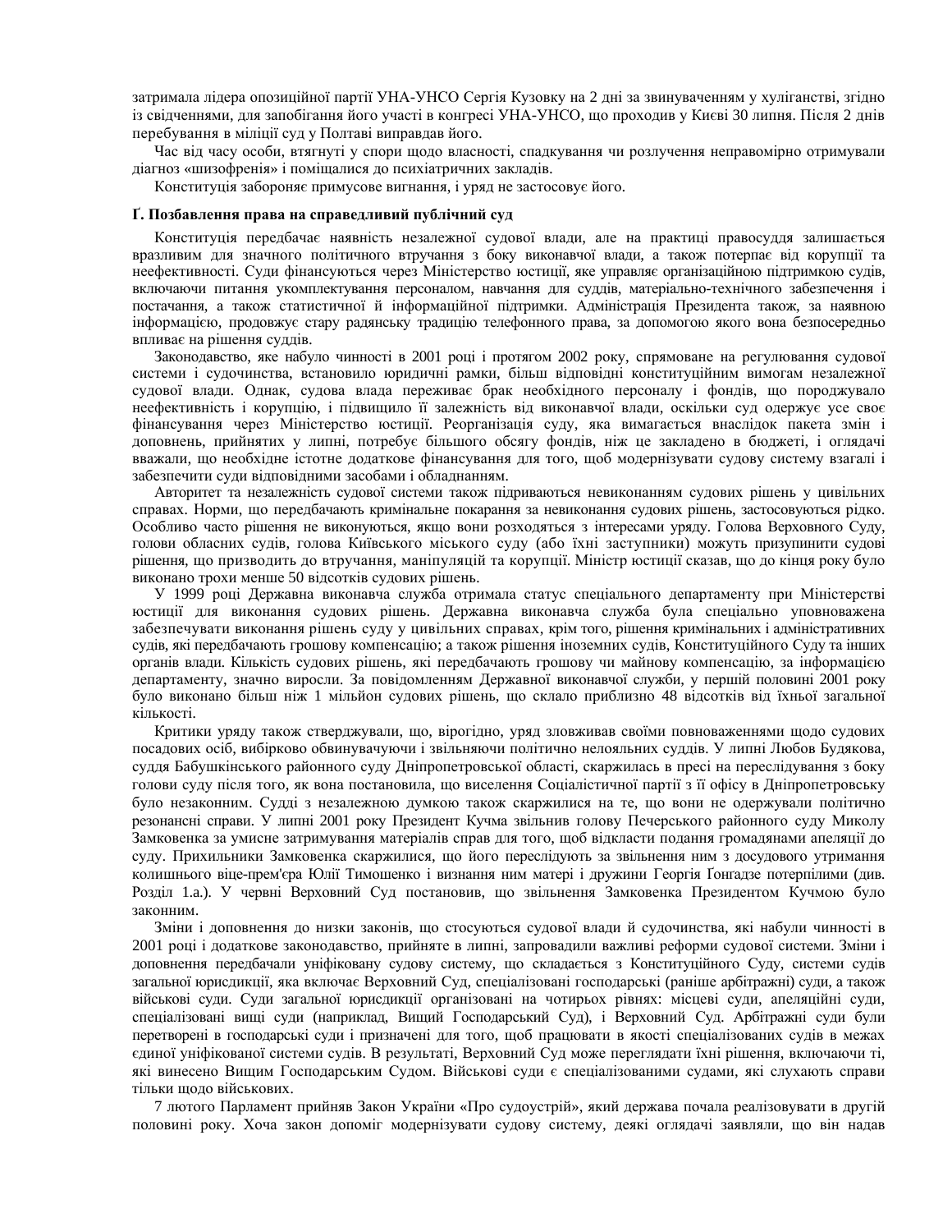затримала лідера опозиційної партії УНА-УНСО Сергія Кузовку на 2 дні за звинуваченням у хуліганстві, згідно із свідченнями, для запобігання його участі в конгресі УНА-УНСО, що проходив у Києві 30 липня. Після 2 днів перебування в міліції суд у Полтаві виправдав його.

Час від часу особи, втягнуті у спори щодо власності, спадкування чи розлучення неправомірно отримували діагноз «шизофренія» і поміщалися до психіатричних закладів.

Конституція забороняє примусове вигнання, і уряд не застосовує його.

### Ґ. Позбавлення права на справедливий публічний суд

Конституція передбачає наявність незалежної судової влади, але на практиці правосуддя залишається вразливим для значного політичного втручання з боку виконавчої влади, а також потерпає від корупції та неефективності. Суди фінансуються через Міністерство юстиції, яке управляє організаційною підтримкою судів, включаючи питання укомплектування персоналом, навчання для суддів, матеріально-технічного забезпечення і постачання, а також статистичної й інформаційної підтримки. Адміністрація Президента також, за наявною інформацією, продовжує стару радянську традицію телефонного права, за допомогою якого вона безпосередньо впливає на рішення суддів.

Законодавство, яке набуло чинності в 2001 році і протягом 2002 року, спрямоване на регулювання судової системи і судочинства, встановило юридичні рамки, більш відповідні конституційним вимогам незалежної судової влади. Однак, судова влада переживає брак необхідного персоналу і фондів, що породжувало неефективність і корупцію, і підвищило її залежність від виконавчої влади, оскільки суд одержує усе своє фінансування через Міністерство юстиції. Реорганізація суду, яка вимагається внаслідок пакета змін і доповнень, прийнятих у липні, потребує більшого обсягу фондів, ніж це закладено в бюджеті, і оглядачі вважали, що необхідне істотне додаткове фінансування для того, щоб модернізувати судову систему взагалі і забезпечити суди відповідними засобами і обладнанням.

Авторитет та незалежність судової системи також підриваються невиконанням судових рішень у цивільних справах. Норми, що передбачають кримінальне покарання за невиконання судових рішень, застосовуються рідко. Особливо часто рішення не виконуються, якщо вони розходяться з інтересами уряду. Голова Верховного Суду, голови обласних судів, голова Київського міського суду (або їхні заступники) можуть призупинити судові рішення, що призводить до втручання, маніпуляцій та корупції. Міністр юстиції сказав, що до кінця року було виконано трохи менше 50 відсотків судових рішень.

У 1999 році Державна виконавча служба отримала статус спеціального департаменту при Міністерстві юстиції для виконання судових рішень. Державна виконавча служба була спеціально уповноважена забезпечувати виконання рішень суду у цивільних справах, крім того, рішення кримінальних і адміністративних судів, які передбачають грошову компенсацію; а також рішення іноземних судів, Конституційного Суду та інших органів влади. Кількість судових рішень, які передбачають грошову чи майнову компенсацію, за інформацією департаменту, значно виросли. За повідомленням Державної виконавчої служби, у першій половині 2001 року було виконано більш ніж 1 мільйон судових рішень, що склало приблизно 48 відсотків від їхньої загальної кількості.

Критики уряду також стверджували, що, вірогідно, уряд зловживав своїми повноваженнями щодо судових посадових осіб, вибірково обвинувачуючи і звільняючи політично нелояльних суддів. У липні Любов Будякова, суддя Бабушкінського районного суду Дніпропетровської області, скаржилась в пресі на переслідування з боку голови суду після того, як вона постановила, що виселення Соціалістичної партії з її офісу в Дніпропетровську було незаконним. Судді з незалежною думкою також скаржилися на те, що вони не одержували політично резонансні справи. У липні 2001 року Президент Кучма звільнив голову Печерського районного суду Миколу Замковенка за умисне затримування матеріалів справ для того, щоб відкласти подання громадянами апеляції до суду. Прихильники Замковенка скаржилися, що його переслідують за звільнення ним з досудового утримання колишнього віце-прем'єра Юлії Тимошенко і визнання ним матері і дружини Георгія Ґонгадзе потерпілими (див. Розділ 1.а.). У червні Верховний Суд постановив, що звільнення Замковенка Президентом Кучмою було законним.

Зміни і доповнення до низки законів, що стосуються судової влади й судочинства, які набули чинності в 2001 році і додаткове законодавство, прийняте в липні, запровадили важливі реформи судової системи. Зміни і доповнення передбачали уніфіковану судову систему, що складається з Конституційного Суду, системи судів загальної юрисдикції, яка включає Верховний Суд, спеціалізовані господарські (раніше арбітражні) суди, а також військові суди. Суди загальної юрисдикції організовані на чотирьох рівнях: місцеві суди, апеляційні суди, спеціалізовані вищі суди (наприклад, Вищий Господарський Суд), і Верховний Суд. Арбітражні суди були перетворені в господарські суди і призначені для того, щоб працювати в якості спеціалізованих судів в межах єдиної уніфікованої системи судів. В результаті, Верховний Суд може переглядати їхні рішення, включаючи ті, які винесено Вищим Господарським Судом. Військові суди є спеціалізованими судами, які слухають справи тільки щодо військових.

7 лютого Парламент прийняв Закон України «Про судоустрій», який держава почала реалізовувати в другій половині року. Хоча закон допоміг модернізувати судову систему, деякі оглядачі заявляли, що він надав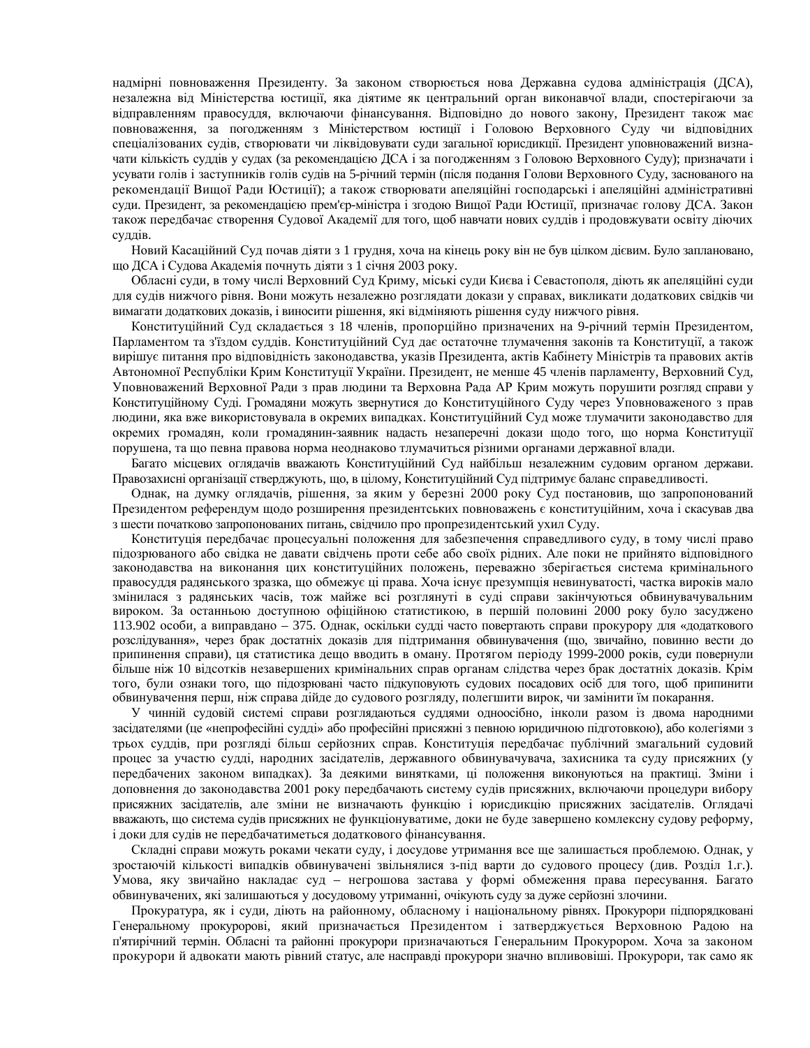надмірні повноваження Президенту. За законом створюється нова Державна судова адміністрація (ДСА), незалежна від Міністерства юстиції, яка діятиме як центральний орган виконавчої влади, спостерігаючи за відправленням правосуддя, включаючи фінансування. Відповідно до нового закону, Президент також має повноваження, за погодженням з Міністерством юстиції і Головою Верховного Суду чи відповідних спеціалізованих судів, створювати чи ліквідовувати суди загальної юрисдикції. Президент уповноважений визначати кількість суддів у судах (за рекомендацією ДСА і за погодженням з Головою Верховного Суду); призначати і усувати голів і заступників голів судів на 5-річний термін (після подання Голови Верховного Суду, заснованого на рекомендації Вищої Ради Юстиції); а також створювати апеляційні господарські і апеляційні адміністративні суди. Президент, за рекомендацією прем'єр-міністра і згодою Вищої Ради Юстиції, призначає голову ДСА. Закон також передбачає створення Судової Академії для того, щоб навчати нових суддів і продовжувати освіту діючих суддів.

Новий Касаційний Суд почав діяти з 1 грудня, хоча на кінець року він не був цілком дієвим. Було заплановано, що ДСА і Судова Академія почнуть діяти з 1 січня 2003 року.

Обласні суди, в тому числі Верховний Суд Криму, міські суди Києва і Севастополя, діють як апеляційні суди для судів нижчого рівня. Вони можуть незалежно розглядати докази у справах, викликати додаткових свідків чи вимагати додаткових доказів, і виносити рішення, які відміняють рішення суду нижчого рівня.

Конституційний Суд складається з 18 членів, пропорційно призначених на 9-річний термін Президентом, Парламентом та з'їздом суддів. Конституційний Суд дає остаточне тлумачення законів та Конституції, а також вирішує питання про відповідність законодавства, указів Президента, актів Кабінету Міністрів та правових актів Автономної Республіки Крим Конституції України. Президент, не менше 45 членів парламенту, Верховний Суд, Уповноважений Верховної Ради з прав людини та Верховна Рада АР Крим можуть порушити розгляд справи у Конституційному Суді. Громадяни можуть звернутися до Конституційного Суду через Уповноваженого з прав людини, яка вже використовувала в окремих випадках. Конституційний Суд може тлумачити законодавство для окремих громадян, коли громадянин-заявник надасть незаперечні докази щодо того, що норма Конституції порушена, та що певна правова норма неоднаково тлумачиться різними органами державної влади.

Багато місцевих оглядачів вважають Конституційний Суд найбільш незалежним судовим органом держави. Правозахисні організації стверджують, що, в цілому, Конституційний Суд підтримує баланс справедливості.

Однак, на думку оглядачів, рішення, за яким у березні 2000 року Суд постановив, що запропонований Президентом референдум щодо розширення президентських повноважень є конституційним, хоча і скасував два з шести початково запропонованих питань, свідчило про пропрезидентський ухил Суду.

Конституція передбачає процесуальні положення для забезпечення справедливого суду, в тому числі право підозрюваного або свідка не давати свідчень проти себе або своїх рідних. Але поки не прийнято відповідного законодавства на виконання цих конституційних положень, переважно зберігається система кримінального правосуддя радянського зразка, що обмежує ці права. Хоча існує презумпція невинуватості, частка вироків мало змінилася з радянських часів, тож майже всі розглянуті в суді справи закінчуються обвинувачувальним вироком. За останньою доступною офіційною статистикою, в першій половині 2000 року було засуджено 113.902 особи, а виправдано – 375. Однак, оскільки судді часто повертають справи прокурору для «додаткового розслідування», через брак достатніх доказів для підтримання обвинувачення (що, звичайно, повинно вести до припинення справи), ця статистика дещо вводить в оману. Протягом періоду 1999-2000 років, суди повернули більше ніж 10 відсотків незавершених кримінальних справ органам слідства через брак достатніх доказів. Крім того, були ознаки того, що підозрювані часто підкуповують судових посадових осіб для того, щоб припинити обвинувачення перш, ніж справа дійде до судового розгляду, полегшити вирок, чи замінити їм покарання.

У чинній судовій системі справи розглядаються суддями одноосібно, інколи разом із двома народними засідателями (це «непрофесійні судді» або професійні присяжні з певною юридичною підготовкою), або колегіями з трьох суддів, при розгляді більш серйозних справ. Конституція передбачає публічний змагальний судовий процес за участю судді, народних засідателів, державного обвинувачувача, захисника та суду присяжних (у передбачених законом випадках). За деякими винятками, ці положення виконуються на практиці. Зміни і доповнення до законодавства 2001 року передбачають систему судів присяжних, включаючи процедури вибору присяжних засідателів, але зміни не визначають функцію і юрисдикцію присяжних засідателів. Оглядачі вважають, що система судів присяжних не функціонуватиме, доки не буде завершено комлексну судову реформу, і доки для судів не передбачатиметься додаткового фінансування.

Складні справи можуть роками чекати суду, і досудове утримання все ще залишається проблемою. Однак, у зростаючій кількості випадків обвинувачені звільнялися з-під варти до судового процесу (див. Розділ 1.г.). Умова, яку звичайно накладає суд – негрошова застава у формі обмеження права пересування. Багато обвинувачених, які залишаються у досудовому утриманні, очікують суду за дуже серйозні злочини.

Прокуратура, як і суди, діють на районному, обласному і національному рівнях. Прокурори підпорядковані Генеральному прокуророві, який призначається Президентом і затверджується Верховною Радою на п'ятирічний термін. Обласні та районні прокурори призначаються Генеральним Прокурором. Хоча за законом прокурори й адвокати мають рівний статус, але насправді прокурори значно впливовіші. Прокурори, так само як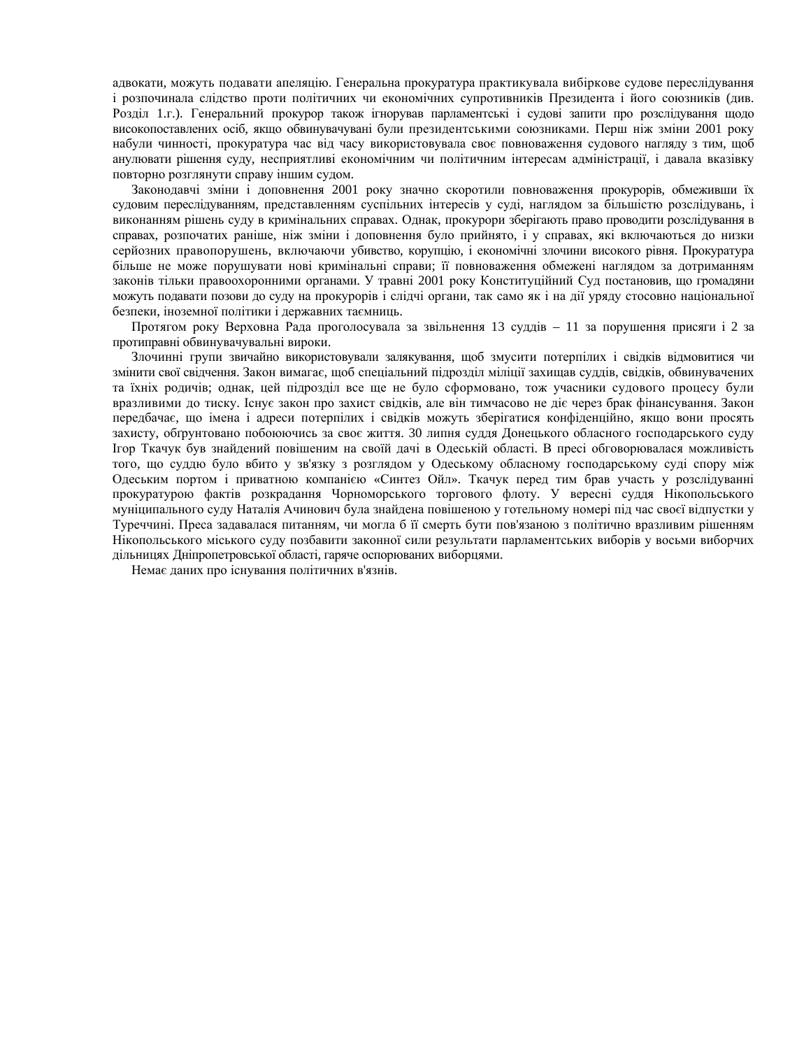адвокати, можуть подавати апеляцію. Генеральна прокуратура практикувала вибіркове судове переслідування і розпочинала слідство проти політичних чи економічних супротивників Президента і його союзників (див. Розділ 1.г.). Генеральний прокурор також ігнорував парламентські і судові запити про розслідування щодо високопоставлених осіб, якщо обвинувачувані були президентськими союзниками. Перш ніж зміни 2001 року набули чинності, прокуратура час від часу використовувала своє повноваження судового нагляду з тим, щоб анулювати рішення суду, несприятливі економічним чи політичним інтересам адміністрації, і давала вказівку повторно розглянути справу іншим судом.

Законодавчі зміни і доповнення 2001 року значно скоротили повноваження прокурорів, обмеживши їх судовим переслідуванням, представленням суспільних інтересів у суді, наглядом за більшістю розслідувань, і виконанням рішень суду в кримінальних справах. Однак, прокурори зберігають право проводити розслідування в справах, розпочатих раніше, ніж зміни і доповнення було прийнято, і у справах, які включаються до низки серйозних правопорушень, включаючи убивство, корупцію, і економічні злочини високого рівня. Прокуратура більше не може порушувати нові кримінальні справи; її повноваження обмежені наглядом за дотриманням законів тільки правоохоронними органами. У травні 2001 року Конституційний Суд постановив, що громадяни можуть подавати позови до суду на прокурорів і слідчі органи, так само як і на дії уряду стосовно національної безпеки, іноземної політики і державних таємниць.

Протягом року Верховна Рада проголосувала за звільнення 13 суддів – 11 за порушення присяги і 2 за протиправні обвинувачувальні вироки.

Злочинні групи звичайно використовували залякування, щоб змусити потерпілих і свідків відмовитися чи змінити свої свідчення. Закон вимагає, щоб спеціальний підрозділ міліції захищав суддів, свідків, обвинувачених та їхніх родичів; однак, цей підрозділ все ще не було сформовано, тож учасники судового процесу були вразливими до тиску. Існує закон про захист свідків, але він тимчасово не діє через брак фінансування. Закон передбачає, що імена і адреси потерпілих і свідків можуть зберігатися конфіденційно, якщо вони просять захисту, обґрунтовано побоюючись за своє життя. 30 липня суддя Донецького обласного господарського суду Ігор Ткачук був знайдений повішеним на своїй дачі в Одеській області. В пресі обговорювалася можливість того, що суддю було вбито у зв'язку з розглядом у Одеському обласному господарському суді спору між Одеським портом і приватною компанією «Синтез Ойл». Ткачук перед тим брав участь у розслідуванні прокуратурою фактів розкрадання Чорноморського торгового флоту. У вересні суддя Нікопольського муніципального суду Наталія Ачинович була знайдена повішеною у готельному номері під час своєї відпустки у Туреччині. Преса задавалася питанням, чи могла б її смерть бути пов'язаною з політично вразливим рішенням Нікопольського міського суду позбавити законної сили результати парламентських виборів у восьми виборчих дільницях Дніпропетровської області, гаряче оспорюваних виборцями.

Немає даних про існування політичних в'язнів.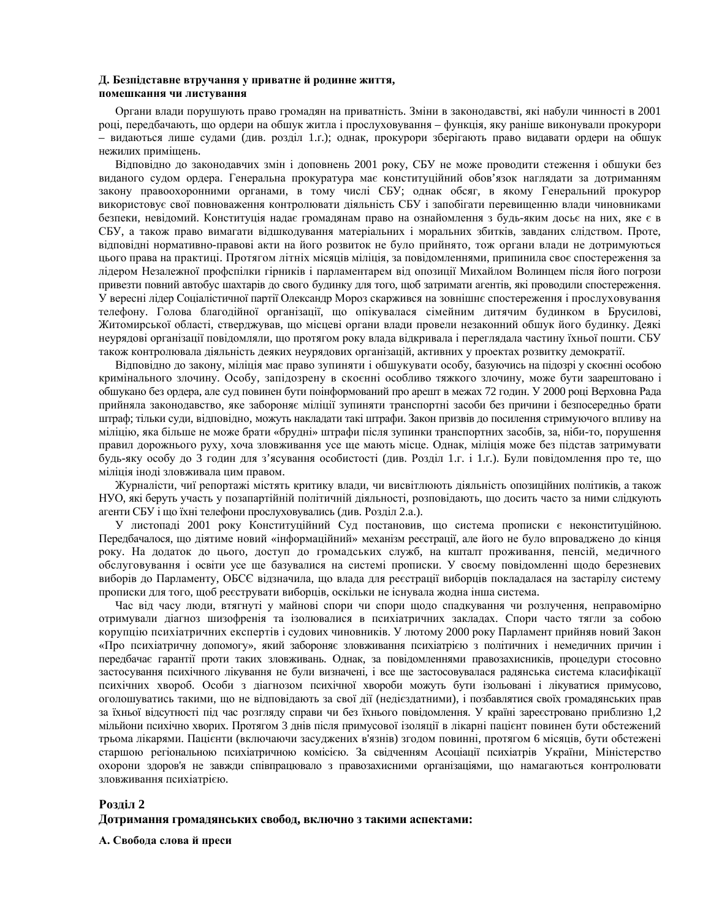**Д. Безпідставне втручання у приватне й родинне життя, помешкання чи листування**

Органи влади порушують право громадян на приватність. Зміни в законодавстві, які набули чинності в 2001 році, передбачають, що ордери на обшук житла і прослуховування – функція, яку раніше виконували прокурори – видаються лише судами (див. розділ 1.г.); однак, прокурори зберігають право видавати ордери на обшук нежилих приміщень.

Відповідно до законодавчих змін і доповнень 2001 року, СБУ не може проводити стеження і обшуки без виданого судом ордера. Генеральна прокуратура має конституційний обов'язок наглядати за дотриманням закону правоохоронними органами, в тому числі СБУ; однак обсяг, в якому Генеральний прокурор використовує свої повноваження контролювати діяльність СБУ і запобігати перевищенню влади чиновниками безпеки, невідомий. Конституція надає громадянам право на ознайомлення з будь-яким досьє на них, яке є в СБУ, а також право вимагати відшкодування матеріальних і моральних збитків, завданих слідством. Проте, відповідні нормативно-правові акти на його розвиток не було прийнято, тож органи влади не дотримуються цього права на практиці. Протягом літніх місяців міліція, за повідомленнями, припинила своє спостереження за лідером Незалежної профспілки гірників і парламентарем від опозиції Михайлом Волинцем після його погрози привезти повний автобус шахтарів до свого будинку для того, щоб затримати агентів, які проводили спостереження. У вересні лідер Соціалістичної партії Олександр Мороз скаржився на зовнішнє спостереження і прослуховування телефону. Голова благодійної організації, що опікувалася сімейним дитячим будинком в Брусилові, Житомирської області, стверджував, що місцеві органи влади провели незаконний обшук його будинку. Деякі неурядові організації повідомляли, що протягом року влада відкривала і переглядала частину їхньої пошти. СБУ також контролювала діяльність деяких неурядових організацій, активних у проектах розвитку демократії.

Відповідно до закону, міліція має право зупиняти і обшукувати особу, базуючись на підозрі у скоєнні особою кримінального злочину. Особу, запідозрену в скоєнні особливо тяжкого злочину, може бути заарештовано і обшукано без ордера, але суд повинен бути поінформований про арешт в межах 72 годин. У 2000 році Верховна Рада прийняла законодавство, яке забороняє міліції зупиняти транспортні засоби без причини і безпосередньо брати штраф; тільки суди, відповідно, можуть накладати такі штрафи. Закон призвів до посилення стримуючого впливу на міліцію, яка більше не може брати «брудні» штрафи після зупинки транспортних засобів, за, ніби-то, порушення правил дорожнього руху, хоча зловживання усе ще мають місце. Однак, міліція може без підстав затримувати будь-яку особу до 3 годин для з'ясування особистості (див. Розділ 1.г. і 1.г.). Були повідомлення про те, що міліція іноді зловживала цим правом.

Журналісти, чиї репортажі містять критику влади, чи висвітлюють діяльність опозиційних політиків, а також НУО, які беруть участь у позапартійній політичній діяльності, розповідають, що досить часто за ними слідкують агенти СБУ і що їхні телефони прослуховувались (див. Розділ 2.а.).

У листопаді 2001 року Конституційний Суд постановив, що система прописки є неконституційною. Передбачалося, що діятиме новий «інформаційний» механізм реєстрації, але його не було впроваджено до кінця року. На додаток до цього, доступ до громадських служб, на кшталт проживання, пенсій, медичного обслуговування і освіти усе ще базувалися на системі прописки. У своєму повідомленні щодо березневих виборів до Парламенту, ОБСЄ відзначила, що влада для реєстрації виборців покладалася на застарілу систему прописки для того, щоб реєструвати виборців, оскільки не існувала жодна інша система.

Час від часу люди, втягнуті у майнові спори чи спори щодо спадкування чи розлучення, неправомірно отримували діагноз шизофренія та ізолювалися в психіатричних закладах. Спори часто тягли за собою корупцію психіатричних експертів і судових чиновників. У лютому 2000 року Парламент прийняв новий Закон «Про психіатричну допомогу», який забороняє зловживання психіатрією з політичних і немедичних причин і передбачає гарантії проти таких зловживань. Однак, за повідомленнями правозахисників, процедури стосовно застосування психічного лікування не були визначені, і все ще застосовувалася радянська система класифікації психічних хвороб. Особи з діагнозом психічної хвороби можуть бути ізольовані і лікуватися примусово, оголошуватись такими, що не відповідають за свої дії (недієздатними), і позбавлятися своїх громадянських прав за їхньої відсутності під час розгляду справи чи без їхнього повідомлення. У країні зареєстровано приблизно 1,2 мільйони психічно хворих. Протягом 3 днів після примусової ізоляції в лікарні пацієнт повинен бути обстежений трьома лікарями. Пацієнти (включаючи засуджених в'язнів) згодом повинні, протягом 6 місяців, бути обстежені старшою регіональною психіатричною комісією. За свідченням Асоціації психіатрів України, Міністерство охорони здоров'я не завжди співпрацювало з правозахисними організаціями, що намагаються контролювати зловживання психіатрією.

## Розділ 2
## Дотримання громадянських свобод, включно з такими аспектами:

**А. Свобода слова й преси**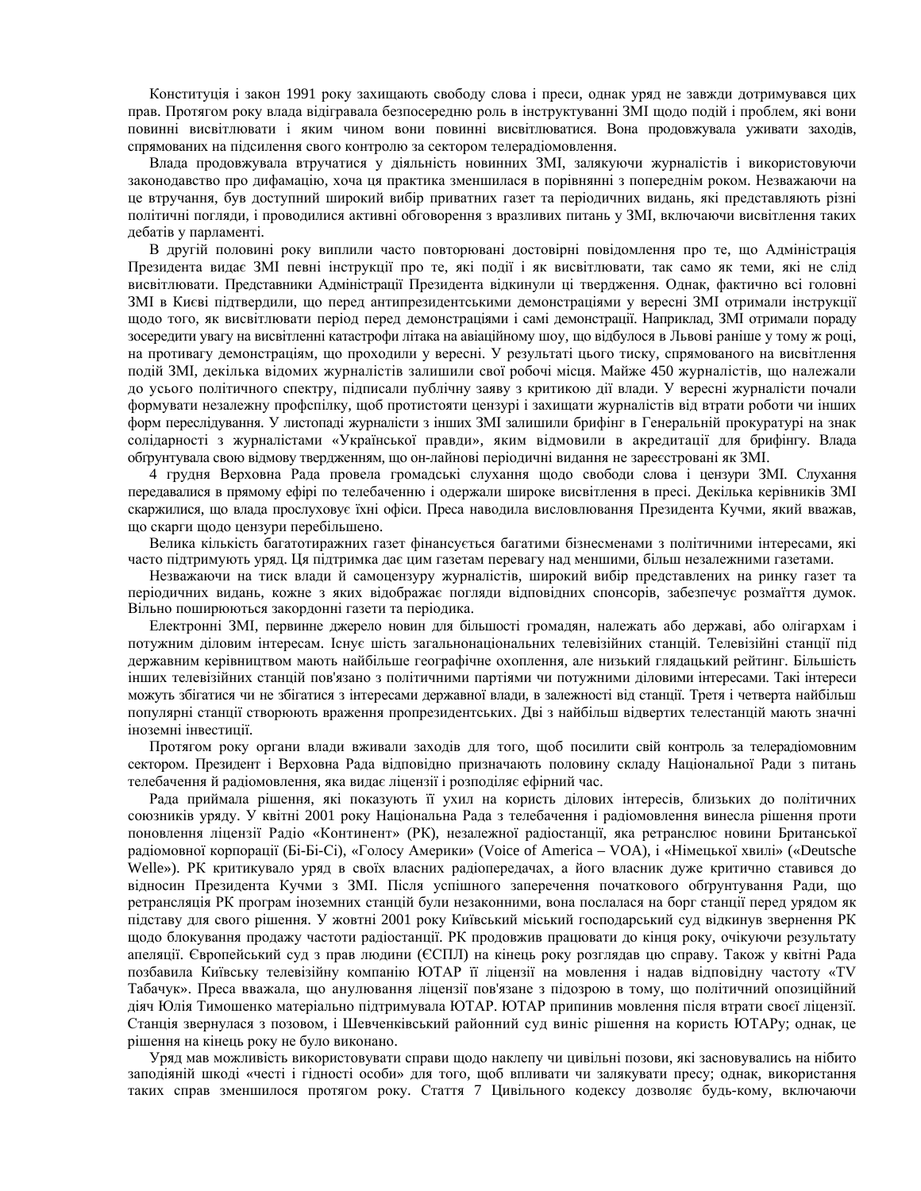Конституція і закон 1991 року захищають свободу слова і преси, однак уряд не завжди дотримувався цих прав. Протягом року влада відігравала безпосередню роль в інструктуванні ЗМІ щодо подій і проблем, які вони повинні висвітлювати і яким чином вони повинні висвітлюватися. Вона продовжувала уживати заходів, спрямованих на підсилення свого контролю за сектором телерадіомовлення.

Влада продовжувала втручатися у діяльність новинних ЗМІ, залякуючи журналістів і використовуючи законодавство про дифамацію, хоча ця практика зменшилася в порівнянні з попереднім роком. Незважаючи на це втручання, був доступний широкий вибір приватних газет та періодичних видань, які представляють різні політичні погляди, і проводилися активні обговорення з вразливих питань у ЗМІ, включаючи висвітлення таких дебатів у парламенті.

В другій половині року виплили часто повторювані достовірні повідомлення про те, що Адміністрація Президента видає ЗМІ певні інструкції про те, які події і як висвітлювати, так само як теми, які не слід висвітлювати. Представники Адміністрації Президента відкинули ці твердження. Однак, фактично всі головні ЗМІ в Києві підтвердили, що перед антипрезидентськими демонстраціями у вересні ЗМІ отримали інструкції щодо того, як висвітлювати період перед демонстраціями і самі демонстрації. Наприклад, ЗМІ отримали пораду зосередити увагу на висвітленні катастрофи літака на авіаційному шоу, що відбулося в Львові раніше у тому ж році, на противагу демонстраціям, що проходили у вересні. У результаті цього тиску, спрямованого на висвітлення подій ЗМІ, декілька відомих журналістів залишили свої робочі місця. Майже 450 журналістів, що належали до усього політичного спектру, підписали публічну заяву з критикою дії влади. У вересні журналісти почали формувати незалежну профспілку, щоб протистояти цензурі і захищати журналістів від втрати роботи чи інших форм переслідування. У листопаді журналісти з інших ЗМІ залишили брифінг в Генеральній прокуратурі на знак солідарності з журналістами «Української правди», яким відмовили в акредитації для брифінгу. Влада обґрунтувала свою відмову твердженням, що он-лайнові періодичні видання не зареєстровані як ЗМІ.

4 грудня Верховна Рада провела громадські слухання щодо свободи слова і цензури ЗМІ. Слухання передавалися в прямому ефірі по телебаченню і одержали широке висвітлення в пресі. Декілька керівників ЗМІ скаржилися, що влада прослуховує їхні офіси. Преса наводила висловлювання Президента Кучми, який вважав, що скарги щодо цензури перебільшено.

Велика кількість багатотиражних газет фінансується багатими бізнесменами з політичними інтересами, які часто підтримують уряд. Ця підтримка дає цим газетам перевагу над меншими, більш незалежними газетами.

Незважаючи на тиск влади й самоцензуру журналістів, широкий вибір представлених на ринку газет та періодичних видань, кожне з яких відображає погляди відповідних спонсорів, забезпечує розмаїття думок. Вільно поширюються закордонні газети та періодика.

Електронні ЗМІ, первинне джерело новин для більшості громадян, належать або державі, або олігархам і потужним діловим інтересам. Існує шість загальнонаціональних телевізійних станцій. Телевізійні станції під державним керівництвом мають найбільше географічне охоплення, але низький глядацький рейтинг. Більшість інших телевізійних станцій пов'язано з політичними партіями чи потужними діловими інтересами. Такі інтереси можуть збігатися чи не збігатися з інтересами державної влади, в залежності від станції. Третя і четверта найбільш популярні станції створюють враження пропрезидентських. Дві з найбільш відвертих телестанцій мають значні іноземні інвестиції.

Протягом року органи влади вживали заходів для того, щоб посилити свій контроль за телерадіомовним сектором. Президент і Верховна Рада відповідно призначають половину складу Національної Ради з питань телебачення й радіомовлення, яка видає ліцензії і розподіляє ефірний час.

Рада приймала рішення, які показують її ухил на користь ділових інтересів, близьких до політичних союзників уряду. У квітні 2001 року Національна Рада з телебачення і радіомовлення винесла рішення проти поновлення ліцензії Радіо «Континент» (РК), незалежної радіостанції, яка ретранслює новини Британської радіомовної корпорації (Бі-Бі-Сі), «Голосу Америки» (Voice of America – VOA), і «Німецької хвилі» («Deutsche Welle»). РК критикувало уряд в своїх власних радіопередачах, а його власник дуже критично ставився до відносин Президента Кучми з ЗМІ. Після успішного заперечення початкового обґрунтування Ради, що ретрансляція РК програм іноземних станцій були незаконними, вона послалася на борг станції перед урядом як підставу для свого рішення. У жовтні 2001 року Київський міський господарський суд відкинув звернення РК щодо блокування продажу частоти радіостанції. РК продовжив працювати до кінця року, очікуючи результату апеляції. Європейський суд з прав людини (ЄСПЛ) на кінець року розглядав цю справу. Також у квітні Рада позбавила Київську телевізійну компанію ЮТАР її ліцензії на мовлення і надав відповідну частоту «TV Табачук». Преса вважала, що анулювання ліцензії пов'язане з підозрою в тому, що політичний опозиційний діяч Юлія Тимошенко матеріально підтримувала ЮТАР. ЮТАР припинив мовлення після втрати своєї ліцензії. Станція звернулася з позовом, і Шевченківський районний суд виніс рішення на користь ЮТАРу; однак, це рішення на кінець року не було виконано.

Уряд мав можливість використовувати справи щодо наклепу чи цивільні позови, які засновувались на нібито заподіяній шкоді «честі і гідності особи» для того, щоб впливати чи залякувати пресу; однак, використання таких справ зменшилося протягом року. Стаття 7 Цивільного кодексу дозволяє будь-кому, включаючи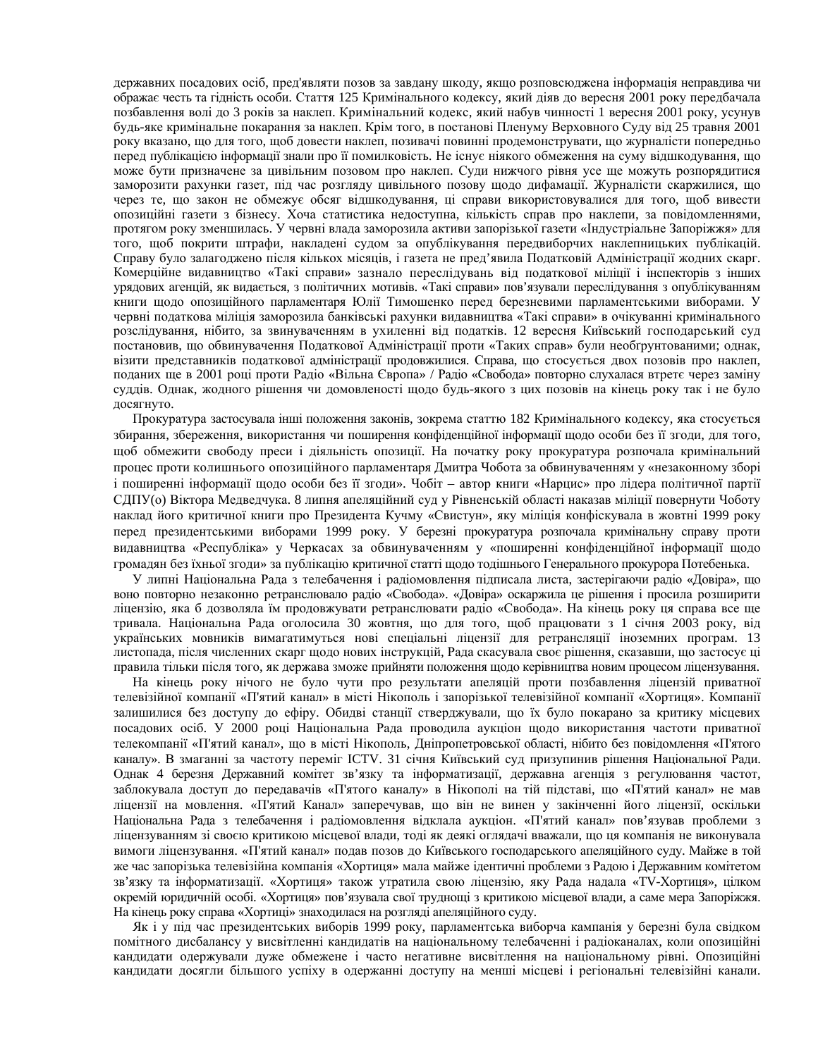державних посадових осіб, пред'являти позов за завдану шкоду, якщо розповсюджена інформація неправдива чи ображає честь та гідність особи. Стаття 125 Кримінального кодексу, який діяв до вересня 2001 року передбачала позбавлення волі до 3 років за наклеп. Кримінальний кодекс, який набув чинності 1 вересня 2001 року, усунув будь-яке кримінальне покарання за наклеп. Крім того, в постанові Пленуму Верховного Суду від 25 травня 2001 року вказано, що для того, щоб довести наклеп, позивачі повинні продемонструвати, що журналісти попередньо перед публікацією інформації знали про її помилковість. Не існує ніякого обмеження на суму відшкодування, що може бути призначене за цивільним позовом про наклеп. Суди нижчого рівня усе ще можуть розпорядитися заморозити рахунки газет, під час розгляду цивільного позову щодо дифамації. Журналісти скаржилися, що через те, що закон не обмежує обсяг відшкодування, ці справи використовувалися для того, щоб вивести опозиційні газети з бізнесу. Хоча статистика недоступна, кількість справ про наклепи, за повідомленнями, протягом року зменшилась. У червні влада заморозила активи запорізької газети «Індустріальне Запоріжжя» для того, щоб покрити штрафи, накладені судом за опублікування передвиборчих наклепницьких публікацій. Справу було залагоджено після кількох місяців, і газета не пред'явила Податковій Адміністрації жодних скарг. Комерційне видавництво «Такі справи» зазнало переслідувань від податкової міліції і інспекторів з інших урядових агенцій, як видається, з політичних мотивів. «Такі справи» пов'язували переслідування з опублікуванням книги щодо опозиційного парламентаря Юлії Тимошенко перед березневими парламентськими виборами. У червні податкова міліція заморозила банківські рахунки видавництва «Такі справи» в очікуванні кримінального розслідування, нібито, за звинуваченням в ухиленні від податків. 12 вересня Київський господарський суд постановив, що обвинувачення Податкової Адміністрації проти «Таких справ» були необґрунтованими; однак, візити представників податкової адміністрації продовжилися. Справа, що стосується двох позовів про наклеп, поданих ще в 2001 році проти Радіо «Вільна Європа» / Радіо «Свобода» повторно слухалася втретє через заміну суддів. Однак, жодного рішення чи домовленості щодо будь-якого з цих позовів на кінець року так і не було досягнуто.

Прокуратура застосувала інші положення законів, зокрема статтю 182 Кримінального кодексу, яка стосується збирання, збереження, використання чи поширення конфіденційної інформації щодо особи без її згоди, для того, щоб обмежити свободу преси і діяльність опозиції. На початку року прокуратура розпочала кримінальний процес проти колишнього опозиційного парламентаря Дмитра Чобота за обвинуваченням у «незаконному зборі і поширенні інформації щодо особи без її згоди». Чобіт – автор книги «Нарцис» про лідера політичної партії СДПУ(о) Віктора Медведчука. 8 липня апеляційний суд у Рівненській області наказав міліції повернути Чоботу наклад його критичної книги про Президента Кучму «Свистун», яку міліція конфіскувала в жовтні 1999 року перед президентськими виборами 1999 року. У березні прокуратура розпочала кримінальну справу проти видавництва «Республіка» у Черкасах за обвинуваченням у «поширенні конфіденційної інформації щодо громадян без їхньої згоди» за публікацію критичної статті щодо тодішнього Генерального прокурора Потебенька.

У липні Національна Рада з телебачення і радіомовлення підписала листа, застерігаючи радіо «Довіра», що воно повторно незаконно ретранслювало радіо «Свобода». «Довіра» оскаржила це рішення і просила розширити ліцензію, яка б дозволяла їм продовжувати ретранслювати радіо «Свобода». На кінець року ця справа все ще тривала. Національна Рада оголосила 30 жовтня, що для того, щоб працювати з 1 січня 2003 року, від українських мовників вимагатимуться нові спеціальні ліцензії для ретрансляції іноземних програм. 13 листопада, після численних скарг щодо нових інструкцій, Рада скасувала своє рішення, сказавши, що застосує ці правила тільки після того, як держава зможе прийняти положення щодо керівництва новим процесом ліцензування.

На кінець року нічого не було чути про результати апеляцій проти позбавлення ліцензій приватної телевізійної компанії «П'ятий канал» в місті Нікополь і запорізької телевізійної компанії «Хортиця». Компанії залишилися без доступу до ефіру. Обидві станції стверджували, що їх було покарано за критику місцевих посадових осіб. У 2000 році Національна Рада проводила аукціон щодо використання частоти приватної телекомпанії «П'ятий канал», що в місті Нікополь, Дніпропетровської області, нібито без повідомлення «П'ятого каналу». В змаганні за частоту переміг ICTV. 31 січня Київський суд призупинив рішення Національної Ради. Однак 4 березня Державний комітет зв'язку та інформатизації, державна агенція з регулювання частот, заблокувала доступ до передавачів «П'ятого каналу» в Нікополі на тій підставі, що «П'ятий канал» не мав ліцензії на мовлення. «П'ятий Канал» заперечував, що він не винен у закінченні його ліцензії, оскільки Національна Рада з телебачення і радіомовлення відклала аукціон. «П'ятий канал» пов'язував проблеми з ліцензуванням зі своєю критикою місцевої влади, тоді як деякі оглядачі вважали, що ця компанія не виконувала вимоги ліцензування. «П'ятий канал» подав позов до Київського господарського апеляційного суду. Майже в той же час запорізька телевізійна компанія «Хортиця» мала майже ідентичні проблеми з Радою і Державним комітетом зв'язку та інформатизації. «Хортиця» також утратила свою ліцензію, яку Рада надала «TV-Хортиця», цілком окремій юридичній особі. «Хортиця» пов'язувала свої труднощі з критикою місцевої влади, а саме мера Запоріжжя. На кінець року справа «Хортиці» знаходилася на розгляді апеляційного суду.

Як і у під час президентських виборів 1999 року, парламентська виборча кампанія у березні була свідком помітного дисбалансу у висвітленні кандидатів на національному телебаченні і радіоканалах, коли опозиційні кандидати одержували дуже обмежене і часто негативне висвітлення на національному рівні. Опозиційні кандидати досягли більшого успіху в одержанні доступу на менші місцеві і регіональні телевізійні канали.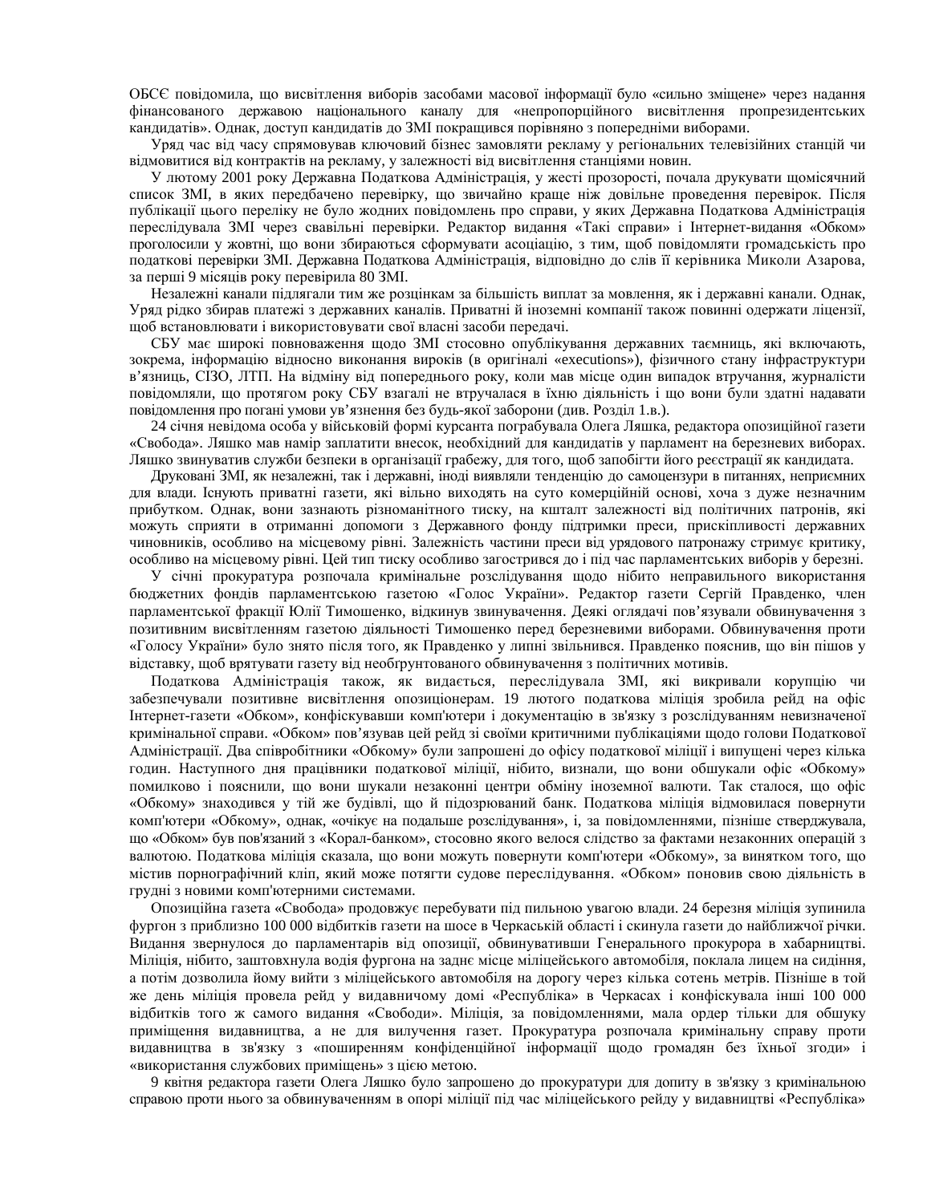ОБСЄ повідомила, що висвітлення виборів засобами масової інформації було «сильно зміщене» через надання фінансованого державою національного каналу для «непропорційного висвітлення пропрезидентських кандидатів». Однак, доступ кандидатів до ЗМІ покращився порівняно з попередніми виборами.

Уряд час від часу спрямовував ключовий бізнес замовляти рекламу у регіональних телевізійних станцій чи відмовитися від контрактів на рекламу, у залежності від висвітлення станціями новин.

У лютому 2001 року Державна Податкова Адміністрація, у жесті прозорості, почала друкувати щомісячний список ЗМІ, в яких передбачено перевірку, що звичайно краще ніж довільне проведення перевірок. Після публікації цього переліку не було жодних повідомлень про справи, у яких Державна Податкова Адміністрація переслідувала ЗМІ через свавільні перевірки. Редактор видання «Такі справи» і Інтернет-видання «Обком» проголосили у жовтні, що вони збираються сформувати асоціацію, з тим, щоб повідомляти громадськість про податкові перевірки ЗМІ. Державна Податкова Адміністрація, відповідно до слів її керівника Миколи Азарова, за перші 9 місяців року перевірила 80 ЗМІ.

Незалежні канали підлягали тим же розцінкам за більшість виплат за мовлення, як і державні канали. Однак, Уряд рідко збирав платежі з державних каналів. Приватні й іноземні компанії також повинні одержати ліцензії, щоб встановлювати і використовувати свої власні засоби передачі.

СБУ має широкі повноваження щодо ЗМІ стосовно опублікування державних таємниць, які включають, зокрема, інформацію відносно виконання вироків (в оригіналі «executions»), фізичного стану інфраструктури в'язниць, СІЗО, ЛТП. На відміну від попереднього року, коли мав місце один випадок втручання, журналісти повідомляли, що протягом року СБУ взагалі не втручалася в їхню діяльність і що вони були здатні надавати повідомлення про погані умови ув'язнення без будь-якої заборони (див. Розділ 1.в.).

24 січня невідома особа у військовій формі курсанта пограбувала Олега Ляшка, редактора опозиційної газети «Свобода». Ляшко мав намір заплатити внесок, необхідний для кандидатів у парламент на березневих виборах. Ляшко звинуватив служби безпеки в організації грабежу, для того, щоб запобігти його реєстрації як кандидата.

Друковані ЗМІ, як незалежні, так і державні, іноді виявляли тенденцію до самоцензури в питаннях, неприємних для влади. Існують приватні газети, які вільно виходять на суто комерційній основі, хоча з дуже незначним прибутком. Однак, вони зазнають різноманітного тиску, на кшталт залежності від політичних патронів, які можуть сприяти в отриманні допомоги з Державного фонду підтримки преси, прискіпливості державних чиновників, особливо на місцевому рівні. Залежність частини преси від урядового патронажу стримує критику, особливо на місцевому рівні. Цей тип тиску особливо загострився до і під час парламентських виборів у березні.

У січні прокуратура розпочала кримінальне розслідування щодо нібито неправильного використання бюджетних фондів парламентською газетою «Голос України». Редактор газети Сергій Правденко, член парламентської фракції Юлії Тимошенко, відкинув звинувачення. Деякі оглядачі пов'язували обвинувачення з позитивним висвітленням газетою діяльності Тимошенко перед березневими виборами. Обвинувачення проти «Голосу України» було знято після того, як Правденко у липні звільнився. Правденко пояснив, що він пішов у відставку, щоб врятувати газету від необґрунтованого обвинувачення з політичних мотивів.

Податкова Адміністрація також, як видається, переслідувала ЗМІ, які викривали корупцію чи забезпечували позитивне висвітлення опозиціонерам. 19 лютого податкова міліція зробила рейд на офіс Інтернет-газети «Обком», конфіскувавши комп'ютери і документацію в зв'язку з розслідуванням невизначеної кримінальної справи. «Обком» пов'язував цей рейд зі своїми критичними публікаціями щодо голови Податкової Адміністрації. Два співробітники «Обкому» були запрошені до офісу податкової міліції і випущені через кілька годин. Наступного дня працівники податкової міліції, нібито, визнали, що вони обшукали офіс «Обкому» помилково і пояснили, що вони шукали незаконні центри обміну іноземної валюти. Так сталося, що офіс «Обкому» знаходився у тій же будівлі, що й підозрюваний банк. Податкова міліція відмовилася повернути комп'ютери «Обкому», однак, «очікує на подальше розслідування», і, за повідомленнями, пізніше стверджувала, що «Обком» був пов'язаний з «Корал-банком», стосовно якого велося слідство за фактами незаконних операцій з валютою. Податкова міліція сказала, що вони можуть повернути комп'ютери «Обкому», за винятком того, що містив порнографічний кліп, який може потягти судове переслідування. «Обком» поновив свою діяльність в грудні з новими комп'ютерними системами.

Опозиційна газета «Свобода» продовжує перебувати під пильною увагою влади. 24 березня міліція зупинила фургон з приблизно 100 000 відбитків газети на шосе в Черкаській області і скинула газети до найближчої річки. Видання звернулося до парламентарів від опозиції, обвинувативши Генерального прокурора в хабарництві. Міліція, нібито, заштовхнула водія фургона на заднє місце міліцейського автомобіля, поклала лицем на сидіння, а потім дозволила йому вийти з міліцейського автомобіля на дорогу через кілька сотень метрів. Пізніше в той же день міліція провела рейд у видавничому домі «Республіка» в Черкасах і конфіскувала інші 100 000 відбитків того ж самого видання «Свободи». Міліція, за повідомленнями, мала ордер тільки для обшуку приміщення видавництва, а не для вилучення газет. Прокуратура розпочала кримінальну справу проти видавництва в зв'язку з «поширенням конфіденційної інформації щодо громадян без їхньої згоди» і «використання службових приміщень» з цією метою.

9 квітня редактора газети Олега Ляшко було запрошено до прокуратури для допиту в зв'язку з кримінальною справою проти нього за обвинуваченням в опорі міліції під час міліцейського рейду у видавництві «Республіка»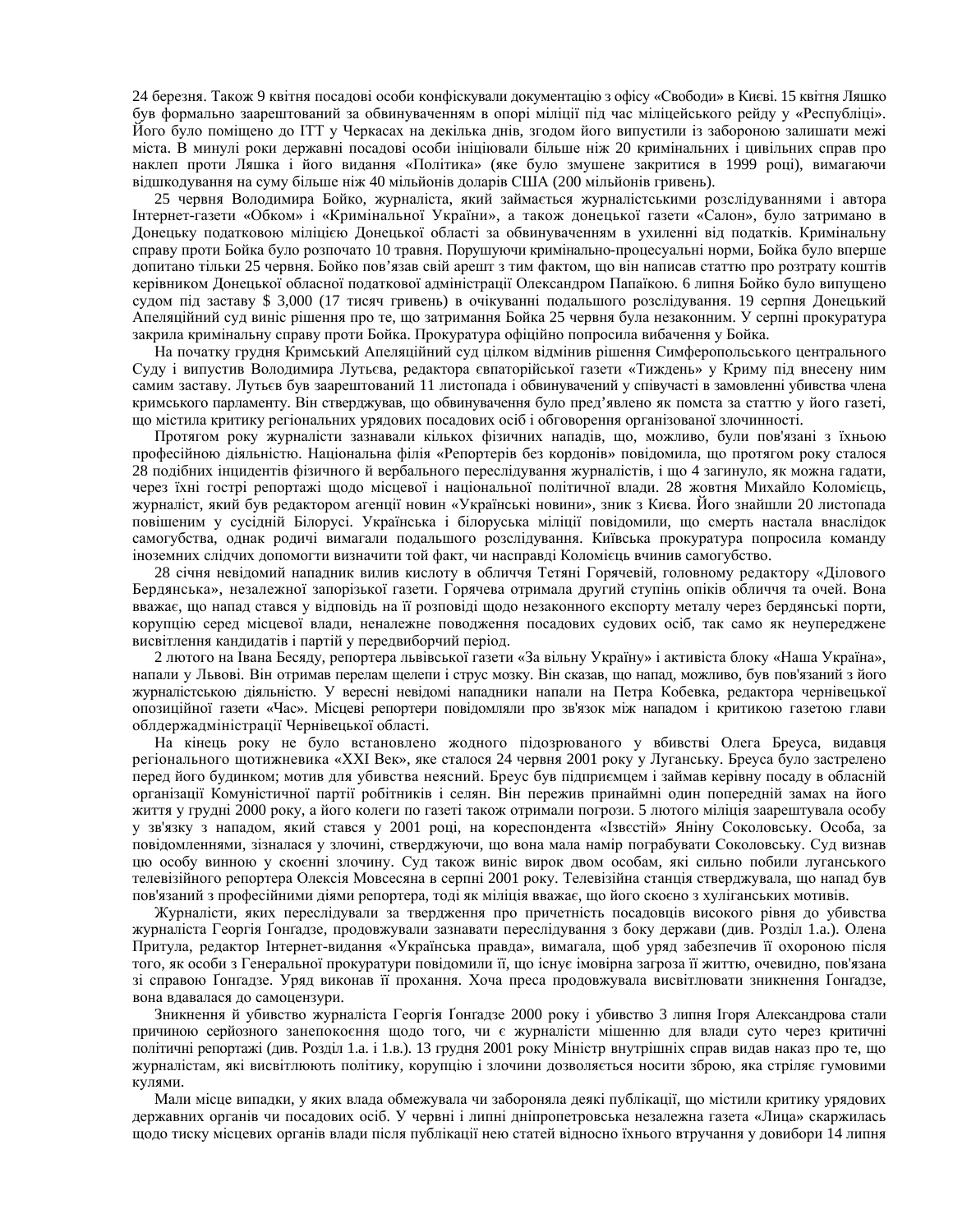24 березня. Також 9 квітня посадові особи конфіскували документацію з офісу «Свободи» в Києві. 15 квітня Ляшко був формально заарештований за обвинуваченням в опорі міліції під час міліцейського рейду у «Республіці». Його було поміщено до ІТТ у Черкасах на декілька днів, згодом його випустили із забороною залишати межі міста. В минулі роки державні посадові особи ініціювали більше ніж 20 кримінальних і цивільних справ про наклеп проти Ляшка і його видання «Політика» (яке було змушене закритися в 1999 році), вимагаючи відшкодування на суму більше ніж 40 мільйонів доларів США (200 мільйонів гривень).

25 червня Володимира Бойко, журналіста, який займається журналістськими розслідуваннями і автора Інтернет-газети «Обком» і «Кримінальної України», а також донецької газети «Салон», було затримано в Донецьку податковою міліцією Донецької області за обвинуваченням в ухиленні від податків. Кримінальну справу проти Бойка було розпочато 10 травня. Порушуючи кримінально-процесуальні норми, Бойка було вперше допитано тільки 25 червня. Бойко пов'язав свій арешт з тим фактом, що він написав статтю про розтрату коштів керівником Донецької обласної податкової адміністрації Олександром Папаїкою. 6 липня Бойко було випущено судом під заставу $ 3,000 (17 тисяч гривень) в очікуванні подальшого розслідування. 19 серпня Донецький Апеляційний суд виніс рішення про те, що затримання Бойка 25 червня була незаконним. У серпні прокуратура закрила кримінальну справу проти Бойка. Прокуратура офіційно попросила вибачення у Бойка.

На початку грудня Кримський Апеляційний суд цілком відмінив рішення Симферопольського центрального Суду і випустив Володимира Лутьєва, редактора євпаторійської газети «Тиждень» у Криму під внесену ним самим заставу. Лутьєв був заарештований 11 листопада і обвинувачений у співучасті в замовленні убивства члена кримського парламенту. Він стверджував, що обвинувачення було пред'явлено як помста за статтю у його газеті, що містила критику регіональних урядових посадових осіб і обговорення організованої злочинності.

Протягом року журналісти зазнавали кількох фізичних нападів, що, можливо, були пов'язані з їхньою професійною діяльністю. Національна філія «Репортерів без кордонів» повідомила, що протягом року сталося 28 подібних інцидентів фізичного й вербального переслідування журналістів, і що 4 загинуло, як можна гадати, через їхні гострі репортажі щодо місцевої і національної політичної влади. 28 жовтня Михайло Коломієць, журналіст, який був редактором агенції новин «Українські новини», зник з Києва. Його знайшли 20 листопада повішеним у сусідній Білорусі. Українська і білоруська міліції повідомили, що смерть настала внаслідок самогубства, однак родичі вимагали подальшого розслідування. Київська прокуратура попросила команду іноземних слідчих допомогти визначити той факт, чи насправді Коломієць вчинив самогубство.

28 січня невідомий нападник вилив кислоту в обличчя Тетяні Горячевій, головному редактору «Ділового Бердянська», незалежної запорізької газети. Горячева отримала другий ступінь опіків обличчя та очей. Вона вважає, що напад стався у відповідь на її розповіді щодо незаконного експорту металу через бердянські порти, корупцію серед місцевої влади, неналежне поводження посадових судових осіб, так само як неупереджене висвітлення кандидатів і партій у передвиборчий період.

2 лютого на Івана Бесяду, репортера львівської газети «За вільну Україну» і активіста блоку «Наша Україна», напали у Львові. Він отримав перелам щелепи і струс мозку. Він сказав, що напад, можливо, був пов'язаний з його журналістською діяльністю. У вересні невідомі нападники напали на Петра Кобевка, редактора чернівецької опозиційної газети «Час». Місцеві репортери повідомляли про зв'язок між нападом і критикою газетою глави облдержадміністрації Чернівецької області.

На кінець року не було встановлено жодного підозрюваного у вбивстві Олега Бреуса, видавця регіонального щотижневика «XXI Век», яке сталося 24 червня 2001 року у Луганську. Бреуса було застрелено перед його будинком; мотив для убивства неясний. Бреус був підприємцем і займав керівну посаду в обласній організації Комуністичної партії робітників і селян. Він пережив принаймні один попередній замах на його життя у грудні 2000 року, а його колеги по газеті також отримали погрози. 5 лютого міліція заарештувала особу у зв'язку з нападом, який стався у 2001 році, на кореспондента «Ізвєстій» Яніну Соколовську. Особа, за повідомленнями, зізналася у злочині, стверджуючи, що вона мала намір пограбувати Соколовську. Суд визнав цю особу винною у скоєнні злочину. Суд також виніс вирок двом особам, які сильно побили луганського телевізійного репортера Олексія Мовсесяна в серпні 2001 року. Телевізійна станція стверджувала, що напад був пов'язаний з професійними діями репортера, тоді як міліція вважає, що його скоєно з хуліганських мотивів.

Журналісти, яких переслідували за твердження про причетність посадовців високого рівня до убивства журналіста Георгія Ґонґадзе, продовжували зазнавати переслідування з боку держави (див. Розділ 1.а.). Олена Притула, редактор Інтернет-видання «Українська правда», вимагала, щоб уряд забезпечив її охороною після того, як особи з Генеральної прокуратури повідомили її, що існує імовірна загроза її життю, очевидно, пов'язана зі справою Ґонґадзе. Уряд виконав її прохання. Хоча преса продовжувала висвітлювати зникнення Ґонґадзе, вона вдавалася до самоцензури.

Зникнення й убивство журналіста Георгія Ґонґадзе 2000 року і убивство 3 липня Ігоря Александрова стали причиною серйозного занепокоєння щодо того, чи є журналісти мішенню для влади суто через критичні політичні репортажі (див. Розділ 1.а. і 1.в.). 13 грудня 2001 року Міністр внутрішніх справ видав наказ про те, що журналістам, які висвітлюють політику, корупцію і злочини дозволяється носити зброю, яка стріляє гумовими кулями.

Мали місце випадки, у яких влада обмежувала чи забороняла деякі публікації, що містили критику урядових державних органів чи посадових осіб. У червні і липні дніпропетровська незалежна газета «Лица» скаржилась щодо тиску місцевих органів влади після публікації нею статей відносно їхнього втручання у довибори 14 липня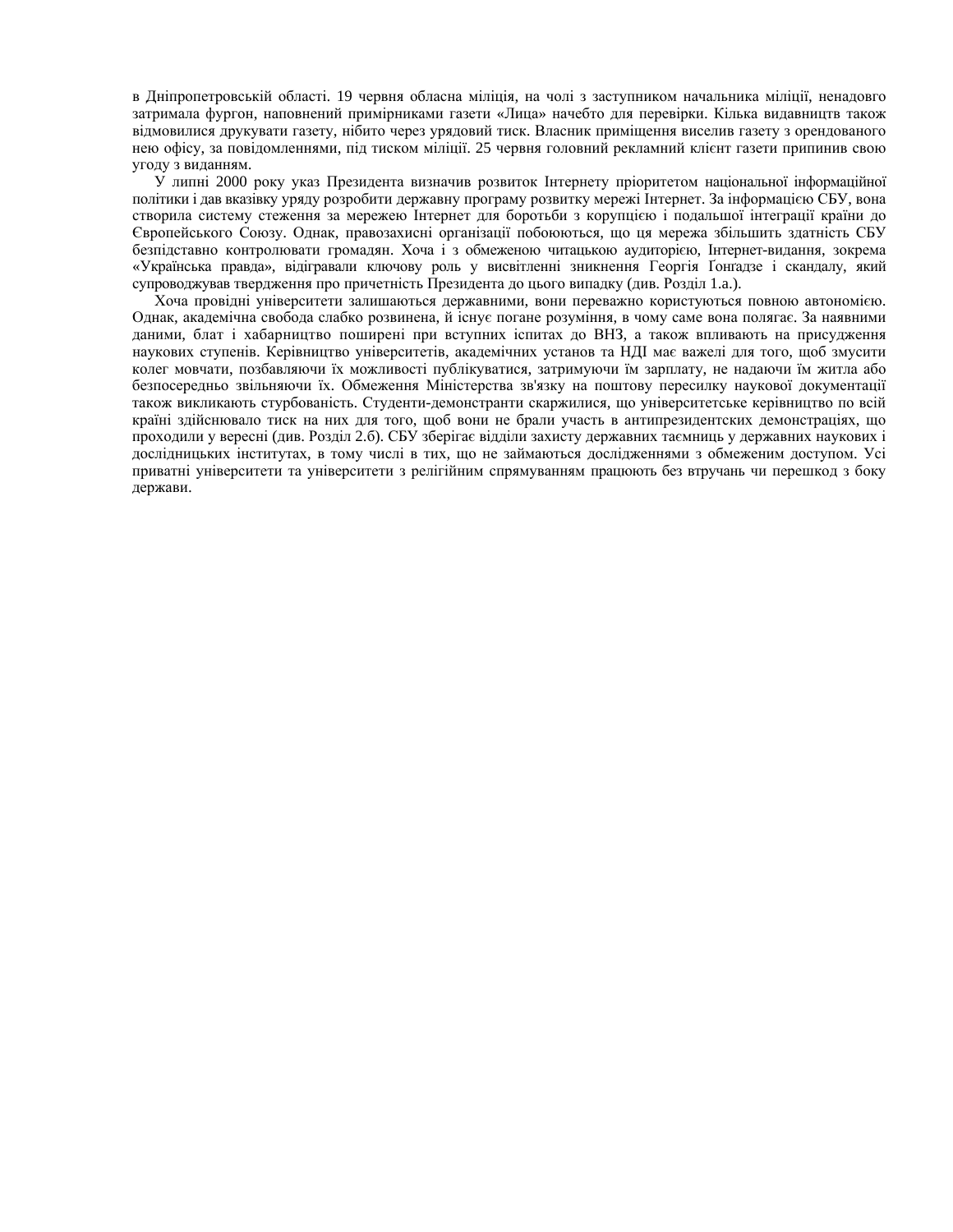в Дніпропетровській області. 19 червня обласна міліція, на чолі з заступником начальника міліції, ненадовго затримала фургон, наповнений примірниками газети «Лица» начебто для перевірки. Кілька видавництв також відмовилися друкувати газету, нібито через урядовий тиск. Власник приміщення виселив газету з орендованого нею офісу, за повідомленнями, під тиском міліції. 25 червня головний рекламний клієнт газети припинив свою угоду з виданням.

У липні 2000 року указ Президента визначив розвиток Інтернету пріоритетом національної інформаційної політики і дав вказівку уряду розробити державну програму розвитку мережі Інтернет. За інформацією СБУ, вона створила систему стеження за мережею Інтернет для боротьби з корупцією і подальшої інтеграції країни до Європейського Союзу. Однак, правозахисні організації побоюються, що ця мережа збільшить здатність СБУ безпідставно контролювати громадян. Хоча і з обмеженою читацькою аудиторією, Інтернет-видання, зокрема «Українська правда», відігравали ключову роль у висвітленні зникнення Георгія Ґонґадзе і скандалу, який супроводжував твердження про причетність Президента до цього випадку (див. Розділ 1.а.).

Хоча провідні університети залишаються державними, вони переважно користуються повною автономією. Однак, академічна свобода слабко розвинена, й існує погане розуміння, в чому саме вона полягає. За наявними даними, блат і хабарництво поширені при вступних іспитах до ВНЗ, а також впливають на присудження наукових ступенів. Керівництво університетів, академічних установ та НДІ має важелі для того, щоб змусити колег мовчати, позбавляючи їх можливості публікуватися, затримуючи їм зарплату, не надаючи їм житла або безпосередньо звільняючи їх. Обмеження Міністерства зв'язку на поштову пересилку наукової документації також викликають стурбованість. Студенти-демонстранти скаржилися, що університетське керівництво по всій країні здійснювало тиск на них для того, щоб вони не брали участь в антипрезидентських демонстраціях, що проходили у вересні (див. Розділ 2.б). СБУ зберігає відділи захисту державних таємниць у державних наукових і дослідницьких інститутах, в тому числі в тих, що не займаються дослідженнями з обмеженим доступом. Усі приватні університети та університети з релігійним спрямуванням працюють без втручань чи перешкод з боку держави.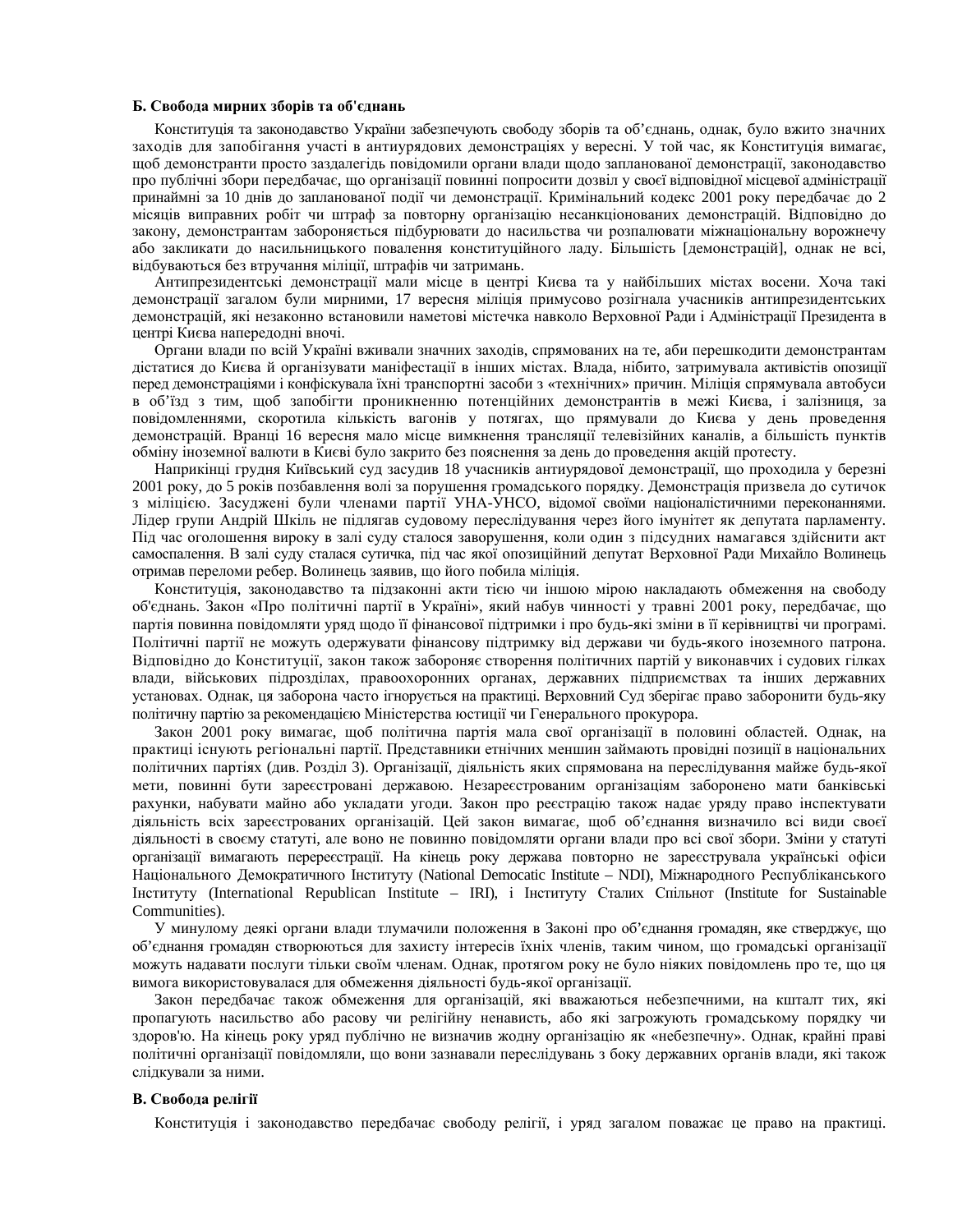### Б. Свобода мирних зборів та об'єднань

Конституція та законодавство України забезпечують свободу зборів та об'єднань, однак, було вжито значних заходів для запобігання участі в антиурядових демонстраціях у вересні. У той час, як Конституція вимагає, щоб демонстранти просто заздалегідь повідомили органи влади щодо запланованої демонстрації, законодавство про публічні збори передбачає, що організації повинні попросити дозвіл у своєї відповідної місцевої адміністрації принаймні за 10 днів до запланованої події чи демонстрації. Кримінальний кодекс 2001 року передбачає до 2 місяців виправних робіт чи штраф за повторну організацію несанкціонованих демонстрацій. Відповідно до закону, демонстрантам забороняється підбурювати до насильства чи розпалювати міжнаціональну ворожнечу або закликати до насильницького повалення конституційного ладу. Більшість [демонстрацій], однак не всі, відбуваються без втручання міліції, штрафів чи затримань.

Антипрезидентські демонстрації мали місце в центрі Києва та у найбільших містах восени. Хоча такі демонстрації загалом були мирними, 17 вересня міліція примусово розігнала учасників антипрезидентських демонстрацій, які незаконно встановили наметові містечка навколо Верховної Ради і Адміністрації Президента в центрі Києва напередодні вночі.

Органи влади по всій Україні вживали значних заходів, спрямованих на те, аби перешкодити демонстрантам дістатися до Києва й організувати маніфестації в інших містах. Влада, нібито, затримувала активістів опозиції перед демонстраціями і конфіскувала їхні транспортні засоби з «технічних» причин. Міліція спрямовувала автобуси в об'їзд з тим, щоб запобігти проникненню потенційних демонстрантів в межі Києва, і залізниця, за повідомленнями, скоротила кількість вагонів у потягах, що прямували до Києва у день проведення демонстрацій. Вранці 16 вересня мало місце вимкнення трансляції телевізійних каналів, а більшість пунктів обміну іноземної валюти в Києві було закрито без пояснення за день до проведення акцій протесту.

Наприкінці грудня Київський суд засудив 18 учасників антиурядової демонстрації, що проходила у березні 2001 року, до 5 років позбавлення волі за порушення громадського порядку. Демонстрація призвела до сутичок з міліцією. Засуджені були членами партії УНА-УНСО, відомої своїми націоналістичними переконаннями. Лідер групи Андрій Шкіль не підлягав судовому переслідування через його імунітет як депутата парламенту. Під час оголошення вироку в залі суду сталося заворушення, коли один з підсудних намагався здійснити акт самоспалення. В залі суду сталася сутичка, під час якої опозиційний депутат Верховної Ради Михайло Волинець отримав переломи ребер. Волинець заявив, що його побила міліція.

Конституція, законодавство та підзаконні акти тією чи іншою мірою накладають обмеження на свободу об'єднань. Закон «Про політичні партії в Україні», який набув чинності у травні 2001 року, передбачає, що партія повинна повідомляти уряд щодо її фінансової підтримки і про будь-які зміни в її керівництві чи програмі. Політичні партії не можуть одержувати фінансову підтримку від держави чи будь-якого іноземного патрона. Відповідно до Конституції, закон також забороняє створення політичних партій у виконавчих і судових гілках влади, військових підрозділах, правоохоронних органах, державних підприємствах та інших державних установах. Однак, ця заборона часто ігнорується на практиці. Верховний Суд зберігає право заборонити будь-яку політичну партію за рекомендацією Міністерства юстиції чи Генерального прокурора.

Закон 2001 року вимагає, щоб політична партія мала свої організації в половині областей. Однак, на практиці існують регіональні партії. Представники етнічних меншин займають провідні позиції в національних політичних партіях (див. Розділ 3). Організації, діяльність яких спрямована на переслідування майже будь-якої мети, повинні бути зареєстровані державою. Незареєстрованим організаціям заборонено мати банківські рахунки, набувати майно або укладати угоди. Закон про реєстрацію також надає уряду право інспектувати діяльність всіх зареєстрованих організацій. Цей закон вимагає, щоб об'єднання визначило всі види своєї діяльності в своєму статуті, але воно не повинно повідомляти органи влади про всі свої збори. Зміни у статуті організації вимагають перереєстрації. На кінець року держава повторно не зареєструвала українські офіси Національного Демократичного Інституту (National Demodratic Institute – NDI), Міжнародного Республіканського Інституту (International Republican Institute – IRI), і Інституту Сталих Спільнот (Institute for Sustainable Communities).

У минулому деякі органи влади тлумачили положення в Законі про об'єднання громадян, яке стверджує, що об'єднання громадян створюються для захисту інтересів їхніх членів, таким чином, що громадські організації можуть надавати послуги тільки своїм членам. Однак, протягом року не було ніяких повідомлень про те, що ця вимога використовувалася для обмеження діяльності будь-якої організації.

Закон передбачає також обмеження для організацій, які вважаються небезпечними, на кшталт тих, які пропагують насильство або расову чи релігійну ненависть, або які загрожують громадському порядку чи здоров'ю. На кінець року уряд публічно не визначив жодну організацію як «небезпечну». Однак, крайні праві політичні організації повідомляли, що вони зазнавали переслідувань з боку державних органів влади, які також слідкували за ними.

### В. Свобода релігії

Конституція і законодавство передбачає свободу релігії, і уряд загалом поважає це право на практиці.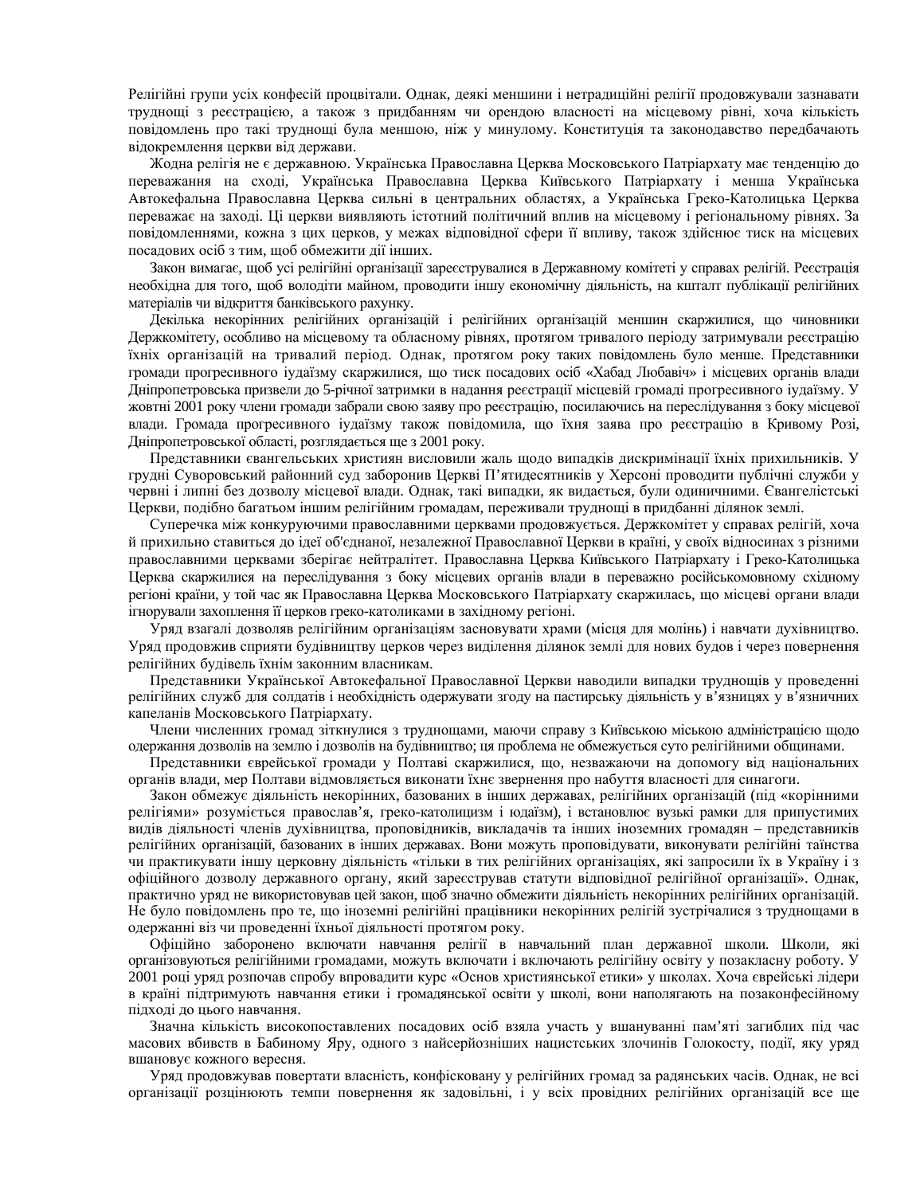Релігійні групи усіх конфесій процвітали. Однак, деякі меншини і нетрадиційні релігії продовжували зазнавати труднощі з реєстрацією, а також з придбанням чи орендою власності на місцевому рівні, хоча кількість повідомлень про такі труднощі була меншою, ніж у минулому. Конституція та законодавство передбачають відокремлення церкви від держави.

Жодна релігія не є державною. Українська Православна Церква Московського Патріархату має тенденцію до переважання на сході, Українська Православна Церква Київського Патріархату і менша Українська Автокефальна Православна Церква сильні в центральних областях, а Українська Греко-Католицька Церква переважає на заході. Ці церкви виявляють істотний політичний вплив на місцевому і регіональному рівнях. За повідомленнями, кожна з цих церков, у межах відповідної сфери її впливу, також здійснює тиск на місцевих посадових осіб з тим, щоб обмежити дії інших.

Закон вимагає, щоб усі релігійні організації зареєструвалися в Державному комітеті у справах релігій. Реєстрація необхідна для того, щоб володіти майном, проводити іншу економічну діяльність, на кшталт публікації релігійних матеріалів чи відкриття банківського рахунку.

Декілька некорінних релігійних організацій і релігійних організацій меншин скаржилися, що чиновники Держкомітету, особливо на місцевому та обласному рівнях, протягом тривалого періоду затримували реєстрацію їхніх організацій на тривалий період. Однак, протягом року таких повідомлень було менше. Представники громади прогресивного іудаїзму скаржилися, що тиск посадових осіб «Хабад Любавіч» і місцевих органів влади Дніпропетровська призвели до 5-річної затримки в надання реєстрації місцевій громаді прогресивного іудаїзму. У жовтні 2001 року члени громади забрали свою заяву про реєстрацію, посилаючись на переслідування з боку місцевої влади. Громада прогресивного іудаїзму також повідомила, що їхня заява про реєстрацію в Кривому Розі, Дніпропетровської області, розглядається ще з 2001 року.

Представники євангельських християн висловили жаль щодо випадків дискримінації їхніх прихильників. У грудні Суворовський районний суд заборонив Церкві П'ятидесятників у Херсоні проводити публічні служби у червні і липні без дозволу місцевої влади. Однак, такі випадки, як видається, були одиничними. Євангелістські Церкви, подібно багатьом іншим релігійним громадам, переживали труднощі в придбанні ділянок землі.

Суперечка між конкуруючими православними церквами продовжується. Держкомітет у справах релігій, хоча й прихильно ставиться до ідеї об'єднаної, незалежної Православної Церкви в країні, у своїх відносинах з різними православними церквами зберігає нейтралітет. Православна Церква Київського Патріархату і Греко-Католицька Церква скаржилися на переслідування з боку місцевих органів влади в переважно російськомовному східному регіоні країни, у той час як Православна Церква Московського Патріархату скаржилась, що місцеві органи влади ігнорували захоплення її церков греко-католиками в західному регіоні.

Уряд взагалі дозволяв релігійним організаціям засновувати храми (місця для молінь) і навчати духівництво. Уряд продовжив сприяти будівництву церков через виділення ділянок землі для нових будов і через повернення релігійних будівель їхнім законним власникам.

Представники Української Автокефальної Православної Церкви наводили випадки труднощів у проведенні релігійних служб для солдатів і необхідність одержувати згоду на пастирську діяльність у в'язницях у в'язничних капеланів Московського Патріархату.

Члени численних громад зіткнулися з труднощами, маючи справу з Київською міською адміністрацією щодо одержання дозволів на землю і дозволів на будівництво; ця проблема не обмежується суто релігійними общинами.

Представники єврейської громади у Полтаві скаржилися, що, незважаючи на допомогу від національних органів влади, мер Полтави відмовляється виконати їхнє звернення про набуття власності для синагоги.

Закон обмежує діяльність некорінних, базованих в інших державах, релігійних організацій (під «корінними релігіями» розуміється православ'я, греко-католицизм і юдаїзм), і встановлює вузькі рамки для припустимих видів діяльності членів духівництва, проповідників, викладачів та інших іноземних громадян – представників релігійних організацій, базованих в інших державах. Вони можуть проповідувати, виконувати релігійні таїнства чи практикувати іншу церковну діяльність «тільки в тих релігійних організаціях, які запросили їх в Україну і з офіційного дозволу державного органу, який зареєстрував статути відповідної релігійної організації». Однак, практично уряд не використовував цей закон, щоб значно обмежити діяльність некорінних релігійних організацій. Не було повідомлень про те, що іноземні релігійні працівники некорінних релігій зустрічалися з труднощами в одержанні віз чи проведенні їхньої діяльності протягом року.

Офіційно заборонено включати навчання релігії в навчальний план державної школи. Школи, які організовуються релігійними громадами, можуть включати і включають релігійну освіту у позакласну роботу. У 2001 році уряд розпочав спробу впровадити курс «Основ християнської етики» у школах. Хоча єврейські лідери в країні підтримують навчання етики і громадянської освіти у школі, вони наполягають на позаконфесійному підході до цього навчання.

Значна кількість високопоставлених посадових осіб взяла участь у вшануванні пам'яті загиблих під час масових вбивств в Бабиному Яру, одного з найсерйозніших нацистських злочинів Голокосту, події, яку уряд вшановує кожного вересня.

Уряд продовжував повертати власність, конфісковану у релігійних громад за радянських часів. Однак, не всі організації розцінюють темпи повернення як задовільні, і у всіх провідних релігійних організацій все ще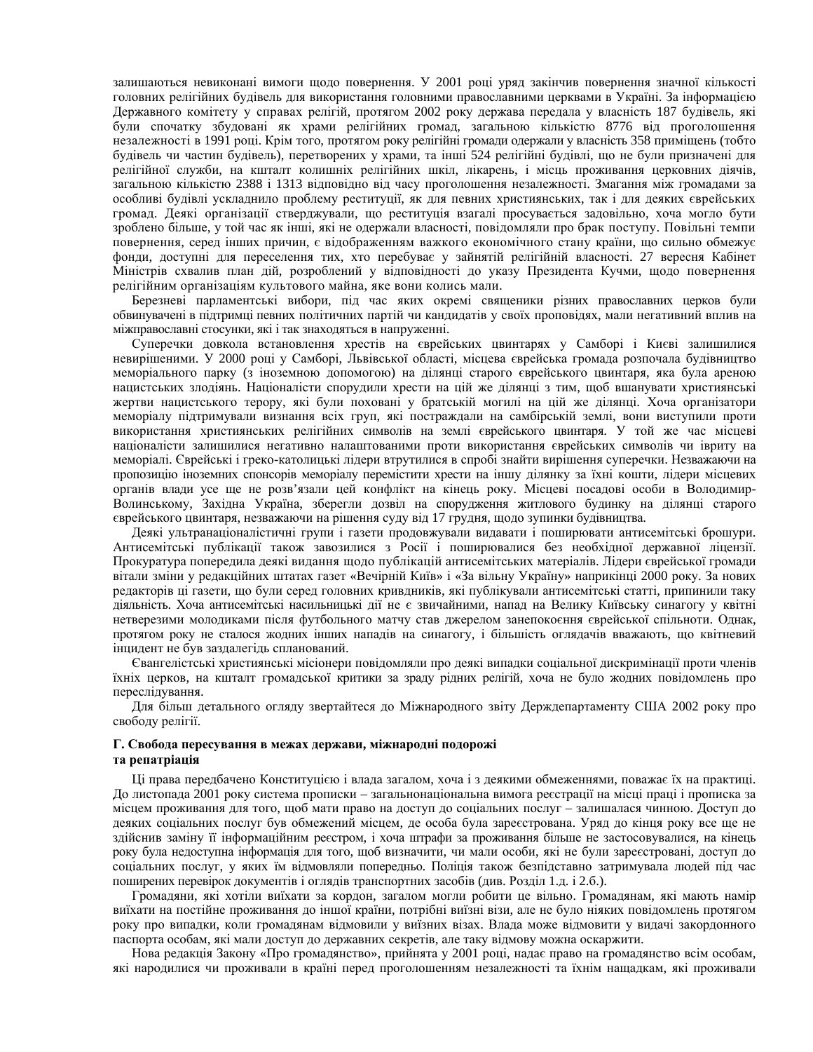залишаються невиконані вимоги щодо повернення. У 2001 році уряд закінчив повернення значної кількості головних релігійних будівель для використання головними православними церквами в Україні. За інформацією Державного комітету у справах релігій, протягом 2002 року держава передала у власність 187 будівель, які були спочатку збудовані як храми релігійних громад, загальною кількістю 8776 від проголошення незалежності в 1991 році. Крім того, протягом року релігійні громади одержали у власність 358 приміщень (тобто будівель чи частин будівель), перетворених у храми, та інші 524 релігійні будівлі, що не були призначені для релігійної служби, на кшталт колишніх релігійних шкіл, лікарень, і місць проживання церковних діячів, загальною кількістю 2388 і 1313 відповідно від часу проголошення незалежності. Змагання між громадами за особливі будівлі ускладнило проблему реституції, як для певних християнських, так і для деяких єврейських громад. Деякі організації стверджували, що реституція взагалі просувається задовільно, хоча могло бути зроблено більше, у той час як інші, які не одержали власності, повідомляли про брак поступу. Повільні темпи повернення, серед інших причин, є відображенням важкого економічного стану країни, що сильно обмежує фонди, доступні для переселення тих, хто перебуває у зайнятій релігійній власності. 27 вересня Кабінет Міністрів схвалив план дій, розроблений у відповідності до указу Президента Кучми, щодо повернення релігійним організаціям культового майна, яке вони колись мали.

Березневі парламентські вибори, під час яких окремі священики різних православних церков були обвинувачені в підтримці певних політичних партій чи кандидатів у своїх проповідях, мали негативний вплив на міжправославні стосунки, які і так знаходяться в напруженні.

Суперечки довкола встановлення хрестів на єврейських цвинтарях у Самборі і Києві залишилися невирішеними. У 2000 році у Самборі, Львівської області, місцева єврейська громада розпочала будівництво меморіального парку (з іноземною допомогою) на ділянці старого єврейського цвинтаря, яка була ареною нацистських злодіянь. Націоналісти спорудили хрести на цій же ділянці з тим, щоб вшанувати християнські жертви нацистського терору, які були поховані у братській могилі на цій же ділянці. Хоча організатори меморіалу підтримували визнання всіх груп, які постраждали на самбірській землі, вони виступили проти використання християнських релігійних символів на землі єврейського цвинтаря. У той же час місцеві націоналісти залишилися негативно налаштованими проти використання єврейських символів чи івриту на меморіалі. Єврейські і греко-католицькі лідери втрутилися в спробі знайти вирішення суперечки. Незважаючи на пропозицію іноземних спонсорів меморіалу перемістити хрести на іншу ділянку за їхні кошти, лідери місцевих органів влади усе ще не розв’язали цей конфлікт на кінець року. Місцеві посадові особи в Володимир-Волинському, Західна Україна, зберегли дозвіл на спорудження житлового будинку на ділянці старого єврейського цвинтаря, незважаючи на рішення суду від 17 грудня, щодо зупинки будівництва.

Деякі ультранаціоналістичні групи і газети продовжували видавати і поширювати антисемітські брошури. Антисемітські публікації також завозилися з Росії і поширювалися без необхідної державної ліцензії. Прокуратура попередила деякі видання щодо публікацій антисемітських матеріалів. Лідери єврейської громади вітали зміни у редакційних штатах газет «Вечірній Київ» і «За вільну Україну» наприкінці 2000 року. За нових редакторів ці газети, що були серед головних кривдників, які публікували антисемітські статті, припинили таку діяльність. Хоча антисемітські насильницькі дії не є звичайними, напад на Велику Київську синагогу у квітні нетверезими молодиками після футбольного матчу став джерелом занепокоєння єврейської спільноти. Однак, протягом року не сталося жодних інших нападів на синагогу, і більшість оглядачів вважають, що квітневий інцидент не був заздалегідь спланований.

Євангелістські християнські місіонери повідомляли про деякі випадки соціальної дискримінації проти членів їхніх церков, на кшталт громадської критики за зраду рідних релігій, хоча не було жодних повідомлень про переслідування.

Для більш детального огляду звертайтеся до Міжнародного звіту Держдепартаменту США 2002 року про свободу релігії.

**Г. Свобода пересування в межах держави, міжнародні подорожі та репатріація**

Ці права передбачено Конституцією і влада загалом, хоча і з деякими обмеженнями, поважає їх на практиці. До листопада 2001 року система прописки – загальнонаціональна вимога реєстрації на місці праці і прописка за місцем проживання для того, щоб мати право на доступ до соціальних послуг – залишалася чинною. Доступ до деяких соціальних послуг був обмежений місцем, де особа була зареєстрована. Уряд до кінця року все ще не здійснив заміну її інформаційним реєстром, і хоча штрафи за проживання більше не застосовувалися, на кінець року була недоступна інформація для того, щоб визначити, чи мали особи, які не були зареєстровані, доступ до соціальних послуг, у яких їм відмовляли попередньо. Поліція також безпідставно затримувала людей під час поширених перевірок документів і оглядів транспортних засобів (див. Розділ 1.д. і 2.б.).

Громадяни, які хотіли виїхати за кордон, загалом могли робити це вільно. Громадянам, які мають намір виїхати на постійне проживання до іншої країни, потрібні виїзні візи, але не було ніяких повідомлень протягом року про випадки, коли громадянам відмовили у виїзних візах. Влада може відмовити у видачі закордонного паспорта особам, які мали доступ до державних секретів, але таку відмову можна оскаржити.

Нова редакція Закону «Про громадянство», прийнята у 2001 році, надає право на громадянство всім особам, які народилися чи проживали в країні перед проголошенням незалежності та їхнім нащадкам, які проживали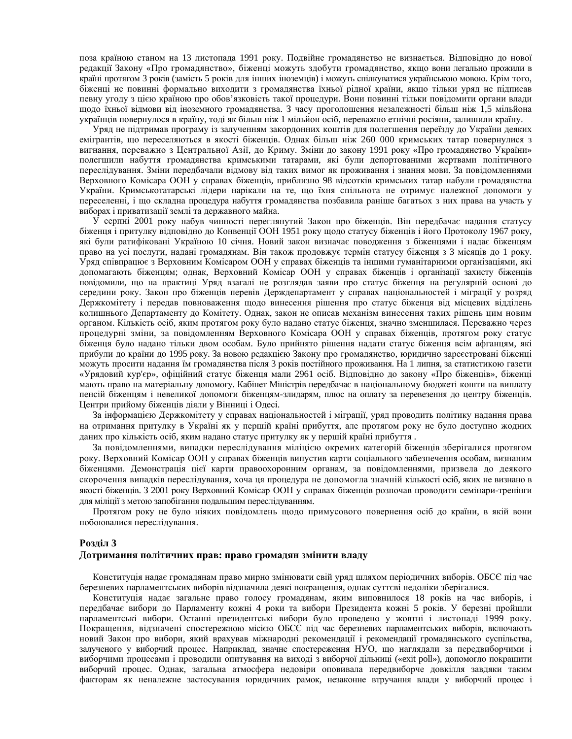поза країною станом на 13 листопада 1991 року. Подвійне громадянство не визнається. Відповідно до нової редакції Закону «Про громадянство», біженці можуть здобути громадянство, якщо вони легально прожили в країні протягом 3 років (замість 5 років для інших іноземців) і можуть спілкуватися українською мовою. Крім того, біженці не повинні формально виходити з громадянства їхньої рідної країни, якщо тільки уряд не підписав певну угоду з цією країною про обов'язковість такої процедури. Вони повинні тільки повідомити органи влади щодо їхньої відмови від іноземного громадянства. З часу проголошення незалежності більш ніж 1,5 мільйона українців повернулося в країну, тоді як більш ніж 1 мільйон осіб, переважно етнічні росіяни, залишили країну.

Уряд не підтримав програму із залученням закордонних коштів для полегшення переїзду до України деяких емігрантів, що переселяються в якості біженців. Однак більш ніж 260 000 кримських татар повернулися з вигнання, переважно з Центральної Азії, до Криму. Зміни до закону 1991 року «Про громадянство України» полегшили набуття громадянства кримськими татарами, які були депортованими жертвами політичного переслідування. Зміни передбачали відмову від таких вимог як проживання і знання мови. За повідомленнями Верховного Комісара ООН у справах біженців, приблизно 98 відсотків кримських татар набули громадянства України. Кримськотатарські лідери нарікали на те, що їхня спільнота не отримує належної допомоги у переселенні, і що складна процедура набуття громадянства позбавила раніше багатьох з них права на участь у виборах і приватизації землі та державного майна.

У серпні 2001 року набув чинності переглянутий Закон про біженців. Він передбачає надання статусу біженця і притулку відповідно до Конвенції ООН 1951 року щодо статусу біженців і його Протоколу 1967 року, які були ратифіковані Україною 10 січня. Новий закон визначає поводження з біженцями і надає біженцям право на усі послуги, надані громадянам. Він також продовжує термін статусу біженця з 3 місяців до 1 року. Уряд співпрацює з Верховним Комісаром ООН у справах біженців та іншими гуманітарними організаціями, які допомагають біженцям; однак, Верховний Комісар ООН у справах біженців і організації захисту біженців повідомили, що на практиці Уряд взагалі не розглядав заяви про статус біженця на регулярній основі до середини року. Закон про біженців перевів Держдепартамент у справах національностей і міграції у розряд Держкомітету і передав повноваження щодо винесення рішення про статус біженця від місцевих відділень колишнього Департаменту до Комітету. Однак, закон не описав механізм винесення таких рішень цим новим органом. Кількість осіб, яким протягом року було надано статус біженця, значно зменшилася. Переважно через процедурні зміни, за повідомленням Верховного Комісара ООН у справах біженців, протягом року статус біженця було надано тільки двом особам. Було прийнято рішення надати статус біженця всім афганцям, які прибули до країни до 1995 року. За новою редакцією Закону про громадянство, юридично зареєстровані біженці можуть просити надання їм громадянства після 3 років постійного проживання. На 1 липня, за статистикою газети «Урядовий кур'єр», офіційний статус біженця мали 2961 осіб. Відповідно до закону «Про біженців», біженці мають право на матеріальну допомогу. Кабінет Міністрів передбачає в національному бюджеті кошти на виплату пенсій біженцям і невеликої допомоги біженцям-злидарям, плюс на оплату за перевезення до центру біженців. Центри прийому біженців діяли у Вінниці і Одесі.

За інформацією Держкомітету у справах національностей і міграції, уряд проводить політику надання права на отримання притулку в Україні як у першій країні прибуття, але протягом року не було доступно жодних даних про кількість осіб, яким надано статус притулку як у першій країні прибуття .

За повідомленнями, випадки переслідування міліцією окремих категорій біженців зберігалися протягом року. Верховний Комісар ООН у справах біженців випустив карти соціального забезпечення особам, визнаним біженцями. Демонстрація цієї карти правоохоронним органам, за повідомленнями, призвела до деякого скорочення випадків переслідування, хоча ця процедура не допомогла значній кількості осіб, яких не визнано в якості біженців. З 2001 року Верховний Комісар ООН у справах біженців розпочав проводити семінари-тренінги для міліції з метою запобігання подальшим переслідуванням.

Протягом року не було ніяких повідомлень щодо примусового повернення осіб до країни, в якій вони побоювалися переслідування.

## Розділ 3
## Дотримання політичних прав: право громадян змінити владу

Конституція надає громадянам право мирно змінювати свій уряд шляхом періодичних виборів. ОБСЄ під час березневих парламентських виборів відзначила деякі покращення, однак суттєві недоліки зберігалися.

Конституція надає загальне право голосу громадянам, яким виповнилося 18 років на час виборів, і передбачає вибори до Парламенту кожні 4 роки та вибори Президента кожні 5 років. У березні пройшли парламентські вибори. Останні президентські вибори було проведено у жовтні і листопаді 1999 року. Покращення, відзначені спостережною місією ОБСЄ під час березневих парламентських виборів, включають новий Закон про вибори, який врахував міжнародні рекомендації і рекомендації громадянського суспільства, залученого у виборчий процес. Наприклад, значне спостереження НУО, що наглядали за передвиборчими і виборчими процесами і проводили опитування на виході з виборчої дільниці («exit poll»), допомогло покращити виборчий процес. Однак, загальна атмосфера недовіри оповивала передвиборче довкілля завдяки таким факторам як неналежне застосування юридичних рамок, незаконне втручання влади у виборчий процес і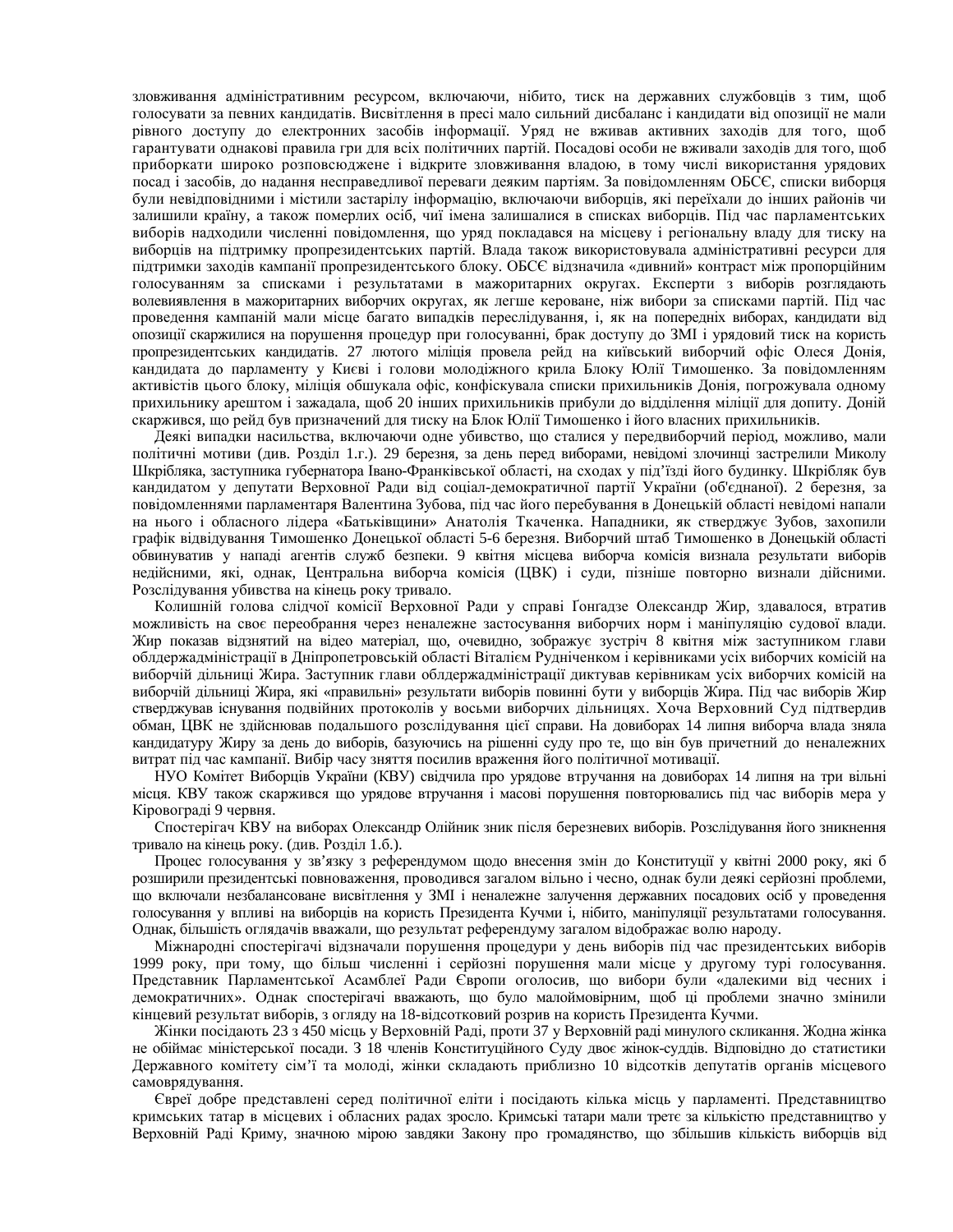зловживання адміністративним ресурсом, включаючи, нібито, тиск на державних службовців з тим, щоб голосувати за певних кандидатів. Висвітлення в пресі мало сильний дисбаланс і кандидати від опозиції не мали рівного доступу до електронних засобів інформації. Уряд не вживав активних заходів для того, щоб гарантувати однакові правила гри для всіх політичних партій. Посадові особи не вживали заходів для того, щоб приборкати широко розповсюджене і відкрите зловживання владою, в тому числі використання урядових посад і засобів, до надання несправедливої переваги деяким партіям. За повідомленням ОБСЄ, списки виборця були невідповідними і містили застарілу інформацію, включаючи виборців, які переїхали до інших районів чи залишили країну, а також померлих осіб, чиї імена залишалися в списках виборців. Під час парламентських виборів надходили численні повідомлення, що уряд покладався на місцеву і регіональну владу для тиску на виборців на підтримку пропрезидентських партій. Влада також використовувала адміністративні ресурси для підтримки заходів кампанії пропрезидентського блоку. ОБСЄ відзначила «дивний» контраст між пропорційним голосуванням за списками і результатами в мажоритарних округах. Експерти з виборів розглядають волевиявлення в мажоритарних виборчих округах, як легше кероване, ніж вибори за списками партій. Під час проведення кампаній мали місце багато випадків переслідування, і, як на попередніх виборах, кандидати від опозиції скаржилися на порушення процедур при голосуванні, брак доступу до ЗМІ і урядовий тиск на користь пропрезидентських кандидатів. 27 лютого міліція провела рейд на київський виборчий офіс Олеся Донія, кандидата до парламенту у Києві і голови молодіжного крила Блоку Юлії Тимошенко. За повідомленням активістів цього блоку, міліція обшукала офіс, конфіскувала списки прихильників Донія, погрожувала одному прихильнику арештом і зажадала, щоб 20 інших прихильників прибули до відділення міліції для допиту. Доній скаржився, що рейд був призначений для тиску на Блок Юлії Тимошенко і його власних прихильників.

Деякі випадки насильства, включаючи одне убивство, що сталися у передвиборчий період, можливо, мали політичні мотиви (див. Розділ 1.г.). 29 березня, за день перед виборами, невідомі злочинці застрелили Миколу Шкрібляка, заступника губернатора Івано-Франківської області, на сходах у під'їзді його будинку. Шкрібляк був кандидатом у депутати Верховної Ради від соціал-демократичної партії України (об'єднаної). 2 березня, за повідомленнями парламентаря Валентина Зубова, під час його перебування в Донецькій області невідомі напали на нього і обласного лідера «Батьківщини» Анатолія Ткаченка. Нападники, як стверджує Зубов, захопили графік відвідування Тимошенко Донецької області 5-6 березня. Виборчий штаб Тимошенко в Донецькій області обвинуватив у нападі агентів служб безпеки. 9 квітня місцева виборча комісія визнала результати виборів недійсними, які, однак, Центральна виборча комісія (ЦВК) і суди, пізніше повторно визнали дійсними. Розслідування убивства на кінець року тривало.

Колишній голова слідчої комісії Верховної Ради у справі Ґонґадзе Олександр Жир, здавалося, втратив можливість на своє переобрання через неналежне застосування виборчих норм і маніпуляцію судової влади. Жир показав відзнятий на відео матеріал, що, очевидно, зображує зустріч 8 квітня між заступником глави облдержадміністрації в Дніпропетровській області Віталієм Рудніченком і керівниками усіх виборчих комісій на виборчій дільниці Жира. Заступник глави облдержадміністрації диктував керівникам усіх виборчих комісій на виборчій дільниці Жира, які «правильні» результати виборів повинні бути у виборців Жира. Під час виборів Жир стверджував існування подвійних протоколів у восьми виборчих дільницях. Хоча Верховний Суд підтвердив обман, ЦВК не здійснював подальшого розслідування цієї справи. На довиборах 14 липня виборча влада зняла кандидатуру Жиру за день до виборів, базуючись на рішенні суду про те, що він був причетний до неналежних витрат під час кампанії. Вибір часу зняття посилив враження його політичної мотивації.

НУО Комітет Виборців України (КВУ) свідчила про урядове втручання на довиборах 14 липня на три вільні місця. КВУ також скаржився що урядове втручання і масові порушення повторювались під час виборів мера у Кіровограді 9 червня.

Спостерігач КВУ на виборах Олександр Олійник зник після березневих виборів. Розслідування його зникнення тривало на кінець року. (див. Розділ 1.б.).

Процес голосування у зв'язку з референдумом щодо внесення змін до Конституції у квітні 2000 року, які б розширили президентські повноваження, проводився загалом вільно і чесно, однак були деякі серйозні проблеми, що включали незбалансоване висвітлення у ЗМІ і неналежне залучення державних посадових осіб у проведення голосування у впливі на виборців на користь Президента Кучми і, нібито, маніпуляції результатами голосування. Однак, більшість оглядачів вважали, що результат референдуму загалом відображає волю народу.

Міжнародні спостерігачі відзначали порушення процедури у день виборів під час президентських виборів 1999 року, при тому, що більш численні і серйозні порушення мали місце у другому турі голосування. Представник Парламентської Асамблеї Ради Європи оголосив, що вибори були «далекими від чесних і демократичних». Однак спостерігачі вважають, що було малоймовірним, щоб ці проблеми значно змінили кінцевий результат виборів, з огляду на 18-відсотковий розрив на користь Президента Кучми.

Жінки посідають 23 з 450 місць у Верховній Раді, проти 37 у Верховній раді минулого скликання. Жодна жінка не обіймає міністерської посади. З 18 членів Конституційного Суду двоє жінок-суддів. Відповідно до статистики Державного комітету сім'ї та молоді, жінки складають приблизно 10 відсотків депутатів органів місцевого самоврядування.

Євреї добре представлені серед політичної еліти і посідають кілька місць у парламенті. Представництво кримських татар в місцевих і обласних радах зросло. Кримські татари мали третє за кількістю представництво у Верховній Раді Криму, значною мірою завдяки Закону про громадянство, що збільшив кількість виборців від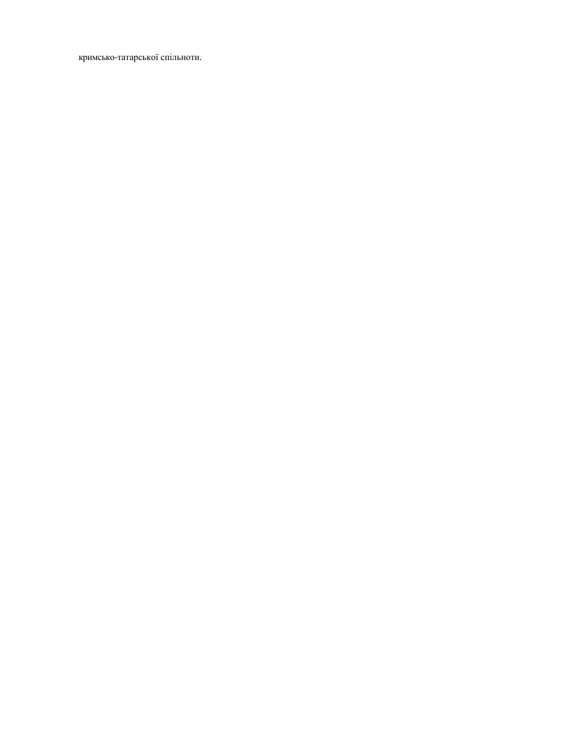кримсько-татарської спільноти.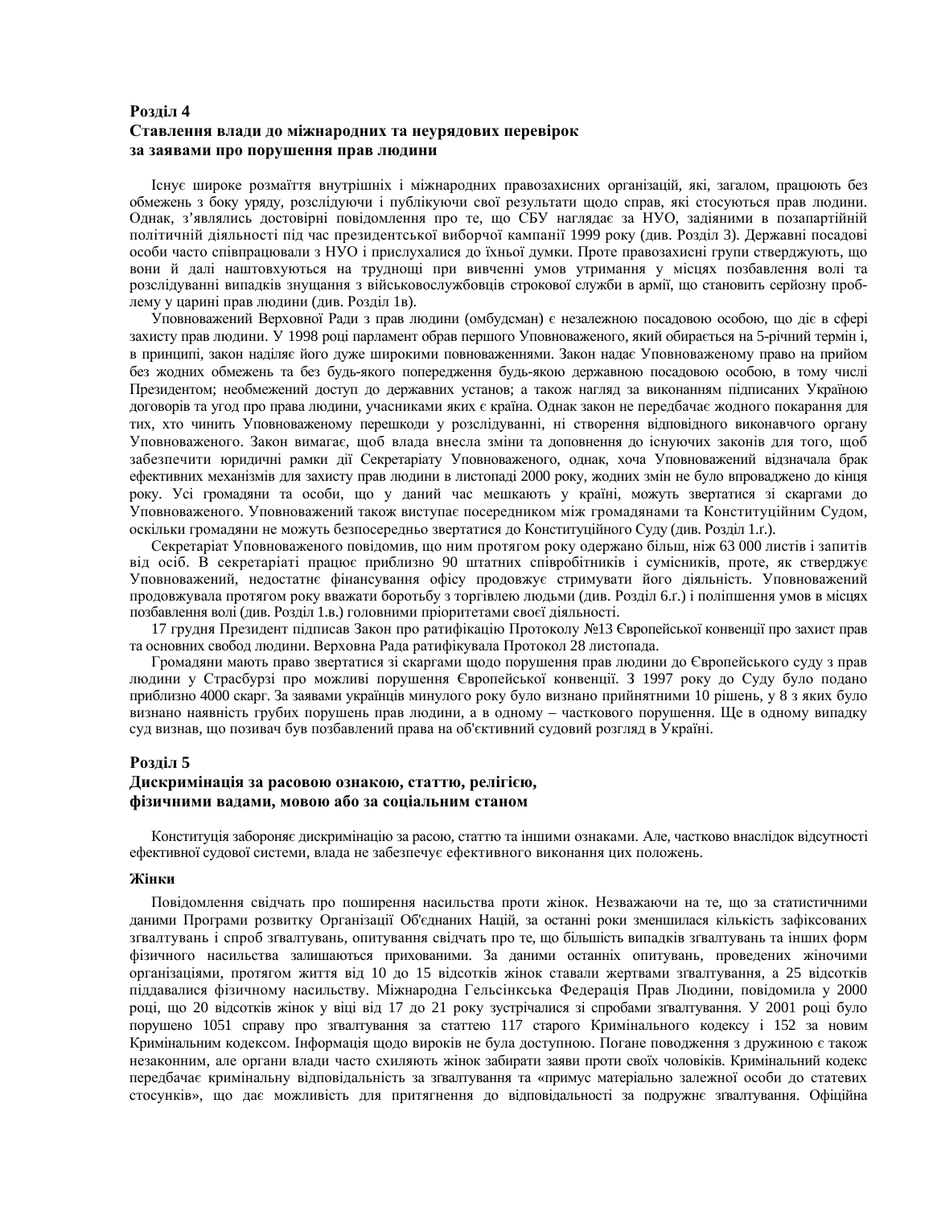## Розділ 4
## Ставлення влади до міжнародних та неурядових перевірок за заявами про порушення прав людини

Існує широке розмаїття внутрішніх і міжнародних правозахисних організацій, які, загалом, працюють без обмежень з боку уряду, розслідуючи і публікуючи свої результати щодо справ, які стосуються прав людини. Однак, з'являлись достовірні повідомлення про те, що СБУ наглядає за НУО, задіяними в позапартійній політичній діяльності під час президентської виборчої кампанії 1999 року (див. Розділ 3). Державні посадові особи часто співпрацювали з НУО і прислухалися до їхньої думки. Проте правозахисні групи стверджують, що вони й далі наштовхуються на труднощі при вивченні умов утримання у місцях позбавлення волі та розслідуванні випадків знущання з військовослужбовців строкової служби в армії, що становить серйозну проблему у царині прав людини (див. Розділ 1в).

Уповноважений Верховної Ради з прав людини (омбудсман) є незалежною посадовою особою, що діє в сфері захисту прав людини. У 1998 році парламент обрав першого Уповноваженого, який обирається на 5-річний термін і, в принципі, закон наділяє його дуже широкими повноваженнями. Закон надає Уповноваженому право на прийом без жодних обмежень та без будь-якого попередження будь-якою державною посадовою особою, в тому числі Президентом; необмежений доступ до державних установ; а також нагляд за виконанням підписаних Україною договорів та угод про права людини, учасниками яких є країна. Однак закон не передбачає жодного покарання для тих, хто чинить Уповноваженому перешкоди у розслідуванні, ні створення відповідного виконавчого органу Уповноваженого. Закон вимагає, щоб влада внесла зміни та доповнення до існуючих законів для того, щоб забезпечити юридичні рамки дії Секретаріату Уповноваженого, однак, хоча Уповноважений відзначала брак ефективних механізмів для захисту прав людини в листопаді 2000 року, жодних змін не було впроваджено до кінця року. Усі громадяни та особи, що у даний час мешкають у країні, можуть звертатися зі скаргами до Уповноваженого. Уповноважений також виступає посередником між громадянами та Конституційним Судом, оскільки громадяни не можуть безпосередньо звертатися до Конституційного Суду (див. Розділ 1.г.).

Секретаріат Уповноваженого повідомив, що ним протягом року одержано більш, ніж 63 000 листів і запитів від осіб. В секретаріаті працює приблизно 90 штатних співробітників і сумісників, проте, як стверджує Уповноважений, недостатнє фінансування офісу продовжує стримувати його діяльність. Уповноважений продовжувала протягом року вважати боротьбу з торгівлею людьми (див. Розділ 6.г.) і поліпшення умов в місцях позбавлення волі (див. Розділ 1.в.) головними пріоритетами своєї діяльності.

17 грудня Президент підписав Закон про ратифікацію Протоколу №13 Європейської конвенції про захист прав та основних свобод людини. Верховна Рада ратифікувала Протокол 28 листопада.

Громадяни мають право звертатися зі скаргами щодо порушення прав людини до Європейського суду з прав людини у Страсбурзі про можливі порушення Європейської конвенції. З 1997 року до Суду було подано приблизно 4000 скарг. За заявами українців минулого року було визнано прийнятними 10 рішень, у 8 з яких було визнано наявність грубих порушень прав людини, а в одному – часткового порушення. Ще в одному випадку суд визнав, що позивач був позбавлений права на об'єктивний судовий розгляд в Україні.

## Розділ 5
## Дискримінація за расовою ознакою, статтю, релігією, фізичними вадами, мовою або за соціальним станом

Конституція забороняє дискримінацію за расою, статтю та іншими ознаками. Але, частково внаслідок відсутності ефективної судової системи, влада не забезпечує ефективного виконання цих положень.

### Жінки

Повідомлення свідчать про поширення насильства проти жінок. Незважаючи на те, що за статистичними даними Програми розвитку Організації Об'єднаних Націй, за останні роки зменшилася кількість зафіксованих згвалтувань і спроб згвалтувань, опитування свідчать про те, що більшість випадків згвалтувань та інших форм фізичного насильства залишаються прихованими. За даними останніх опитувань, проведених жіночими організаціями, протягом життя від 10 до 15 відсотків жінок ставали жертвами згвалтування, а 25 відсотків піддавалися фізичному насильству. Міжнародна Гельсінкська Федерація Прав Людини, повідомила у 2000 році, що 20 відсотків жінок у віці від 17 до 21 року зустрічалися зі спробами згвалтування. У 2001 році було порушено 1051 справу про згвалтування за статтею 117 старого Кримінального кодексу і 152 за новим Кримінальним кодексом. Інформація щодо вироків не була доступною. Погане поводження з дружиною є також незаконним, але органи влади часто схиляють жінок забирати заяви проти своїх чоловіків. Кримінальний кодекс передбачає кримінальну відповідальність за згвалтування та «примус матеріально залежної особи до статевих стосунків», що дає можливість для притягнення до відповідальності за подружнє згвалтування. Офіційна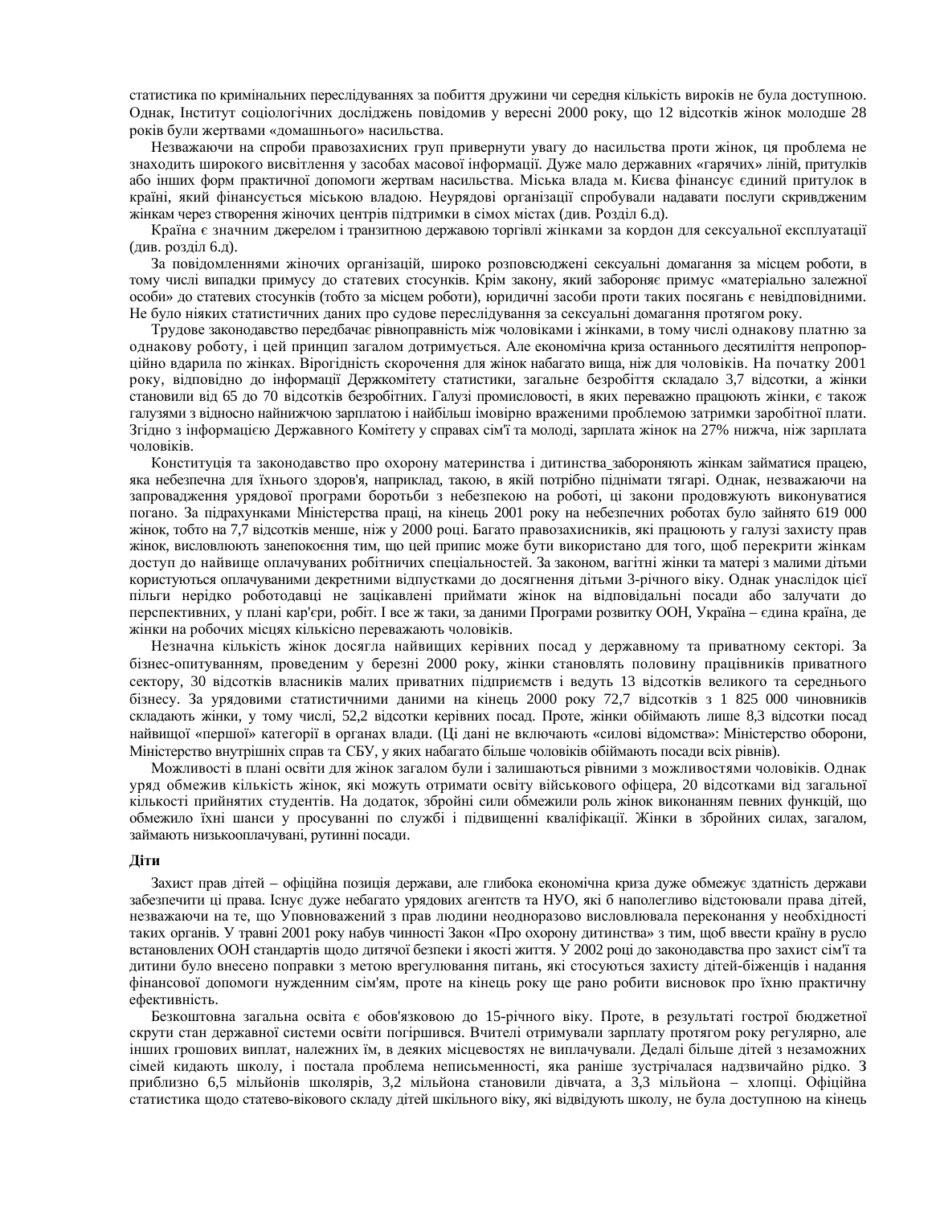статистика по кримінальних переслідуваннях за побиття дружини чи середня кількість вироків не була доступною. Однак, Інститут соціологічних досліджень повідомив у вересні 2000 року, що 12 відсотків жінок молодше 28 років були жертвами «домашнього» насильства.

Незважаючи на спроби правозахисних груп привернути увагу до насильства проти жінок, ця проблема не знаходить широкого висвітлення у засобах масової інформації. Дуже мало державних «гарячих» ліній, притулків або інших форм практичної допомоги жертвам насильства. Міська влада м. Києва фінансує єдиний притулок в країні, який фінансується міською владою. Неурядові організації спробували надавати послуги скривдженим жінкам через створення жіночих центрів підтримки в сімох містах (див. Розділ 6.д).

Країна є значним джерелом і транзитною державою торгівлі жінками за кордон для сексуальної експлуатації (див. розділ 6.д).

За повідомленнями жіночих організацій, широко розповсюджені сексуальні домагання за місцем роботи, в тому числі випадки примусу до статевих стосунків. Крім закону, який забороняє примус «матеріально залежної особи» до статевих стосунків (тобто за місцем роботи), юридичні засоби проти таких посягань є невідповідними. Не було ніяких статистичних даних про судове переслідування за сексуальні домагання протягом року.

Трудове законодавство передбачає рівноправність між чоловіками і жінками, в тому числі однакову платню за однакову роботу, і цей принцип загалом дотримується. Але економічна криза останнього десятиліття непропорційно вдарила по жінках. Вірогідність скорочення для жінок набагато вища, ніж для чоловіків. На початку 2001 року, відповідно до інформації Держкомітету статистики, загальне безробіття складало 3,7 відсотки, а жінки становили від 65 до 70 відсотків безробітних. Галузі промисловості, в яких переважно працюють жінки, є також галузями з відносно найнижчою зарплатою і найбільш імовірно враженими проблемою затримки заробітної плати. Згідно з інформацією Державного Комітету у справах сім'ї та молоді, зарплата жінок на 27% нижча, ніж зарплата чоловіків.

Конституція та законодавство про охорону материнства і дитинства забороняють жінкам займатися працею, яка небезпечна для їхнього здоров'я, наприклад, такою, в якій потрібно піднімати тягарі. Однак, незважаючи на запровадження урядової програми боротьби з небезпекою на роботі, ці закони продовжують виконуватися погано. За підрахунками Міністерства праці, на кінець 2001 року на небезпечних роботах було зайнято 619 000 жінок, тобто на 7,7 відсотків менше, ніж у 2000 році. Багато правозахисників, які працюють у галузі захисту прав жінок, висловлюють занепокоєння тим, що цей припис може бути використано для того, щоб перекрити жінкам доступ до найвище оплачуваних робітничих спеціальностей. За законом, вагітні жінки та матері з малими дітьми користуються оплачуваними декретними відпустками до досягнення дітьми 3-річного віку. Однак унаслідок цієї пільги нерідко роботодавці не зацікавлені приймати жінок на відповідальні посади або залучати до перспективних, у плані кар'єри, робіт. І все ж таки, за даними Програми розвитку ООН, Україна – єдина країна, де жінки на робочих місцях кількісно переважають чоловіків.

Незначна кількість жінок досягла найвищих керівних посад у державному та приватному секторі. За бізнес-опитуванням, проведеним у березні 2000 року, жінки становлять половину працівників приватного сектору, 30 відсотків власників малих приватних підприємств і ведуть 13 відсотків великого та середнього бізнесу. За урядовими статистичними даними на кінець 2000 року 72,7 відсотків з 1 825 000 чиновників складають жінки, у тому числі, 52,2 відсотки керівних посад. Проте, жінки обіймають лише 8,3 відсотки посад найвищої «першої» категорії в органах влади. (Ці дані не включають «силові відомства»: Міністерство оборони, Міністерство внутрішніх справ та СБУ, у яких набагато більше чоловіків обіймають посади всіх рівнів).

Можливості в плані освіти для жінок загалом були і залишаються рівними з можливостями чоловіків. Однак уряд обмежив кількість жінок, які можуть отримати освіту військового офіцера, 20 відсотками від загальної кількості прийнятих студентів. На додаток, збройні сили обмежили роль жінок виконанням певних функцій, що обмежило їхні шанси у просуванні по службі і підвищенні кваліфікації. Жінки в збройних силах, загалом, займають низькооплачувані, рутинні посади.

**Діти**

Захист прав дітей – офіційна позиція держави, але глибока економічна криза дуже обмежує здатність держави забезпечити ці права. Існує дуже небагато урядових агентств та НУО, які б наполегливо відстоювали права дітей, незважаючи на те, що Уповноважений з прав людини неодноразово висловлювала переконання у необхідності таких органів. У травні 2001 року набув чинності Закон «Про охорону дитинства» з тим, щоб ввести країну в русло встановлених ООН стандартів щодо дитячої безпеки і якості життя. У 2002 році до законодавства про захист сім'ї та дитини було внесено поправки з метою врегулювання питань, які стосуються захисту дітей-біженців і надання фінансової допомоги нужденним сім'ям, проте на кінець року ще рано робити висновок про їхню практичну ефективність.

Безкоштовна загальна освіта є обов'язковою до 15-річного віку. Проте, в результаті гострої бюджетної скрути стан державної системи освіти погіршився. Вчителі отримували зарплату протягом року регулярно, але інших грошових виплат, належних їм, в деяких місцевостях не виплачували. Дедалі більше дітей з незаможних сімей кидають школу, і постала проблема неписьменності, яка раніше зустрічалася надзвичайно рідко. З приблизно 6,5 мільйонів школярів, 3,2 мільйона становили дівчата, а 3,3 мільйона – хлопці. Офіційна статистика щодо статево-вікового складу дітей шкільного віку, які відвідують школу, не була доступною на кінець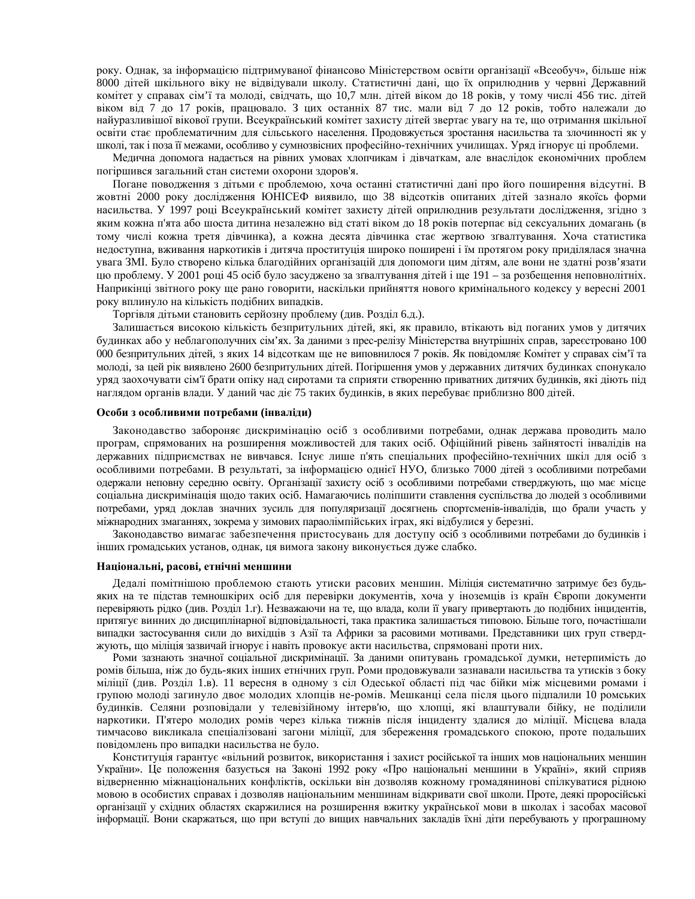року. Однак, за інформацією підтримуваної фінансово Міністерством освіти організації «Всеобуч», більше ніж 8000 дітей шкільного віку не відвідували школу. Статистичні дані, що їх оприлюднив у червні Державний комітет у справах сім'ї та молоді, свідчать, що 10,7 млн. дітей віком до 18 років, у тому числі 456 тис. дітей віком від 7 до 17 років, працювало. З цих останніх 87 тис. мали від 7 до 12 років, тобто належали до найуразливішої вікової групи. Всеукраїнський комітет захисту дітей звертає увагу на те, що отримання шкільної освіти стає проблематичним для сільського населення. Продовжується зростання насильства та злочинності як у школі, так і поза її межами, особливо у сумнозвісних професійно-технічних училищах. Уряд ігнорує ці проблеми.

Медична допомога надається на рівних умовах хлопчикам і дівчаткам, але внаслідок економічних проблем погіршився загальний стан системи охорони здоров'я.

Погане поводження з дітьми є проблемою, хоча останні статистичні дані про його поширення відсутні. В жовтні 2000 року дослідження ЮНІСЕФ виявило, що 38 відсотків опитаних дітей зазнало якоїсь форми насильства. У 1997 році Всеукраїнський комітет захисту дітей оприлюднив результати дослідження, згідно з яким кожна п'ята або шоста дитина незалежно від статі віком до 18 років потерпає від сексуальних домагань (в тому числі кожна третя дівчинка), а кожна десята дівчинка стає жертвою зґвалтування. Хоча статистика недоступна, вживання наркотиків і дитяча проституція широко поширені і їм протягом року приділялася значна увага ЗМІ. Було створено кілька благодійних організацій для допомоги цим дітям, але вони не здатні розв'язати цю проблему. У 2001 році 45 осіб було засуджено за зґвалтування дітей і ще 191 – за розбещення неповнолітніх. Наприкінці звітного року ще рано говорити, наскільки прийняття нового кримінального кодексу у вересні 2001 року вплинуло на кількість подібних випадків.

Торгівля дітьми становить серйозну проблему (див. Розділ 6.д.).

Залишається високою кількість безпритульних дітей, які, як правило, втікають від поганих умов у дитячих будинках або у неблагополучних сім'ях. За даними з прес-релізу Міністерства внутрішніх справ, зареєстровано 100 000 безпритульних дітей, з яких 14 відсоткам ще не виповнилося 7 років. Як повідомляє Комітет у справах сім'ї та молоді, за цей рік виявлено 2600 безпритульних дітей. Погіршення умов у державних дитячих будинках спонукало уряд заохочувати сім'ї брати опіку над сиротами та сприяти створенню приватних дитячих будинків, які діють під наглядом органів влади. У даний час діє 75 таких будинків, в яких перебуває приблизно 800 дітей.

**Особи з особливими потребами (інваліди)**

Законодавство забороняє дискримінацію осіб з особливими потребами, однак держава проводить мало програм, спрямованих на розширення можливостей для таких осіб. Офіційний рівень зайнятості інвалідів на державних підприємствах не вивчався. Існує лише п'ять спеціальних професійно-технічних шкіл для осіб з особливими потребами. В результаті, за інформацією однієї НУО, близько 7000 дітей з особливими потребами одержали неповну середню освіту. Організації захисту осіб з особливими потребами стверджують, що має місце соціальна дискримінація щодо таких осіб. Намагаючись поліпшити ставлення суспільства до людей з особливими потребами, уряд доклав значних зусиль для популяризації досягнень спортсменів-інвалідів, що брали участь у міжнародних змаганнях, зокрема у зимових параолімпійських іграх, які відбулися у березні.

Законодавство вимагає забезпечення пристосувань для доступу осіб з особливими потребами до будинків і інших громадських установ, однак, ця вимога закону виконується дуже слабко.

**Національні, расові, етнічні меншини**

Дедалі помітнішою проблемою стають утиски расових меншин. Міліція систематично затримує без будь-яких на те підстав темношкірих осіб для перевірки документів, хоча у іноземців із країн Європи документи перевіряють рідко (див. Розділ 1.г). Незважаючи на те, що влада, коли її увагу привертають до подібних інцидентів, притягує винних до дисциплінарної відповідальності, така практика залишається типовою. Більше того, почастішали випадки застосування сили до вихідців з Азії та Африки за расовими мотивами. Представники цих груп стверджують, що міліція зазвичай ігнорує і навіть провокує акти насильства, спрямовані проти них.

Роми зазнають значної соціальної дискримінації. За даними опитувань громадської думки, нетерпимість до ромів більша, ніж до будь-яких інших етнічних груп. Роми продовжували зазнавали насильства та утисків з боку міліції (див. Розділ 1.в). 11 вересня в одному з сіл Одеської області під час бійки між місцевими ромами і групою молоді загинуло двоє молодих хлопців не-ромів. Мешканці села після цього підпалили 10 ромських будинків. Селяни розповідали у телевізійному інтерв'ю, що хлопці, які влаштували бійку, не поділили наркотики. П'ятеро молодих ромів через кілька тижнів після інциденту здалися до міліції. Місцева влада тимчасово викликала спеціалізовані загони міліції, для збереження громадського спокою, проте подальших повідомлень про випадки насильства не було.

Конституція гарантує «вільний розвиток, використання і захист російської та інших мов національних меншин України». Це положення базується на Законі 1992 року «Про національні меншини в Україні», який сприяв відверненню міжнаціональних конфліктів, оскільки він дозволяє кожному громадянинові спілкуватися рідною мовою в особистих справах і дозволяє національним меншинам відкривати свої школи. Проте, деякі проросійські організації у східних областях скаржилися на розширення вжитку української мови в школах і засобах масової інформації. Вони скаржаться, що при вступі до вищих навчальних закладів їхні діти перебувають у програшному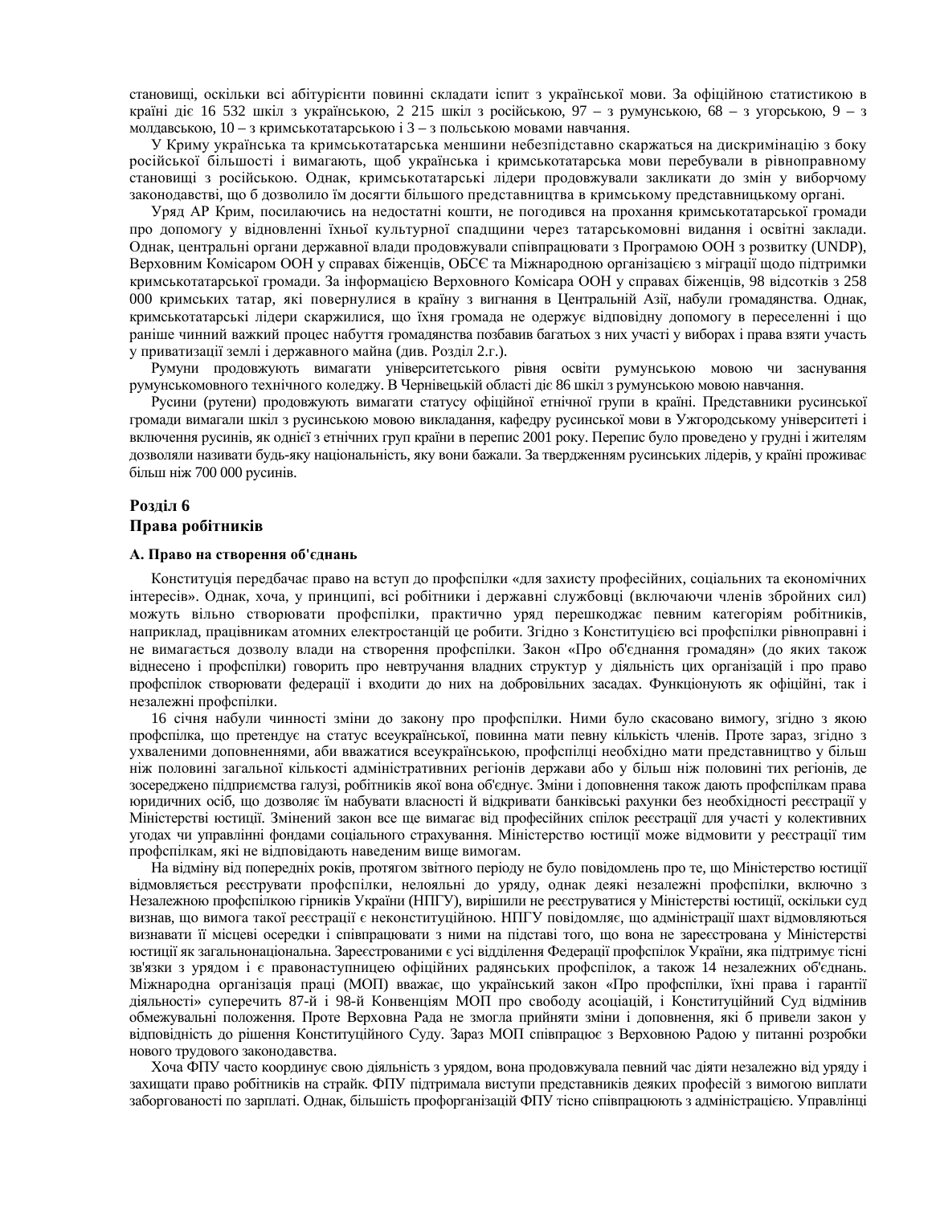становищі, оскільки всі абітурієнти повинні складати іспит з української мови. За офіційною статистикою в країні діє 16 532 шкіл з українською, 2 215 шкіл з російською, 97 – з румунською, 68 – з угорською, 9 – з молдавською, 10 – з кримськотатарською і 3 – з польською мовами навчання.

У Криму українська та кримськотатарська меншини небезпідставно скаржаться на дискримінацію з боку російської більшості і вимагають, щоб українська і кримськотатарська мови перебували в рівноправному становищі з російською. Однак, кримськотатарські лідери продовжували закликати до змін у виборчому законодавстві, що б дозволило їм досягти більшого представництва в кримському представницькому органі.

Уряд АР Крим, посилаючись на недостатні кошти, не погодився на прохання кримськотатарської громади про допомогу у відновленні їхньої культурної спадщини через татарськомовні видання і освітні заклади. Однак, центральні органи державної влади продовжували співпрацювати з Програмою ООН з розвитку (UNDP), Верховним Комісаром ООН у справах біженців, ОБСЄ та Міжнародною організацією з міграції щодо підтримки кримськотатарської громади. За інформацією Верховного Комісара ООН у справах біженців, 98 відсотків з 258 000 кримських татар, які повернулися в країну з вигнання в Центральній Азії, набули громадянства. Однак, кримськотатарські лідери скаржилися, що їхня громада не одержує відповідну допомогу в переселенні і що раніше чинний важкий процес набуття громадянства позбавив багатьох з них участі у виборах і права взяти участь у приватизації землі і державного майна (див. Розділ 2.г.).

Румуни продовжують вимагати університетського рівня освіти румунською мовою чи заснування румунськомовного технічного коледжу. В Чернівецькій області діє 86 шкіл з румунською мовою навчання.

Русини (рутени) продовжують вимагати статусу офіційної етнічної групи в країні. Представники русинської громади вимагали шкіл з русинською мовою викладання, кафедру русинської мови в Ужгородському університеті і включення русинів, як однієї з етнічних груп країни в перепис 2001 року. Перепис було проведено у грудні і жителям дозволяли називати будь-яку національність, яку вони бажали. За твердженням русинських лідерів, у країні проживає більш ніж 700 000 русинів.

## Розділ 6
## Права робітників

### А. Право на створення об'єднань

Конституція передбачає право на вступ до профспілки «для захисту професійних, соціальних та економічних інтересів». Однак, хоча, у принципі, всі робітники і державні службовці (включаючи членів збройних сил) можуть вільно створювати профспілки, практично уряд перешкоджає певним категоріям робітників, наприклад, працівникам атомних електростанцій це робити. Згідно з Конституцією всі профспілки рівноправні і не вимагається дозволу влади на створення профспілки. Закон «Про об'єднання громадян» (до яких також віднесено і профспілки) говорить про невтручання владних структур у діяльність цих організацій і про право профспілок створювати федерації і входити до них на добровільних засадах. Функціонують як офіційні, так і незалежні профспілки.

16 січня набули чинності зміни до закону про профспілки. Ними було скасовано вимогу, згідно з якою профспілка, що претендує на статус всеукраїнської, повинна мати певну кількість членів. Проте зараз, згідно з ухваленими доповненнями, аби вважатися всеукраїнською, профспілці необхідно мати представництво у більш ніж половині загальної кількості адміністративних регіонів держави або у більш ніж половині тих регіонів, де зосереджено підприємства галузі, робітників якої вона об'єднує. Зміни і доповнення також дають профспілкам права юридичних осіб, що дозволяє їм набувати власності й відкривати банківські рахунки без необхідності реєстрації у Міністерстві юстиції. Змінений закон все ще вимагає від професійних спілок реєстрації для участі у колективних угодах чи управлінні фондами соціального страхування. Міністерство юстиції може відмовити у реєстрації тим профспілкам, які не відповідають наведеним вище вимогам.

На відміну від попередніх років, протягом звітного періоду не було повідомлень про те, що Міністерство юстиції відмовляється реєструвати профспілки, нелояльні до уряду, однак деякі незалежні профспілки, включно з Незалежною профспілкою гірників України (НПГУ), вирішили не реєструватися у Міністерстві юстиції, оскільки суд визнав, що вимога такої реєстрації є неконституційною. НПГУ повідомляє, що адміністрації шахт відмовляються визнавати її місцеві осередки і співпрацювати з ними на підставі того, що вона не зареєстрована у Міністерстві юстиції як загальнонаціональна. Зареєстрованими є усі відділення Федерації профспілок України, яка підтримує тісні зв'язки з урядом і є правонаступницею офіційних радянських профспілок, а також 14 незалежних об'єднань. Міжнародна організація праці (МОП) вважає, що український закон «Про профспілки, їхні права і гарантії діяльності» суперечить 87-й і 98-й Конвенціям МОП про свободу асоціацій, і Конституційний Суд відмінив обмежувальні положення. Проте Верховна Рада не змогла прийняти зміни і доповнення, які б привели закон у відповідність до рішення Конституційного Суду. Зараз МОП співпрацює з Верховною Радою у питанні розробки нового трудового законодавства.

Хоча ФПУ часто координує свою діяльність з урядом, вона продовжувала певний час діяти незалежно від уряду і захищати право робітників на страйк. ФПУ підтримала виступи представників деяких професій з вимогою виплати заборгованості по зарплаті. Однак, більшість профорганізацій ФПУ тісно співпрацюють з адміністрацією. Управлінці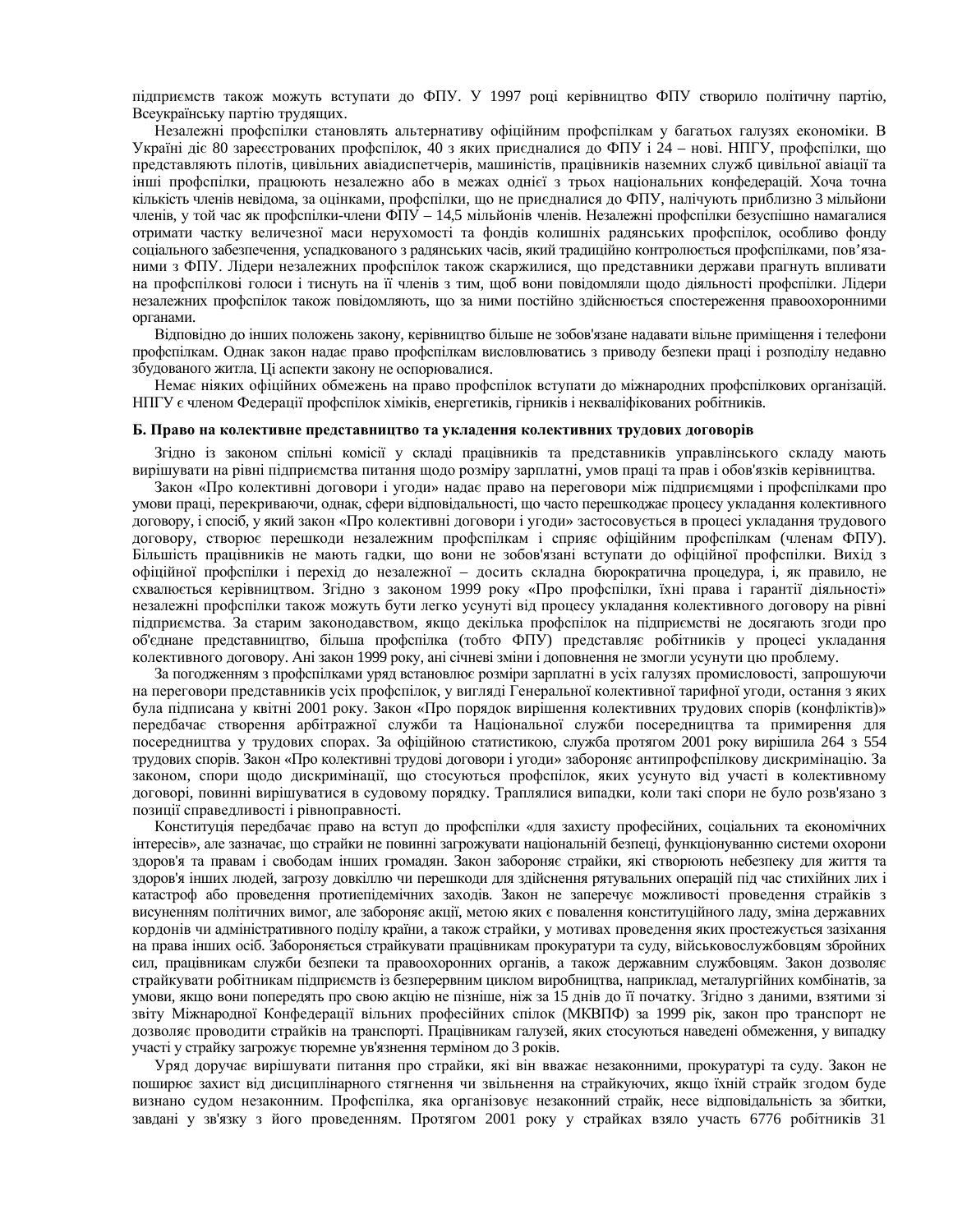підприємств також можуть вступати до ФПУ. У 1997 році керівництво ФПУ створило політичну партію, Всеукраїнську партію трудящих.

Незалежні профспілки становлять альтернативу офіційним профспілкам у багатьох галузях економіки. В Україні діє 80 зареєстрованих профспілок, 40 з яких приєдналися до ФПУ і 24 – нові. НПГУ, профспілки, що представляють пілотів, цивільних авіадиспетчерів, машиністів, працівників наземних служб цивільної авіації та інші профспілки, працюють незалежно або в межах однієї з трьох національних конфедерацій. Хоча точна кількість членів невідома, за оцінками, профспілки, що не приєдналися до ФПУ, налічують приблизно 3 мільйони членів, у той час як профспілки-члени ФПУ – 14,5 мільйонів членів. Незалежні профспілки безуспішно намагалися отримати частку величезної маси нерухомості та фондів колишніх радянських профспілок, особливо фонду соціального забезпечення, успадкованого з радянських часів, який традиційно контролюється профспілками, пов'язаними з ФПУ. Лідери незалежних профспілок також скаржилися, що представники держави прагнуть впливати на профспілкові голоси і тиснуть на її членів з тим, щоб вони повідомляли щодо діяльності профспілки. Лідери незалежних профспілок також повідомляють, що за ними постійно здійснюється спостереження правоохоронними органами.

Відповідно до інших положень закону, керівництво більше не зобов'язане надавати вільне приміщення і телефони профспілкам. Однак закон надає право профспілкам висловлюватись з приводу безпеки праці і розподілу недавно збудованого житла. Ці аспекти закону не оспорювалися.

Немає ніяких офіційних обмежень на право профспілок вступати до міжнародних профспілкових організацій. НПГУ є членом Федерації профспілок хіміків, енергетиків, гірників і некваліфікованих робітників.

**Б. Право на колективне представництво та укладення колективних трудових договорів**

Згідно із законом спільні комісії у складі працівників та представників управлінського складу мають вирішувати на рівні підприємства питання щодо розміру зарплатні, умов праці та прав і обов'язків керівництва.

Закон «Про колективні договори і угоди» надає право на переговори між підприємцями і профспілками про умови праці, перекриваючи, однак, сфери відповідальності, що часто перешкоджає процесу укладання колективного договору, і спосіб, у який закон «Про колективні договори і угоди» застосовується в процесі укладання трудового договору, створює перешкоди незалежним профспілкам і сприяє офіційним профспілкам (членам ФПУ). Більшість працівників не мають гадки, що вони не зобов'язані вступати до офіційної профспілки. Вихід з офіційної профспілки і перехід до незалежної – досить складна бюрократична процедура, і, як правило, не схвалюється керівництвом. Згідно з законом 1999 року «Про профспілки, їхні права і гарантії діяльності» незалежні профспілки також можуть бути легко усунуті від процесу укладання колективного договору на рівні підприємства. За старим законодавством, якщо декілька профспілок на підприємстві не досягають згоди про об'єднане представництво, більша профспілка (тобто ФПУ) представляє робітників у процесі укладання колективного договору. Ані закон 1999 року, ані січневі зміни і доповнення не змогли усунути цю проблему.

За погодженням з профспілками уряд встановлює розміри зарплатні в усіх галузях промисловості, запрошуючи на переговори представників усіх профспілок, у вигляді Генеральної колективної тарифної угоди, остання з яких була підписана у квітні 2001 року. Закон «Про порядок вирішення колективних трудових спорів (конфліктів)» передбачає створення арбітражної служби та Національної служби посередництва та примирення для посередництва у трудових спорах. За офіційною статистикою, служба протягом 2001 року вирішила 264 з 554 трудових спорів. Закон «Про колективні трудові договори і угоди» забороняє антипрофспілкову дискримінацію. За законом, спори щодо дискримінації, що стосуються профспілок, яких усунуто від участі в колективному договорі, повинні вирішуватися в судовому порядку. Траплялися випадки, коли такі спори не було розв'язано з позиції справедливості і рівноправності.

Конституція передбачає право на вступ до профспілки «для захисту професійних, соціальних та економічних інтересів», але зазначає, що страйки не повинні загрожувати національній безпеці, функціонуванню системи охорони здоров'я та правам і свободам інших громадян. Закон забороняє страйки, які створюють небезпеку для життя та здоров'я інших людей, загрозу довкіллю чи перешкоди для здійснення рятувальних операцій під час стихійних лих і катастроф або проведення протиепідемічних заходів. Закон не заперечує можливості проведення страйків з висуненням політичних вимог, але забороняє акції, метою яких є повалення конституційного ладу, зміна державних кордонів чи адміністративного поділу країни, а також страйки, у мотивах проведення яких простежується зазіхання на права інших осіб. Забороняється страйкувати працівникам прокуратури та суду, військовослужбовцям збройних сил, працівникам служби безпеки та правоохоронних органів, а також державним службовцям. Закон дозволяє страйкувати робітникам підприємств із безперервним циклом виробництва, наприклад, металургійних комбінатів, за умови, якщо вони попередять про свою акцію не пізніше, ніж за 15 днів до її початку. Згідно з даними, взятими зі звіту Міжнародної Конфедерації вільних професійних спілок (МКВПФ) за 1999 рік, закон про транспорт не дозволяє проводити страйків на транспорті. Працівникам галузей, яких стосуються наведені обмеження, у випадку участі у страйку загрожує тюремне ув'язнення терміном до 3 років.

Уряд доручає вирішувати питання про страйки, які він вважає незаконними, прокуратурі та суду. Закон не поширює захист від дисциплінарного стягнення чи звільнення на страйкуючих, якщо їхній страйк згодом буде визнано судом незаконним. Профспілка, яка організовує незаконний страйк, несе відповідальність за збитки, завдані у зв'язку з його проведенням. Протягом 2001 року у страйках взяло участь 6776 робітників 31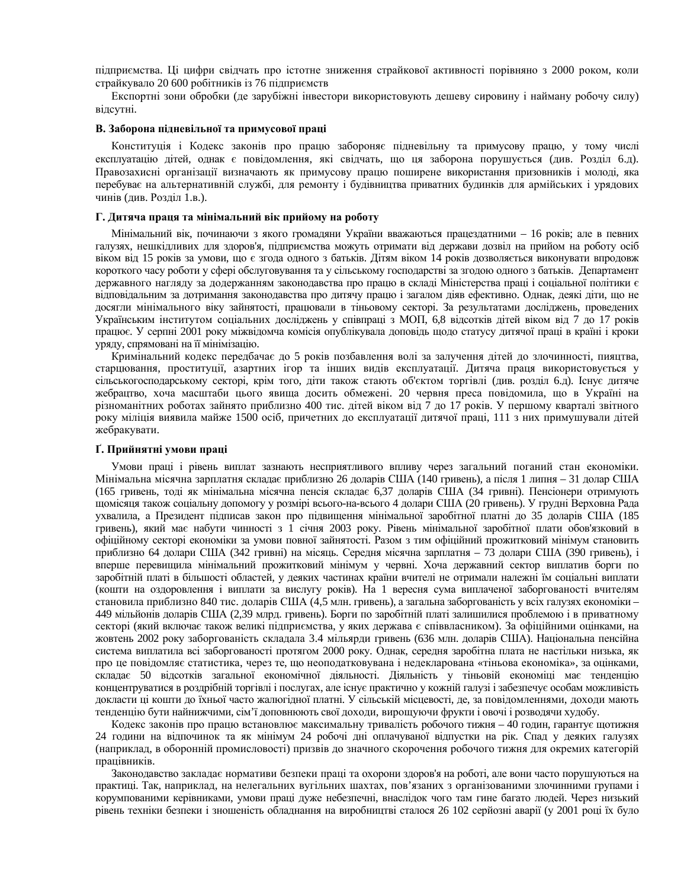підприємства. Ці цифри свідчать про істотне зниження страйкової активності порівняно з 2000 роком, коли страйкувало 20 600 робітників із 76 підприємств

Експортні зони обробки (де зарубіжні інвестори використовують дешеву сировину і найману робочу силу) відсутні.

### В. Заборона підневільної та примусової праці

Конституція і Кодекс законів про працю забороняє підневільну та примусову працю, у тому числі експлуатацію дітей, однак є повідомлення, які свідчать, що ця заборона порушується (див. Розділ 6.д). Правозахисні організації визначають як примусову працю поширене використання призовників і молоді, яка перебуває на альтернативній службі, для ремонту і будівництва приватних будинків для армійських і урядових чинів (див. Розділ 1.в.).

### Г. Дитяча праця та мінімальний вік прийому на роботу

Мінімальний вік, починаючи з якого громадяни України вважаються працездатними – 16 років; але в певних галузях, нешкідливих для здоров'я, підприємства можуть отримати від держави дозвіл на прийом на роботу осіб віком від 15 років за умови, що є згода одного з батьків. Дітям віком 14 років дозволяється виконувати впродовж короткого часу роботи у сфері обслуговування та у сільському господарстві за згодою одного з батьків. Департамент державного нагляду за додержанням законодавства про працю в складі Міністерства праці і соціальної політики є відповідальним за дотримання законодавства про дитячу працю і загалом діяв ефективно. Однак, деякі діти, що не досягли мінімального віку зайнятості, працювали в тіньовому секторі. За результатами досліджень, проведених Українським інститутом соціальних досліджень у співпраці з МОП, 6,8 відсотків дітей віком від 7 до 17 років працює. У серпні 2001 року міжвідомча комісія опублікувала доповідь щодо статусу дитячої праці в країні і кроки уряду, спрямовані на її мінімізацію.

Кримінальний кодекс передбачає до 5 років позбавлення волі за залучення дітей до злочинності, пияцтва, старцювання, проституції, азартних ігор та інших видів експлуатації. Дитяча праця використовується у сільськогосподарському секторі, крім того, діти також стають об'єктом торгівлі (див. розділ 6.д). Існує дитяче жебрацтво, хоча масштаби цього явища досить обмежені. 20 червня преса повідомила, що в Україні на різноманітних роботах зайнято приблизно 400 тис. дітей віком від 7 до 17 років. У першому кварталі звітного року міліція виявила майже 1500 осіб, причетних до експлуатації дитячої праці, 111 з них примушували дітей жебракувати.

### Ґ. Прийнятні умови праці

Умови праці і рівень виплат зазнають несприятливого впливу через загальний поганий стан економіки. Мінімальна місячна зарплатня складає приблизно 26 доларів США (140 гривень), а після 1 липня – 31 долар США (165 гривень, тоді як мінімальна місячна пенсія складає 6,37 доларів США (34 гривні). Пенсіонери отримують щомісяця також соціальну допомогу у розмірі всього-на-всього 4 долари США (20 гривень). У грудні Верховна Рада ухвалила, а Президент підписав закон про підвищення мінімальної заробітної платні до 35 доларів США (185 гривень), який має набути чинності з 1 січня 2003 року. Рівень мінімальної заробітної плати обов'язковий в офіційному секторі економіки за умови повної зайнятості. Разом з тим офіційний прожитковий мінімум становить приблизно 64 долари США (342 гривні) на місяць. Середня місячна зарплатня – 73 долари США (390 гривень), і вперше перевищила мінімальний прожитковий мінімум у червні. Хоча державний сектор виплатив борги по заробітній платі в більшості областей, у деяких частинах країни вчителі не отримали належні їм соціальні виплати (кошти на оздоровлення і виплати за вислугу років). На 1 вересня сума виплаченої заборгованості вчителям становила приблизно 840 тис. доларів США (4,5 млн. гривень), а загальна заборгованість у всіх галузях економіки – 449 мільйонів доларів США (2,39 млрд. гривень). Борги по заробітній платі залишилися проблемою і в приватному секторі (який включає також великі підприємства, у яких держава є співвласником). За офіційними оцінками, на жовтень 2002 року заборгованість складала 3.4 мільярди гривень (636 млн. доларів США). Національна пенсійна система виплатила всі заборгованості протягом 2000 року. Однак, середня заробітна плата не настільки низька, як про це повідомляє статистика, через те, що неоподатковувана і недекларована «тіньова економіка», за оцінками, складає 50 відсотків загальної економічної діяльності. Діяльність у тіньовій економіці має тенденцію концентруватися в роздрібній торгівлі і послугах, але існує практично у кожній галузі і забезпечує особам можливість докласти ці кошти до їхньої часто жалюгідної платні. У сільській місцевості, де, за повідомленнями, доходи мають тенденцію бути найнижчими, сім'ї доповнюють свої доходи, вирощуючи фрукти і овочі і розводячи худобу.

Кодекс законів про працю встановлює максимальну тривалість робочого тижня – 40 годин, гарантує щотижня 24 години на відпочинок та як мінімум 24 робочі дні оплачуваної відпустки на рік. Спад у деяких галузях (наприклад, в оборонній промисловості) призвів до значного скорочення робочого тижня для окремих категорій працівників.

Законодавство закладає нормативи безпеки праці та охорони здоров'я на роботі, але вони часто порушуються на практиці. Так, наприклад, на нелегальних вугільних шахтах, пов'язаних з організованими злочинними групами і корумпованими керівниками, умови праці дуже небезпечні, внаслідок чого там гине багато людей. Через низький рівень техніки безпеки і зношеність обладнання на виробництві сталося 26 102 серйозні аварії (у 2001 році їх було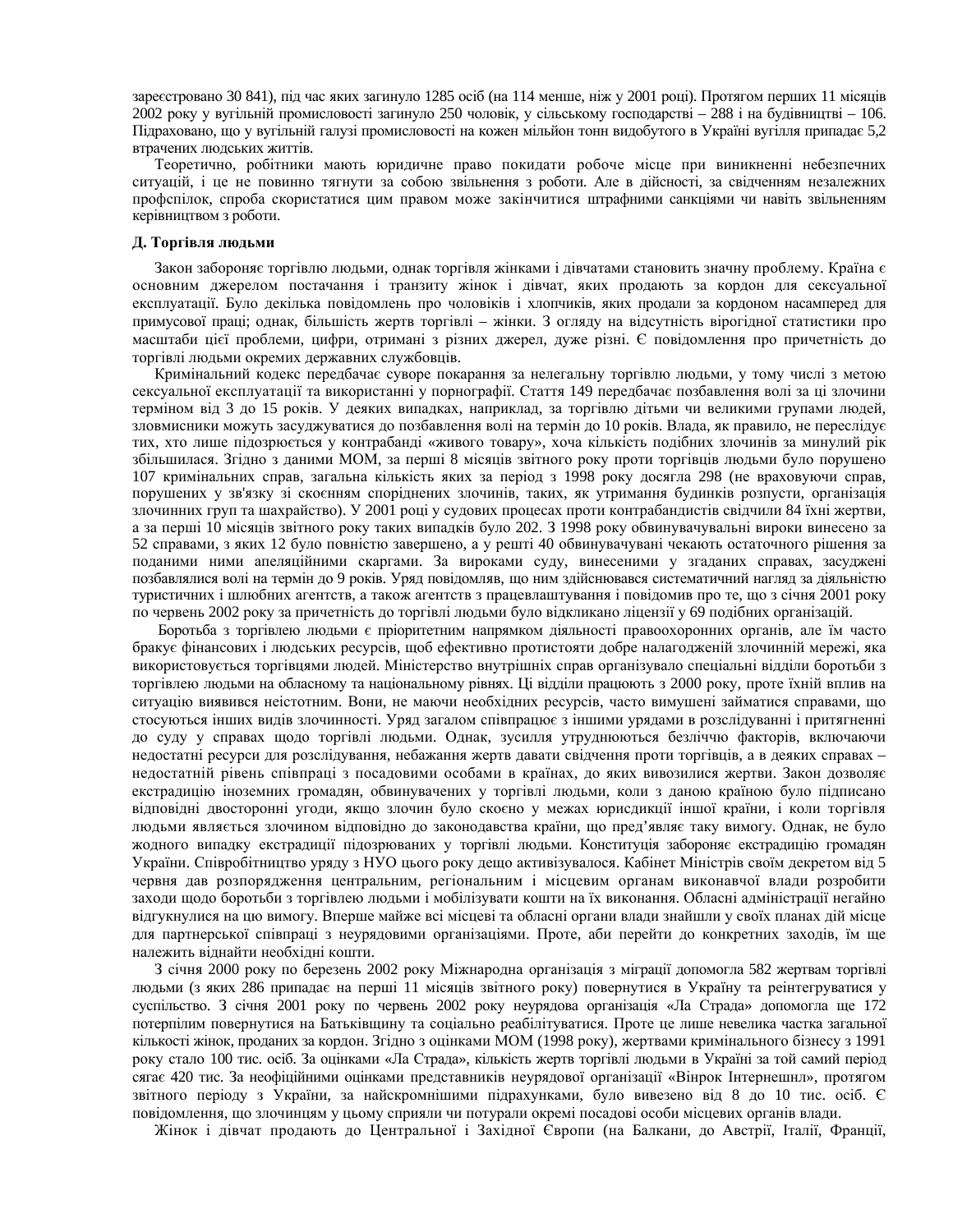зареєстровано 30 841), під час яких загинуло 1285 осіб (на 114 менше, ніж у 2001 році). Протягом перших 11 місяців 2002 року у вугільній промисловості загинуло 250 чоловік, у сільському господарстві – 288 і на будівництві – 106. Підраховано, що у вугільній галузі промисловості на кожен мільйон тонн видобутого в Україні вугілля припадає 5,2 втрачених людських життів.

Теоретично, робітники мають юридичне право покидати робоче місце при виникненні небезпечних ситуацій, і це не повинно тягнути за собою звільнення з роботи. Але в дійсності, за свідченням незалежних профспілок, спроба скористатися цим правом може закінчитися штрафними санкціями чи навіть звільненням керівництвом з роботи.

### Д. Торгівля людьми

Закон забороняє торгівлю людьми, однак торгівля жінками і дівчатами становить значну проблему. Країна є основним джерелом постачання і транзиту жінок і дівчат, яких продають за кордон для сексуальної експлуатації. Було декілька повідомлень про чоловіків і хлопчиків, яких продали за кордоном насамперед для примусової праці; однак, більшість жертв торгівлі – жінки. З огляду на відсутність вірогідної статистики про масштаби цієї проблеми, цифри, отримані з різних джерел, дуже різні. Є повідомлення про причетність до торгівлі людьми окремих державних службовців.

Кримінальний кодекс передбачає суворе покарання за нелегальну торгівлю людьми, у тому числі з метою сексуальної експлуатації та використанні у порнографії. Стаття 149 передбачає позбавлення волі за ці злочини терміном від 3 до 15 років. У деяких випадках, наприклад, за торгівлю дітьми чи великими групами людей, зловмисники можуть засуджуватися до позбавлення волі на термін до 10 років. Влада, як правило, не переслідує тих, хто лише підозрюється у контрабанді «живого товару», хоча кількість подібних злочинів за минулий рік збільшилася. Згідно з даними МОМ, за перші 8 місяців звітного року проти торгівців людьми було порушено 107 кримінальних справ, загальна кількість яких за період з 1998 року досягла 298 (не враховуючи справ, порушених у зв'язку зі скоєнням споріднених злочинів, таких, як утримання будинків розпусти, організація злочинних груп та шахрайство). У 2001 році у судових процесах проти контрабандистів свідчили 84 їхні жертви, а за перші 10 місяців звітного року таких випадків було 202. З 1998 року обвинувачувальні вироки винесено за 52 справами, з яких 12 було повністю завершено, а у решті 40 обвинувачувані чекають остаточного рішення за поданими ними апеляційними скаргами. За вироками суду, винесеними у згаданих справах, засуджені позбавлялися волі на термін до 9 років. Уряд повідомляв, що ним здійснювався систематичний нагляд за діяльністю туристичних і шлюбних агентств, а також агентств з працевлаштування і повідомив про те, що з січня 2001 року по червень 2002 року за причетність до торгівлі людьми було відкликано ліцензії у 69 подібних організацій.

Боротьба з торгівлею людьми є пріоритетним напрямком діяльності правоохоронних органів, але їм часто бракує фінансових і людських ресурсів, щоб ефективно протистояти добре налагодженій злочинній мережі, яка використовується торгівцями людей. Міністерство внутрішніх справ організувало спеціальні відділи боротьби з торгівлею людьми на обласному та національному рівнях. Ці відділи працюють з 2000 року, проте їхній вплив на ситуацію виявився неістотним. Вони, не маючи необхідних ресурсів, часто вимушені займатися справами, що стосуються інших видів злочинності. Уряд загалом співпрацює з іншими урядами в розслідуванні і притягненні до суду у справах щодо торгівлі людьми. Однак, зусилля утруднюються безліччю факторів, включаючи недостатні ресурси для розслідування, небажання жертв давати свідчення проти торгівців, а в деяких справах – недостатній рівень співпраці з посадовими особами в країнах, до яких вивозилися жертви. Закон дозволяє екстрадицію іноземних громадян, обвинувачених у торгівлі людьми, коли з даною країною було підписано відповідні двосторонні угоди, якщо злочин було скоєно у межах юрисдикції іншої країни, і коли торгівля людьми являється злочином відповідно до законодавства країни, що пред'являє таку вимогу. Однак, не було жодного випадку екстрадиції підозрюваних у торгівлі людьми. Конституція забороняє екстрадицію громадян України. Співробітництво уряду з НУО цього року дещо активізувалося. Кабінет Міністрів своїм декретом від 5 червня дав розпорядження центральним, регіональним і місцевим органам виконавчої влади розробити заходи щодо боротьби з торгівлею людьми і мобілізувати кошти на їх виконання. Обласні адміністрації негайно відгукнулися на цю вимогу. Вперше майже всі місцеві та обласні органи влади знайшли у своїх планах дій місце для партнерської співпраці з неурядовими організаціями. Проте, аби перейти до конкретних заходів, їм ще належить віднайти необхідні кошти.

З січня 2000 року по березень 2002 року Міжнародна організація з міграції допомогла 582 жертвам торгівлі людьми (з яких 286 припадає на перші 11 місяців звітного року) повернутися в Україну та реінтегруватися у суспільство. З січня 2001 року по червень 2002 року неурядова організація «Ла Страда» допомогла ще 172 потерпілим повернутися на Батьківщину та соціально реабілітуватися. Проте це лише невелика частка загальної кількості жінок, проданих за кордон. Згідно з оцінками МОМ (1998 року), жертвами кримінального бізнесу з 1991 року стало 100 тис. осіб. За оцінками «Ла Страда», кількість жертв торгівлі людьми в Україні за той самий період сягає 420 тис. За неофіційними оцінками представників неурядової організації «Вінрок Інтернешнл», протягом звітного періоду з України, за найскромнішими підрахунками, було вивезено від 8 до 10 тис. осіб. Є повідомлення, що злочинцям у цьому сприяли чи потурали окремі посадові особи місцевих органів влади.

Жінок і дівчат продають до Центральної і Західної Європи (на Балкани, до Австрії, Італії, Франції,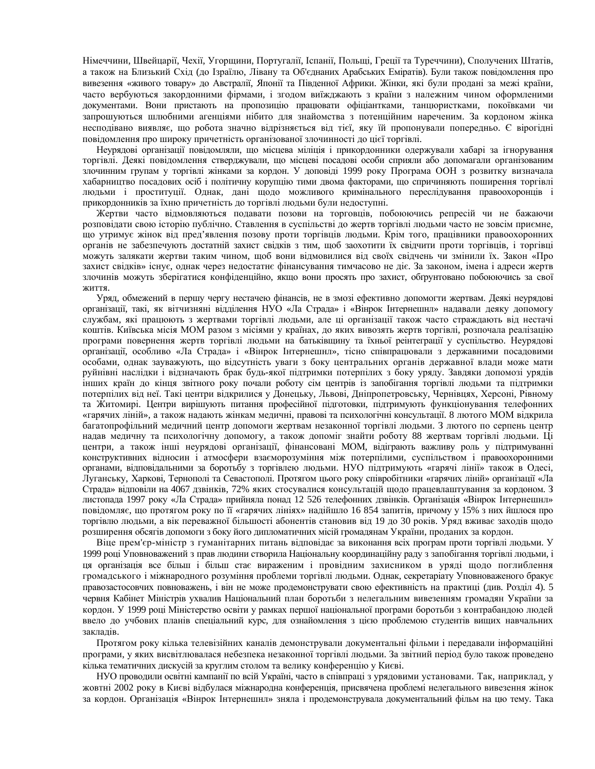Німеччини, Швейцарії, Чехії, Угорщини, Португалії, Іспанії, Польщі, Греції та Туреччини), Сполучених Штатів, а також на Близький Схід (до Ізраїлю, Лівану та Об'єднаних Арабських Еміратів). Були також повідомлення про вивезення «живого товару» до Австралії, Японії та Південної Африки. Жінки, які були продані за межі країни, часто вербуються закордонними фірмами, і згодом виїжджають з країни з належним чином оформленими документами. Вони пристають на пропозицію працювати офіціантками, танцюристками, покоївками чи запрошуються шлюбними агенціями нібито для знайомства з потенційним нареченим. За кордоном жінка несподівано виявляє, що робота значно відрізняється від тієї, яку їй пропонували попередньо. Є вірогідні повідомлення про широку причетність організованої злочинності до цієї торгівлі.

Неурядові організації повідомляли, що місцева міліція і прикордонники одержували хабарі за ігнорування торгівлі. Деякі повідомлення стверджували, що місцеві посадові особи сприяли або допомагали організованим злочинним групам у торгівлі жінками за кордон. У доповіді 1999 року Програма ООН з розвитку визначала хабарництво посадових осіб і політичну корупцію тими двома факторами, що спричиняють поширення торгівлі людьми і проституції. Однак, дані щодо можливого кримінального переслідування правоохоронців і прикордонників за їхню причетність до торгівлі людьми були недоступні.

Жертви часто відмовляються подавати позови на торговців, побоюючись репресій чи не бажаючи розповідати свою історію публічно. Ставлення в суспільстві до жертв торгівлі людьми часто не зовсім приємне, що утримує жінок від пред'явлення позову проти торгівців людьми. Крім того, працівники правоохоронних органів не забезпечують достатній захист свідків з тим, щоб заохотити їх свідчити проти торгівців, і торгівці можуть залякати жертви таким чином, щоб вони відмовилися від своїх свідчень чи змінили їх. Закон «Про захист свідків» існує, однак через недостатнє фінансування тимчасово не діє. За законом, імена і адреси жертв злочинів можуть зберігатися конфіденційно, якщо вони просять про захист, обгрунтовано побоюючись за своє життя.

Уряд, обмежений в першу чергу нестачею фінансів, не в змозі ефективно допомогти жертвам. Деякі неурядові організації, такі, як вітчизняні відділення НУО «Ла Страда» і «Вінрок Інтернешнл» надавали деяку допомогу службам, які працюють з жертвами торгівлі людьми, але ці організації також часто страждають від нестачі коштів. Київська місія МОМ разом з місіями у країнах, до яких вивозять жертв торгівлі, розпочала реалізацію програми повернення жертв торгівлі людьми на батьківщину та їхньої реінтеграції у суспільство. Неурядові організації, особливо «Ла Страда» і «Вінрок Інтернешнл», тісно співпрацювали з державними посадовими особами, однак зауважують, що відсутність уваги з боку центральних органів державної влади може мати руйнівні наслідки і відзначають брак будь-якої підтримки потерпілих з боку уряду. Завдяки допомозі урядів інших країн до кінця звітного року почали роботу сім центрів із запобігання торгівлі людьми та підтримки потерпілих від неї. Такі центри відкрилися у Донецьку, Львові, Дніпропетровську, Чернівцях, Херсоні, Рівному та Житомирі. Центри вирішують питання професійної підготовки, підтримують функціонування телефонних «гарячих ліній», а також надають жінкам медичні, правові та психологічні консультації. 8 лютого МОМ відкрила багатопрофільний медичний центр допомоги жертвам незаконної торгівлі людьми. З лютого по серпень центр надав медичну та психологічну допомогу, а також допоміг знайти роботу 88 жертвам торгівлі людьми. Ці центри, а також інші неурядові організації, фінансовані МОМ, відіграють важливу роль у підтримуванні конструктивних відносин і атмосфери взаєморозуміння між потерпілими, суспільством і правоохоронними органами, відповідальними за боротьбу з торгівлею людьми. НУО підтримують «гарячі лінії» також в Одесі, Луганську, Харкові, Тернополі та Севастополі. Протягом цього року співробітники «гарячих ліній» організації «Ла Страда» відповіли на 4067 дзвінків, 72% яких стосувалися консультацій щодо працевлаштування за кордоном. З листопада 1997 року «Ла Страда» прийняла понад 12 526 телефонних дзвінків. Організація «Вінрок Інтернешнл» повідомляє, що протягом року по її «гарячих лініях» надійшло 16 854 запитів, причому у 15% з них йшлося про торгівлю людьми, а вік переважної більшості абонентів становив від 19 до 30 років. Уряд вживає заходів щодо розширення обсягів допомоги з боку його дипломатичних місій громадянам України, проданих за кордон.

Віце прем'єр-міністр з гуманітарних питань відповідає за виконання всіх програм проти торгівлі людьми. У 1999 році Уповноважений з прав людини створила Національну координаційну раду з запобігання торгівлі людьми, і ця організація все більш і більш стає вираженим і провідним захисником в уряді щодо поглиблення громадського і міжнародного розуміння проблеми торгівлі людьми. Однак, секретаріату Уповноваженого бракує правозастосовчих повноважень, і він не може продемонструвати свою ефективність на практиці (див. Розділ 4). 5 червня Кабінет Міністрів ухвалив Національний план боротьби з нелегальним вивезенням громадян України за кордон. У 1999 році Міністерство освіти у рамках першої національної програми боротьби з контрабандою людей ввело до учбових планів спеціальний курс, для ознайомлення з цією проблемою студентів вищих навчальних закладів.

Протягом року кілька телевізійних каналів демонстрували документальні фільми і передавали інформаційні програми, у яких висвітлювалася небезпека незаконної торгівлі людьми. За звітний період було також проведено кілька тематичних дискусій за круглим столом та велику конференцію у Києві.

НУО проводили освітні кампанії по всій Україні, часто в співпраці з урядовими установами. Так, наприклад, у жовтні 2002 року в Києві відбулася міжнародна конференція, присвячена проблемі нелегального вивезення жінок за кордон. Організація «Вінрок Інтернешнл» зняла і продемонструвала документальний фільм на цю тему. Така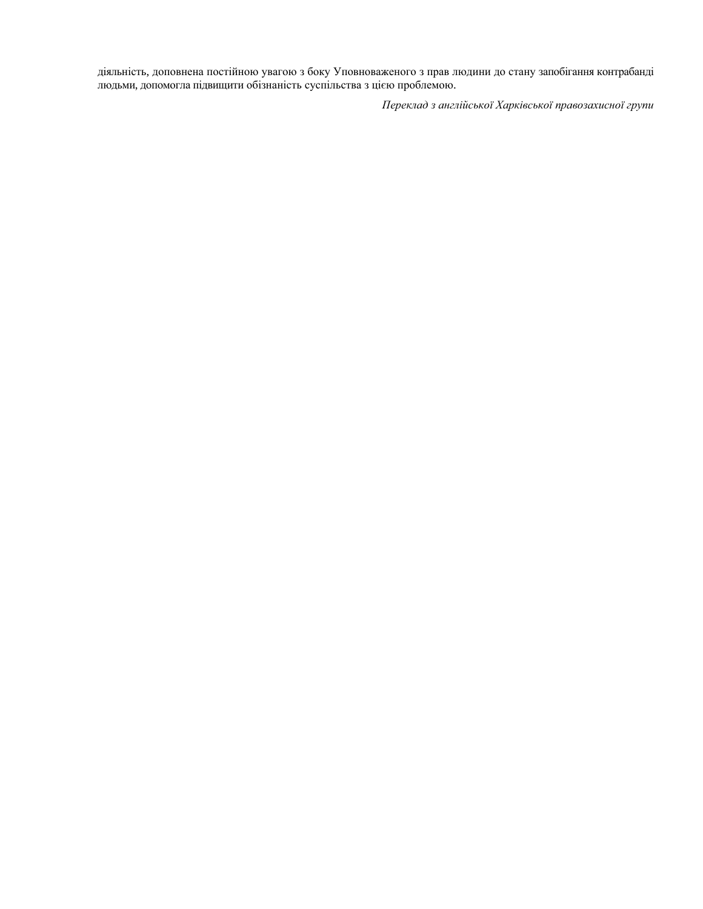діяльність, доповнена постійною увагою з боку Уповноваженого з прав людини до стану запобігання контрабанді людьми, допомогла підвищити обізнаність суспільства з цією проблемою.

*Переклад з англійської Харківської правозахисної групи*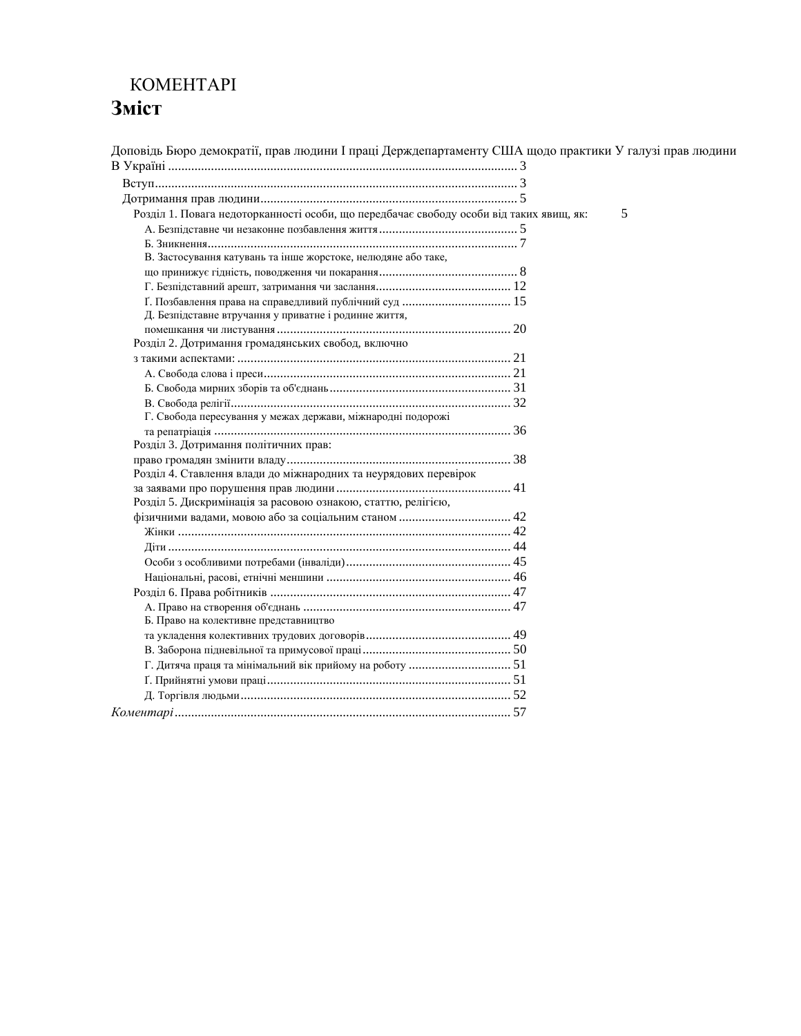КОМЕНТАРІ

# Зміст

Доповідь Бюро демократії, прав людини І праці Держдепартаменту США щодо практики У галузі прав людини В Україні ........................................................................................................ 3

Вступ............................................................................................................ 3

Дотримання прав людини............................................................................ 5

Розділ 1. Повага недоторканності особи, що передбачає свободу особи від таких явищ, як: 5

А. Безпідставне чи незаконне позбавлення життя.......................................... 5

Б. Зникнення............................................................................................. 7

В. Застосування катувань та інше жорстоке, нелюдяне або таке, що принижує гідність, поводження чи покарання.......................................... 8

Г. Безпідставний арешт, затримання чи заслання......................................... 12

Ґ. Позбавлення права на справедливий публічний суд ................................. 15

Д. Безпідставне втручання у приватне і родинне життя, помешкання чи листування ...................................................................... 20

Розділ 2. Дотримання громадянських свобод, включно з такими аспектами: ................................................................................. 21

А. Свобода слова і преси........................................................................... 21

Б. Свобода мирних зборів та об'єднань....................................................... 31

В. Свобода релігії..................................................................................... 32

Г. Свобода пересування у межах держави, міжнародні подорожі та репатріація .......................................................................................... 36

Розділ 3. Дотримання політичних прав: право громадян змінити владу................................................................... 38

Розділ 4. Ставлення влади до міжнародних та неурядових перевірок за заявами про порушення прав людини.................................................... 41

Розділ 5. Дискримінація за расовою ознакою, статтю, релігією, фізичними вадами, мовою або за соціальним станом ................................. 42

Жінки .................................................................................................... 42

Діти ....................................................................................................... 44

Особи з особливими потребами (інваліди)................................................. 45

Національні, расові, етнічні меншини ........................................................ 46

Розділ 6. Права робітників ........................................................................ 47

А. Право на створення об'єднань ............................................................... 47

Б. Право на колективне представництво та укладення колективних трудових договорів............................................ 49

В. Заборона підневільної та примусової праці............................................. 50

Г. Дитяча праця та мінімальний вік прийому на роботу ............................... 51

Ґ. Прийнятні умови праці.......................................................................... 51

Д. Торгівля людьми................................................................................... 52

*Коментарі*..................................................................................................... 57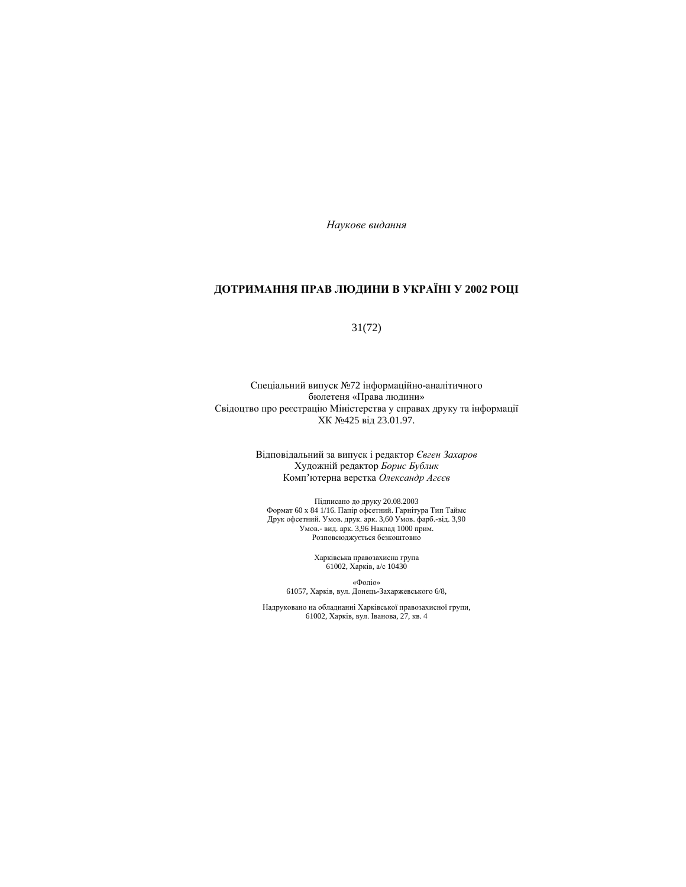*Наукове видання*

**ДОТРИМАННЯ ПРАВ ЛЮДИНИ В УКРАЇНІ У 2002 РОЦІ**

31(72)

Спеціальний випуск №72 інформаційно-аналітичного
бюлетеня «Права людини»
Свідоцтво про реєстрацію Міністерства у справах друку та інформації
ХК №425 від 23.01.97.

Відповідальний за випуск і редактор *Євген Захаров*
Художній редактор *Борис Бублик*
Комп'ютерна верстка *Олександр Агєєв*

Підписано до друку 20.08.2003
Формат 60 х 84 1/16. Папір офсетний. Гарнітура Тип Таймс
Друк офсетний. Умов. друк. арк. 3,60 Умов. фарб.-від. 3,90
Умов.- вид. арк. 3,96 Наклад 1000 прим.
Розповсюджується безкоштовно

Харківська правозахисна група
61002, Харків, а/с 10430

«Фоліо»
61057, Харків, вул. Донець-Захаржевського 6/8,

Надруковано на обладнанні Харківської правозахисної групи,
61002, Харків, вул. Іванова, 27, кв. 4